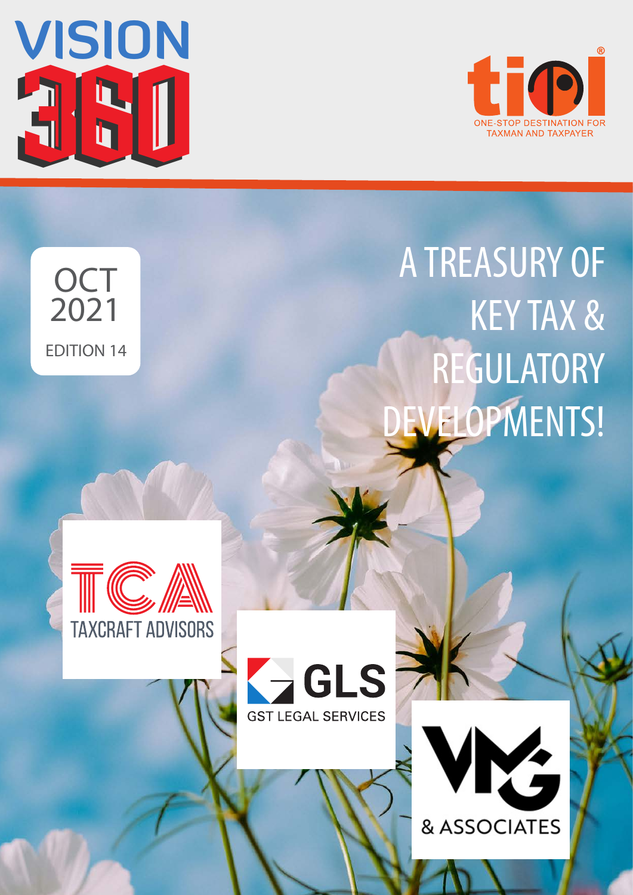# VISION 360

tiol®

ONE-STOP DESTINATION FOR TAXMAN AND TAXPAYER

OCT 2021

EDITION 14

## A TREASURY OF KEY TAX & REGULATORY DEVELOPMENTS!

TCA TAXCRAFT ADVISORS

GLS GST LEGAL SERVICES

VMG & ASSOCIATES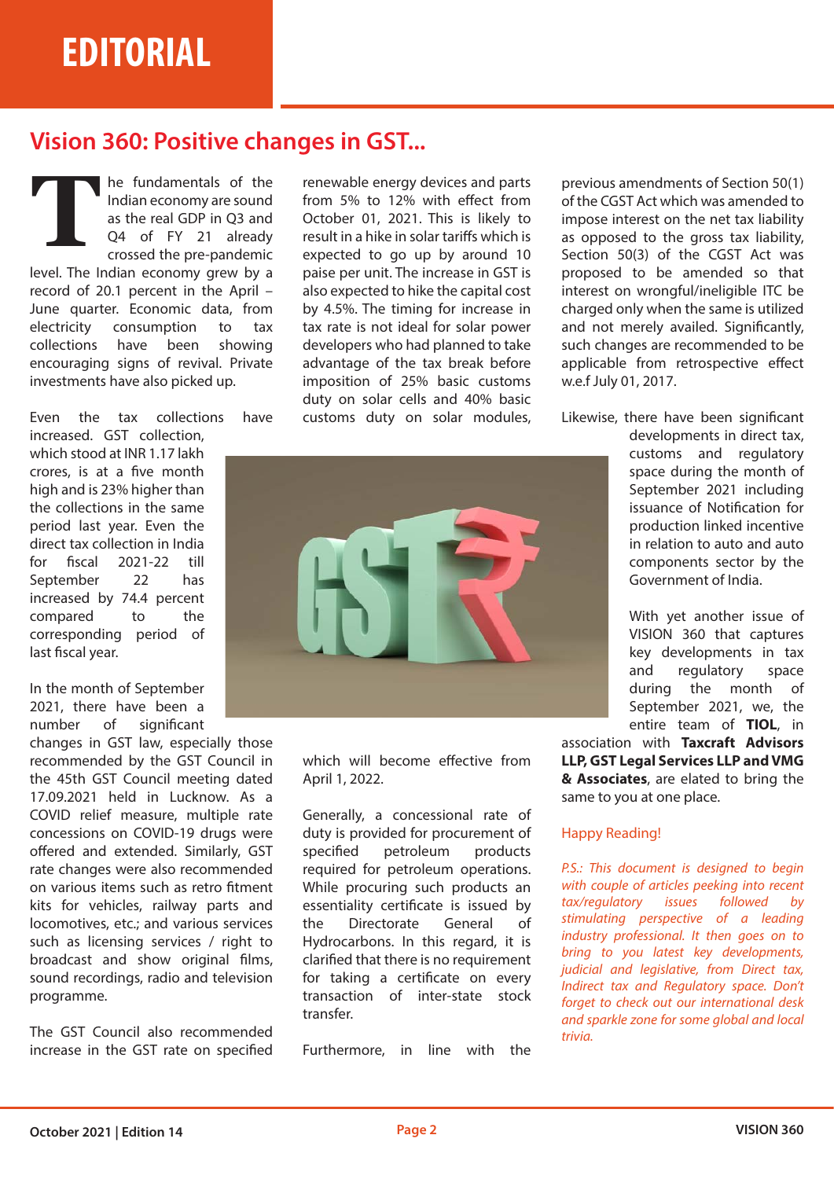# EDITORIAL

## Vision 360: Positive changes in GST...

The fundamentals of the Indian economy are sound as the real GDP in Q3 and Q4 of FY 21 already crossed the pre-pandemic level. The Indian economy grew by a record of 20.1 percent in the April – June quarter. Economic data, from electricity consumption to tax collections have been showing encouraging signs of revival. Private investments have also picked up.

Even the tax collections have increased. GST collection, which stood at INR 1.17 lakh crores, is at a five month high and is 23% higher than the collections in the same period last year. Even the direct tax collection in India for fiscal 2021-22 till September 22 has increased by 74.4 percent compared to the corresponding period of last fiscal year.

In the month of September 2021, there have been a number of significant changes in GST law, especially those recommended by the GST Council in the 45th GST Council meeting dated 17.09.2021 held in Lucknow. As a COVID relief measure, multiple rate concessions on COVID-19 drugs were offered and extended. Similarly, GST rate changes were also recommended on various items such as retro fitment kits for vehicles, railway parts and locomotives, etc.; and various services such as licensing services / right to broadcast and show original films, sound recordings, radio and television programme.

The GST Council also recommended increase in the GST rate on specified renewable energy devices and parts from 5% to 12% with effect from October 01, 2021. This is likely to result in a hike in solar tariffs which is expected to go up by around 10 paise per unit. The increase in GST is also expected to hike the capital cost by 4.5%. The timing for increase in tax rate is not ideal for solar power developers who had planned to take advantage of the tax break before imposition of 25% basic customs duty on solar cells and 40% basic customs duty on solar modules, which will become effective from April 1, 2022.

Generally, a concessional rate of duty is provided for procurement of specified petroleum products required for petroleum operations. While procuring such products an essentiality certificate is issued by the Directorate General of Hydrocarbons. In this regard, it is clarified that there is no requirement for taking a certificate on every transaction of inter-state stock transfer.

Furthermore, in line with the previous amendments of Section 50(1) of the CGST Act which was amended to impose interest on the net tax liability as opposed to the gross tax liability, Section 50(3) of the CGST Act was proposed to be amended so that interest on wrongful/ineligible ITC be charged only when the same is utilized and not merely availed. Significantly, such changes are recommended to be applicable from retrospective effect w.e.f July 01, 2017.

Likewise, there have been significant developments in direct tax, customs and regulatory space during the month of September 2021 including issuance of Notification for production linked incentive in relation to auto and auto components sector by the Government of India.

With yet another issue of VISION 360 that captures key developments in tax and regulatory space during the month of September 2021, we, the entire team of **TIOL**, in association with **Taxcraft Advisors LLP, GST Legal Services LLP and VMG & Associates**, are elated to bring the same to you at one place.

Happy Reading!

*P.S.: This document is designed to begin with couple of articles peeking into recent tax/regulatory issues followed by stimulating perspective of a leading industry professional. It then goes on to bring to you latest key developments, judicial and legislative, from Direct tax, Indirect tax and Regulatory space. Don't forget to check out our international desk and sparkle zone for some global and local trivia.*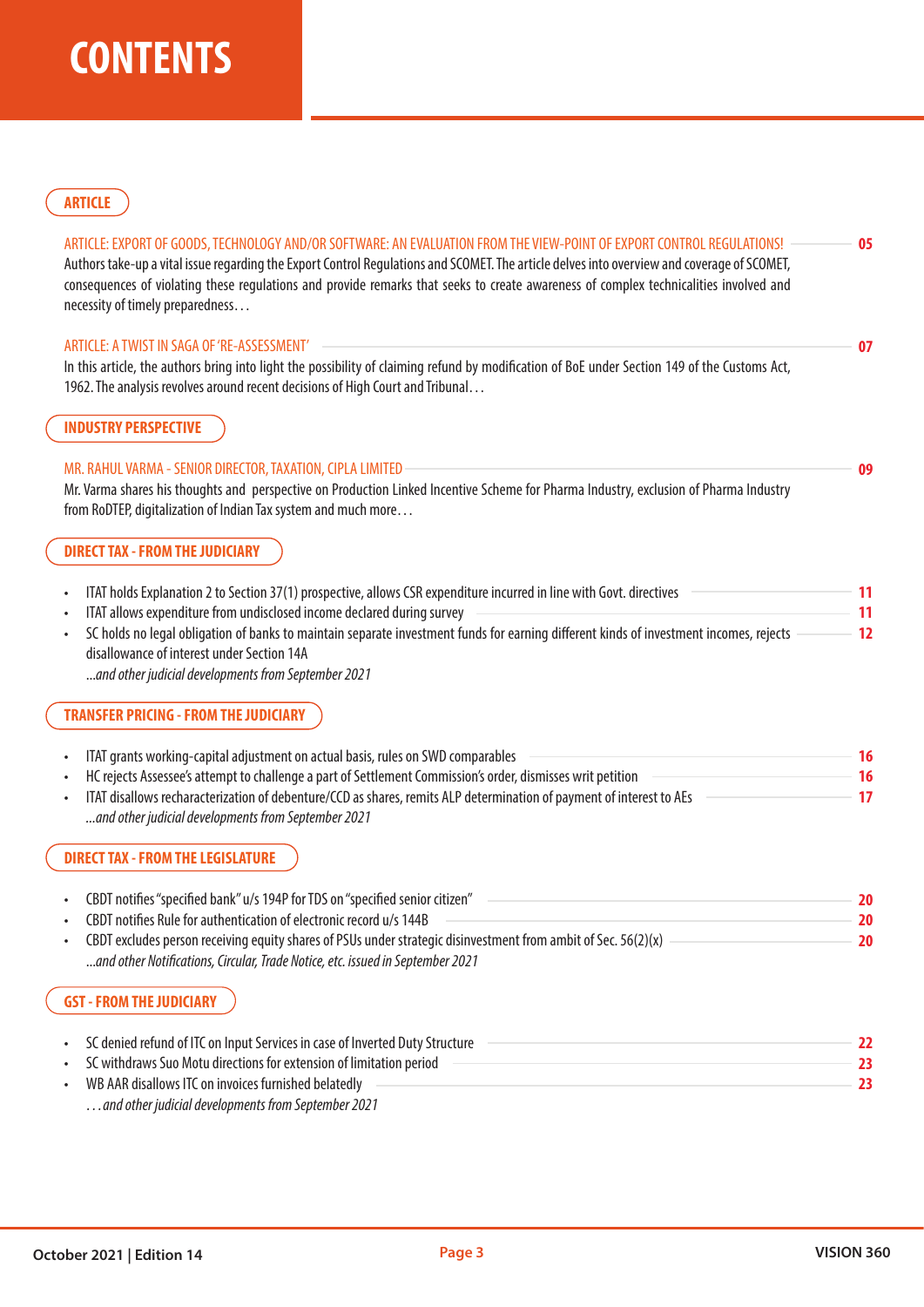# CONTENTS

## ARTICLE

ARTICLE: EXPORT OF GOODS, TECHNOLOGY AND/OR SOFTWARE: AN EVALUATION FROM THE VIEW-POINT OF EXPORT CONTROL REGULATIONS! — **05**

Authors take-up a vital issue regarding the Export Control Regulations and SCOMET. The article delves into overview and coverage of SCOMET, consequences of violating these regulations and provide remarks that seeks to create awareness of complex technicalities involved and necessity of timely preparedness…

ARTICLE: A TWIST IN SAGA OF 'RE-ASSESSMENT' — **07**

In this article, the authors bring into light the possibility of claiming refund by modification of BoE under Section 149 of the Customs Act, 1962. The analysis revolves around recent decisions of High Court and Tribunal…

## INDUSTRY PERSPECTIVE

MR. RAHUL VARMA - SENIOR DIRECTOR, TAXATION, CIPLA LIMITED — **09**

Mr. Varma shares his thoughts and perspective on Production Linked Incentive Scheme for Pharma Industry, exclusion of Pharma Industry from RoDTEP, digitalization of Indian Tax system and much more…

## DIRECT TAX - FROM THE JUDICIARY

- ITAT holds Explanation 2 to Section 37(1) prospective, allows CSR expenditure incurred in line with Govt. directives — **11**
- ITAT allows expenditure from undisclosed income declared during survey — **11**
- SC holds no legal obligation of banks to maintain separate investment funds for earning different kinds of investment incomes, rejects disallowance of interest under Section 14A — **12**

*...and other judicial developments from September 2021*

## TRANSFER PRICING - FROM THE JUDICIARY

- ITAT grants working-capital adjustment on actual basis, rules on SWD comparables — **16**
- HC rejects Assessee's attempt to challenge a part of Settlement Commission's order, dismisses writ petition — **16**
- ITAT disallows recharacterization of debenture/CCD as shares, remits ALP determination of payment of interest to AEs — **17**

*...and other judicial developments from September 2021*

## DIRECT TAX - FROM THE LEGISLATURE

- CBDT notifies "specified bank" u/s 194P for TDS on "specified senior citizen" — **20**
- CBDT notifies Rule for authentication of electronic record u/s 144B — **20**
- CBDT excludes person receiving equity shares of PSUs under strategic disinvestment from ambit of Sec. 56(2)(x) — **20**

*...and other Notifications, Circular, Trade Notice, etc. issued in September 2021*

## GST - FROM THE JUDICIARY

- SC denied refund of ITC on Input Services in case of Inverted Duty Structure — **22**
- SC withdraws Suo Motu directions for extension of limitation period — **23**
- WB AAR disallows ITC on invoices furnished belatedly — **23**

*…and other judicial developments from September 2021*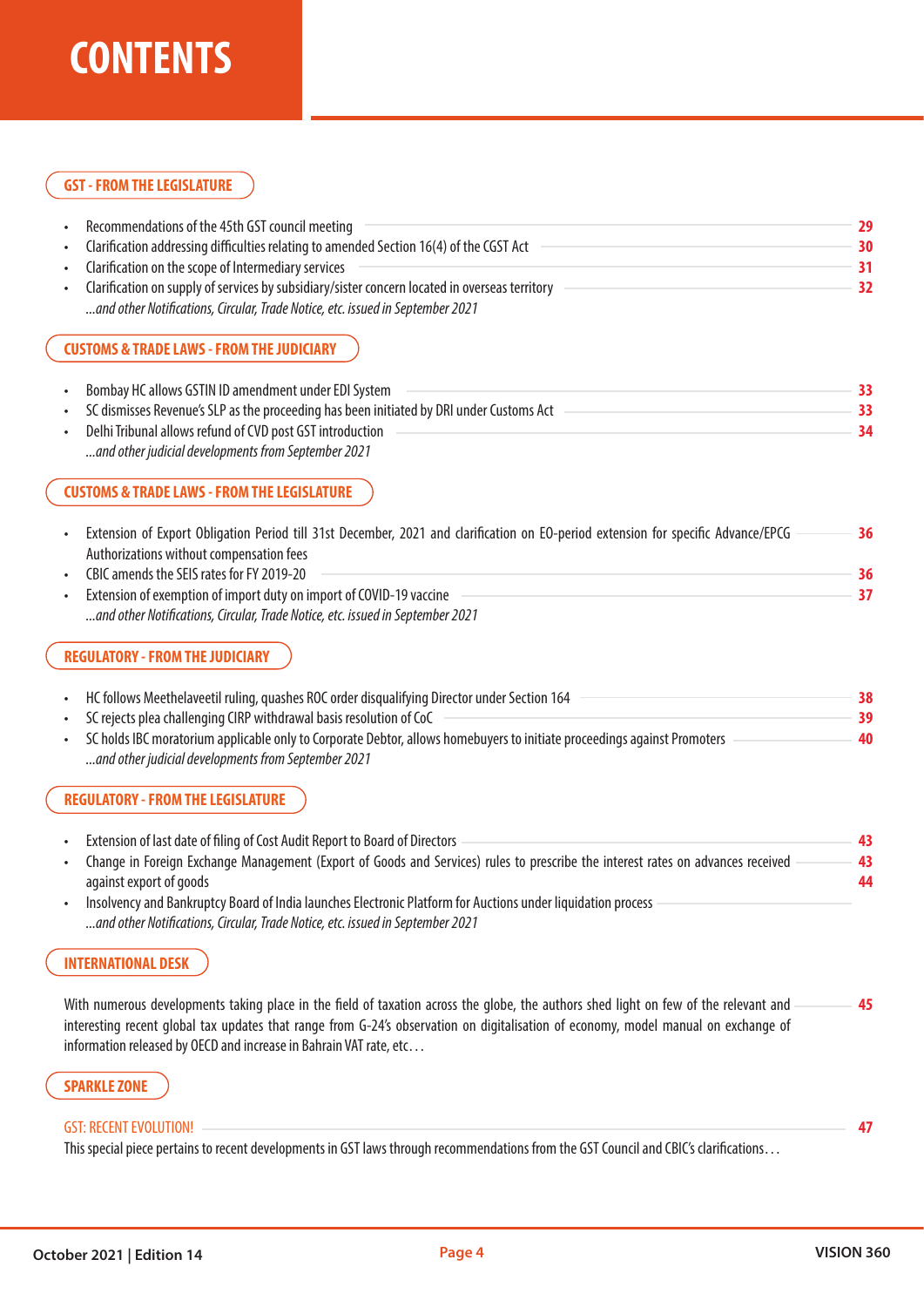# CONTENTS

## GST - FROM THE LEGISLATURE

- Recommendations of the 45th GST council meeting — 29
- Clarification addressing difficulties relating to amended Section 16(4) of the CGST Act — 30
- Clarification on the scope of Intermediary services — 31
- Clarification on supply of services by subsidiary/sister concern located in overseas territory — 32

*...and other Notifications, Circular, Trade Notice, etc. issued in September 2021*

## CUSTOMS & TRADE LAWS - FROM THE JUDICIARY

- Bombay HC allows GSTIN ID amendment under EDI System — 33
- SC dismisses Revenue's SLP as the proceeding has been initiated by DRI under Customs Act — 33
- Delhi Tribunal allows refund of CVD post GST introduction — 34

*...and other judicial developments from September 2021*

## CUSTOMS & TRADE LAWS - FROM THE LEGISLATURE

- Extension of Export Obligation Period till 31st December, 2021 and clarification on EO-period extension for specific Advance/EPCG Authorizations without compensation fees — 36
- CBIC amends the SEIS rates for FY 2019-20 — 36
- Extension of exemption of import duty on import of COVID-19 vaccine — 37

*...and other Notifications, Circular, Trade Notice, etc. issued in September 2021*

## REGULATORY - FROM THE JUDICIARY

- HC follows Meethelaveetil ruling, quashes ROC order disqualifying Director under Section 164 — 38
- SC rejects plea challenging CIRP withdrawal basis resolution of CoC — 39
- SC holds IBC moratorium applicable only to Corporate Debtor, allows homebuyers to initiate proceedings against Promoters — 40

*...and other judicial developments from September 2021*

## REGULATORY - FROM THE LEGISLATURE

- Extension of last date of filing of Cost Audit Report to Board of Directors — 43
- Change in Foreign Exchange Management (Export of Goods and Services) rules to prescribe the interest rates on advances received against export of goods — 43
- Insolvency and Bankruptcy Board of India launches Electronic Platform for Auctions under liquidation process — 44

*...and other Notifications, Circular, Trade Notice, etc. issued in September 2021*

## INTERNATIONAL DESK

With numerous developments taking place in the field of taxation across the globe, the authors shed light on few of the relevant and interesting recent global tax updates that range from G-24's observation on digitalisation of economy, model manual on exchange of information released by OECD and increase in Bahrain VAT rate, etc… — 45

## SPARKLE ZONE

GST: RECENT EVOLUTION! — 47

This special piece pertains to recent developments in GST laws through recommendations from the GST Council and CBIC's clarifications…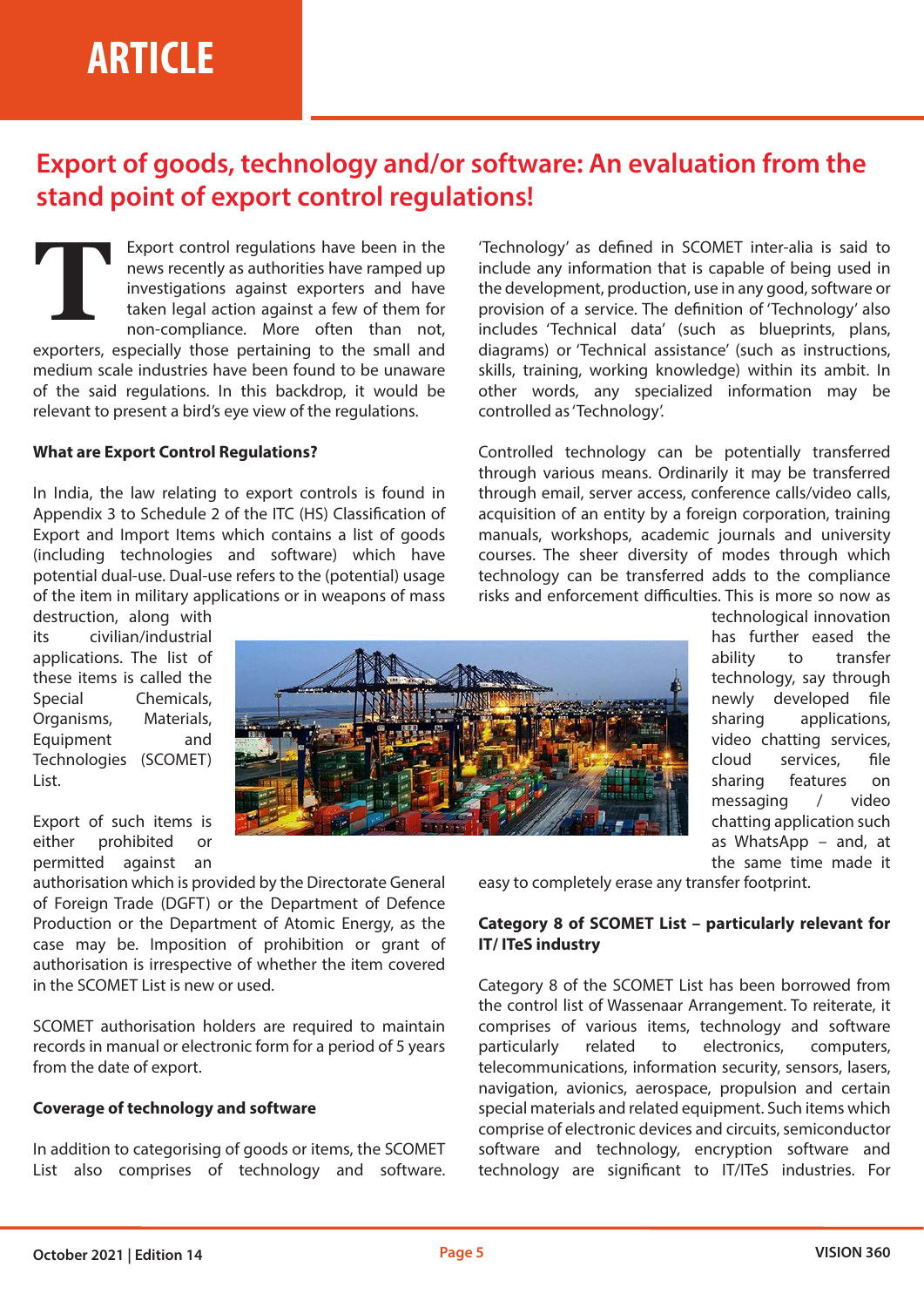# Export of goods, technology and/or software: An evaluation from the stand point of export control regulations!

Export control regulations have been in the news recently as authorities have ramped up investigations against exporters and have taken legal action against a few of them for non-compliance. More often than not, exporters, especially those pertaining to the small and medium scale industries have been found to be unaware of the said regulations. In this backdrop, it would be relevant to present a bird's eye view of the regulations.

**What are Export Control Regulations?**

In India, the law relating to export controls is found in Appendix 3 to Schedule 2 of the ITC (HS) Classification of Export and Import Items which contains a list of goods (including technologies and software) which have potential dual-use. Dual-use refers to the (potential) usage of the item in military applications or in weapons of mass destruction, along with its civilian/industrial applications. The list of these items is called the Special Chemicals, Organisms, Materials, Equipment and Technologies (SCOMET) List.

Export of such items is either prohibited or permitted against an authorisation which is provided by the Directorate General of Foreign Trade (DGFT) or the Department of Defence Production or the Department of Atomic Energy, as the case may be. Imposition of prohibition or grant of authorisation is irrespective of whether the item covered in the SCOMET List is new or used.

SCOMET authorisation holders are required to maintain records in manual or electronic form for a period of 5 years from the date of export.

**Coverage of technology and software**

In addition to categorising of goods or items, the SCOMET List also comprises of technology and software. 'Technology' as defined in SCOMET inter-alia is said to include any information that is capable of being used in the development, production, use in any good, software or provision of a service. The definition of 'Technology' also includes 'Technical data' (such as blueprints, plans, diagrams) or 'Technical assistance' (such as instructions, skills, training, working knowledge) within its ambit. In other words, any specialized information may be controlled as 'Technology'.

Controlled technology can be potentially transferred through various means. Ordinarily it may be transferred through email, server access, conference calls/video calls, acquisition of an entity by a foreign corporation, training manuals, workshops, academic journals and university courses. The sheer diversity of modes through which technology can be transferred adds to the compliance risks and enforcement difficulties. This is more so now as technological innovation has further eased the ability to transfer technology, say through newly developed file sharing applications, video chatting services, cloud services, file sharing features on messaging / video chatting application such as WhatsApp – and, at the same time made it easy to completely erase any transfer footprint.

**Category 8 of SCOMET List – particularly relevant for IT/ ITeS industry**

Category 8 of the SCOMET List has been borrowed from the control list of Wassenaar Arrangement. To reiterate, it comprises of various items, technology and software particularly related to electronics, computers, telecommunications, information security, sensors, lasers, navigation, avionics, aerospace, propulsion and certain special materials and related equipment. Such items which comprise of electronic devices and circuits, semiconductor software and technology, encryption software and technology are significant to IT/ITeS industries. For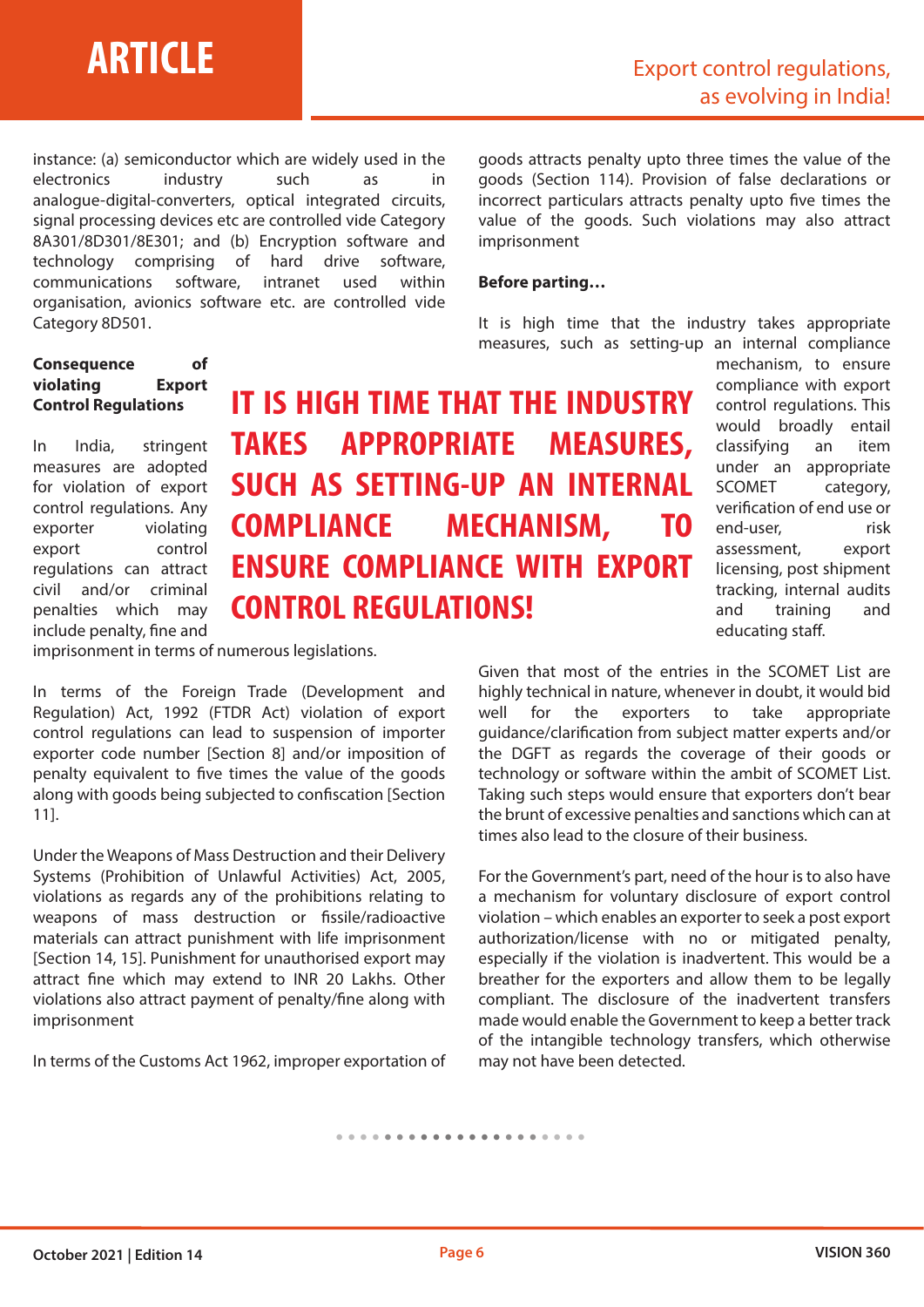instance: (a) semiconductor which are widely used in the electronics industry such as in analogue-digital-converters, optical integrated circuits, signal processing devices etc are controlled vide Category 8A301/8D301/8E301; and (b) Encryption software and technology comprising of hard drive software, communications software, intranet used within organisation, avionics software etc. are controlled vide Category 8D501.

**Consequence of violating Export Control Regulations**

In India, stringent measures are adopted for violation of export control regulations. Any exporter violating export control regulations can attract civil and/or criminal penalties which may include penalty, fine and imprisonment in terms of numerous legislations.

**IT IS HIGH TIME THAT THE INDUSTRY TAKES APPROPRIATE MEASURES, SUCH AS SETTING-UP AN INTERNAL COMPLIANCE MECHANISM, TO ENSURE COMPLIANCE WITH EXPORT CONTROL REGULATIONS!**

In terms of the Foreign Trade (Development and Regulation) Act, 1992 (FTDR Act) violation of export control regulations can lead to suspension of importer exporter code number [Section 8] and/or imposition of penalty equivalent to five times the value of the goods along with goods being subjected to confiscation [Section 11].

Under the Weapons of Mass Destruction and their Delivery Systems (Prohibition of Unlawful Activities) Act, 2005, violations as regards any of the prohibitions relating to weapons of mass destruction or fissile/radioactive materials can attract punishment with life imprisonment [Section 14, 15]. Punishment for unauthorised export may attract fine which may extend to INR 20 Lakhs. Other violations also attract payment of penalty/fine along with imprisonment

In terms of the Customs Act 1962, improper exportation of goods attracts penalty upto three times the value of the goods (Section 114). Provision of false declarations or incorrect particulars attracts penalty upto five times the value of the goods. Such violations may also attract imprisonment

**Before parting…**

It is high time that the industry takes appropriate measures, such as setting-up an internal compliance mechanism, to ensure compliance with export control regulations. This would broadly entail classifying an item under an appropriate SCOMET category, verification of end use or end-user, risk assessment, export licensing, post shipment tracking, internal audits and training and educating staff.

Given that most of the entries in the SCOMET List are highly technical in nature, whenever in doubt, it would bid well for the exporters to take appropriate guidance/clarification from subject matter experts and/or the DGFT as regards the coverage of their goods or technology or software within the ambit of SCOMET List. Taking such steps would ensure that exporters don't bear the brunt of excessive penalties and sanctions which can at times also lead to the closure of their business.

For the Government's part, need of the hour is to also have a mechanism for voluntary disclosure of export control violation – which enables an exporter to seek a post export authorization/license with no or mitigated penalty, especially if the violation is inadvertent. This would be a breather for the exporters and allow them to be legally compliant. The disclosure of the inadvertent transfers made would enable the Government to keep a better track of the intangible technology transfers, which otherwise may not have been detected.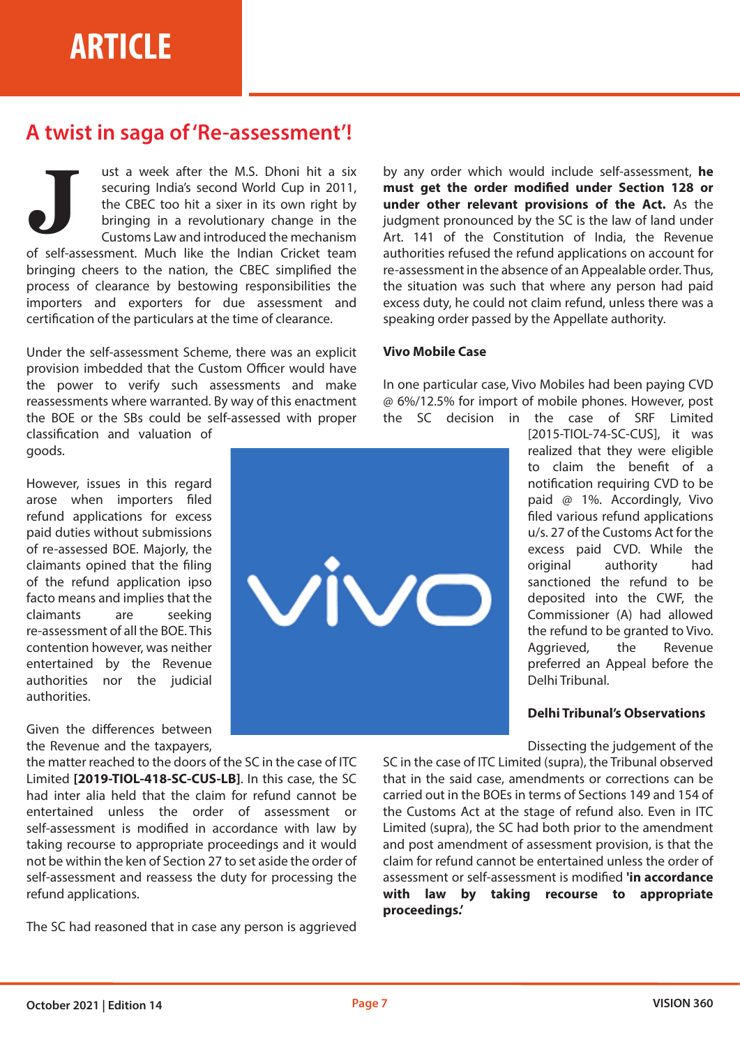# ARTICLE

## A twist in saga of 'Re-assessment'!

Just a week after the M.S. Dhoni hit a six securing India's second World Cup in 2011, the CBEC too hit a sixer in its own right by bringing in a revolutionary change in the Customs Law and introduced the mechanism of self-assessment. Much like the Indian Cricket team bringing cheers to the nation, the CBEC simplified the process of clearance by bestowing responsibilities the importers and exporters for due assessment and certification of the particulars at the time of clearance.

Under the self-assessment Scheme, there was an explicit provision imbedded that the Custom Officer would have the power to verify such assessments and make reassessments where warranted. By way of this enactment the BOE or the SBs could be self-assessed with proper classification and valuation of goods.

However, issues in this regard arose when importers filed refund applications for excess paid duties without submissions of re-assessed BOE. Majorly, the claimants opined that the filing of the refund application ipso facto means and implies that the claimants are seeking re-assessment of all the BOE. This contention however, was neither entertained by the Revenue authorities nor the judicial authorities.

Given the differences between the Revenue and the taxpayers, the matter reached to the doors of the SC in the case of ITC Limited **[2019-TIOL-418-SC-CUS-LB]**. In this case, the SC had inter alia held that the claim for refund cannot be entertained unless the order of assessment or self-assessment is modified in accordance with law by taking recourse to appropriate proceedings and it would not be within the ken of Section 27 to set aside the order of self-assessment and reassess the duty for processing the refund applications.

The SC had reasoned that in case any person is aggrieved by any order which would include self-assessment, **he must get the order modified under Section 128 or under other relevant provisions of the Act.** As the judgment pronounced by the SC is the law of land under Art. 141 of the Constitution of India, the Revenue authorities refused the refund applications on account for re-assessment in the absence of an Appealable order. Thus, the situation was such that where any person had paid excess duty, he could not claim refund, unless there was a speaking order passed by the Appellate authority.

### Vivo Mobile Case

In one particular case, Vivo Mobiles had been paying CVD @ 6%/12.5% for import of mobile phones. However, post the SC decision in the case of SRF Limited [2015-TIOL-74-SC-CUS], it was realized that they were eligible to claim the benefit of a notification requiring CVD to be paid @ 1%. Accordingly, Vivo filed various refund applications u/s. 27 of the Customs Act for the excess paid CVD. While the original authority had sanctioned the refund to be deposited into the CWF, the Commissioner (A) had allowed the refund to be granted to Vivo. Aggrieved, the Revenue preferred an Appeal before the Delhi Tribunal.

### Delhi Tribunal's Observations

Dissecting the judgement of the SC in the case of ITC Limited (supra), the Tribunal observed that in the said case, amendments or corrections can be carried out in the BOEs in terms of Sections 149 and 154 of the Customs Act at the stage of refund also. Even in ITC Limited (supra), the SC had both prior to the amendment and post amendment of assessment provision, is that the claim for refund cannot be entertained unless the order of assessment or self-assessment is modified **'in accordance with law by taking recourse to appropriate proceedings.'**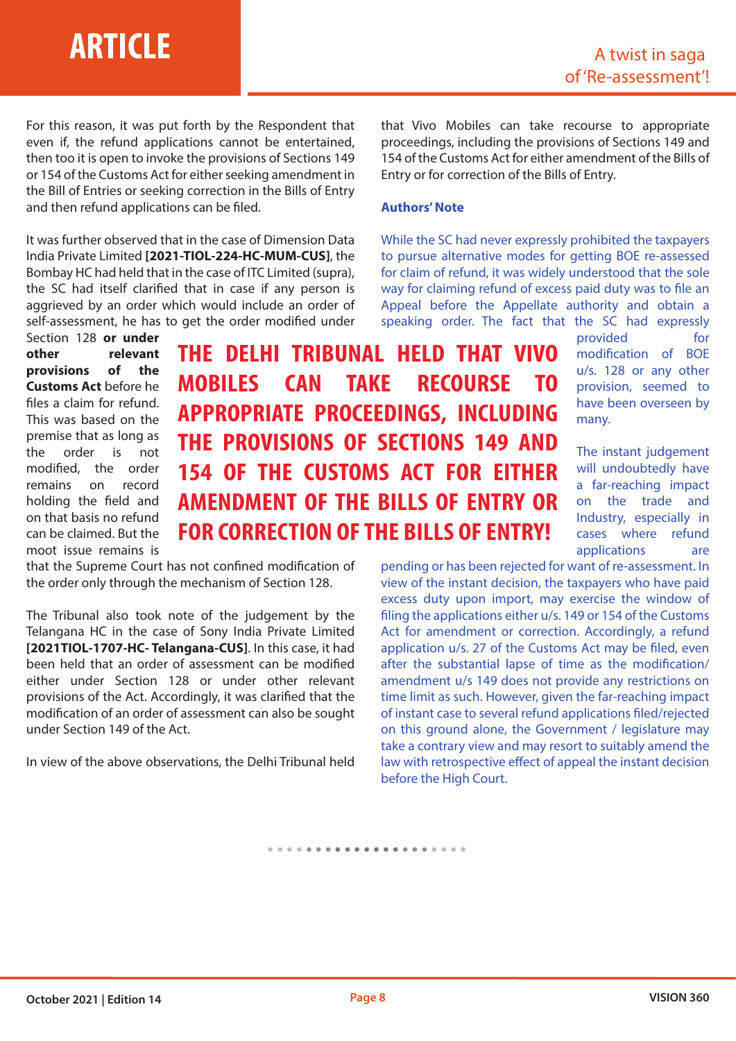For this reason, it was put forth by the Respondent that even if, the refund applications cannot be entertained, then too it is open to invoke the provisions of Sections 149 or 154 of the Customs Act for either seeking amendment in the Bill of Entries or seeking correction in the Bills of Entry and then refund applications can be filed.

It was further observed that in the case of Dimension Data India Private Limited **[2021-TIOL-224-HC-MUM-CUS]**, the Bombay HC had held that in the case of ITC Limited (supra), the SC had itself clarified that in case if any person is aggrieved by an order which would include an order of self-assessment, he has to get the order modified under Section 128 **or under other relevant provisions of the Customs Act** before he files a claim for refund. This was based on the premise that as long as the order is not modified, the order remains on record holding the field and on that basis no refund can be claimed. But the moot issue remains is that the Supreme Court has not confined modification of the order only through the mechanism of Section 128.

**THE DELHI TRIBUNAL HELD THAT VIVO MOBILES CAN TAKE RECOURSE TO APPROPRIATE PROCEEDINGS, INCLUDING THE PROVISIONS OF SECTIONS 149 AND 154 OF THE CUSTOMS ACT FOR EITHER AMENDMENT OF THE BILLS OF ENTRY OR FOR CORRECTION OF THE BILLS OF ENTRY!**

The Tribunal also took note of the judgement by the Telangana HC in the case of Sony India Private Limited **[2021TIOL-1707-HC- Telangana-CUS]**. In this case, it had been held that an order of assessment can be modified either under Section 128 or under other relevant provisions of the Act. Accordingly, it was clarified that the modification of an order of assessment can also be sought under Section 149 of the Act.

In view of the above observations, the Delhi Tribunal held that Vivo Mobiles can take recourse to appropriate proceedings, including the provisions of Sections 149 and 154 of the Customs Act for either amendment of the Bills of Entry or for correction of the Bills of Entry.

**Authors' Note**

While the SC had never expressly prohibited the taxpayers to pursue alternative modes for getting BOE re-assessed for claim of refund, it was widely understood that the sole way for claiming refund of excess paid duty was to file an Appeal before the Appellate authority and obtain a speaking order. The fact that the SC had expressly provided for modification of BOE u/s. 128 or any other provision, seemed to have been overseen by many.

The instant judgement will undoubtedly have a far-reaching impact on the trade and Industry, especially in cases where refund applications are pending or has been rejected for want of re-assessment. In view of the instant decision, the taxpayers who have paid excess duty upon import, may exercise the window of filing the applications either u/s. 149 or 154 of the Customs Act for amendment or correction. Accordingly, a refund application u/s. 27 of the Customs Act may be filed, even after the substantial lapse of time as the modification/ amendment u/s 149 does not provide any restrictions on time limit as such. However, given the far-reaching impact of instant case to several refund applications filed/rejected on this ground alone, the Government / legislature may take a contrary view and may resort to suitably amend the law with retrospective effect of appeal the instant decision before the High Court.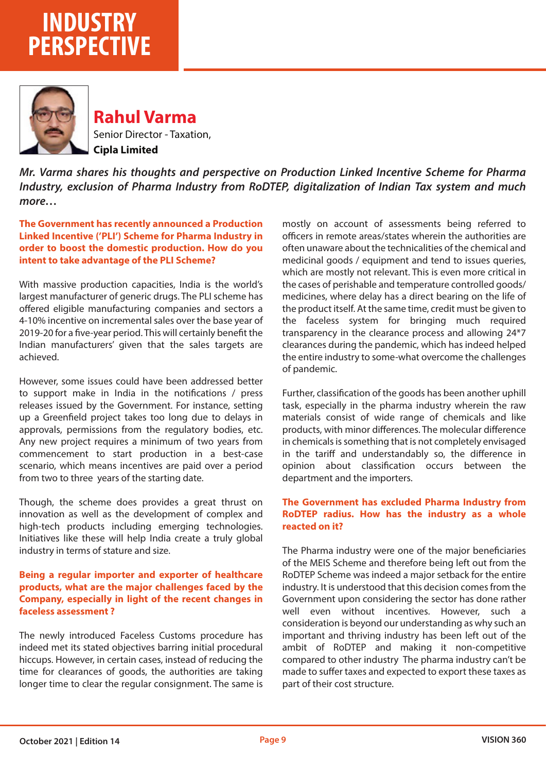# INDUSTRY PERSPECTIVE

## Rahul Varma

Senior Director - Taxation,
**Cipla Limited**

***Mr. Varma shares his thoughts and perspective on Production Linked Incentive Scheme for Pharma Industry, exclusion of Pharma Industry from RoDTEP, digitalization of Indian Tax system and much more…***

**The Government has recently announced a Production Linked Incentive ('PLI') Scheme for Pharma Industry in order to boost the domestic production. How do you intent to take advantage of the PLI Scheme?**

With massive production capacities, India is the world's largest manufacturer of generic drugs. The PLI scheme has offered eligible manufacturing companies and sectors a 4-10% incentive on incremental sales over the base year of 2019-20 for a five-year period. This will certainly benefit the Indian manufacturers' given that the sales targets are achieved.

However, some issues could have been addressed better to support make in India in the notifications / press releases issued by the Government. For instance, setting up a Greenfield project takes too long due to delays in approvals, permissions from the regulatory bodies, etc. Any new project requires a minimum of two years from commencement to start production in a best-case scenario, which means incentives are paid over a period from two to three years of the starting date.

Though, the scheme does provides a great thrust on innovation as well as the development of complex and high-tech products including emerging technologies. Initiatives like these will help India create a truly global industry in terms of stature and size.

**Being a regular importer and exporter of healthcare products, what are the major challenges faced by the Company, especially in light of the recent changes in faceless assessment ?**

The newly introduced Faceless Customs procedure has indeed met its stated objectives barring initial procedural hiccups. However, in certain cases, instead of reducing the time for clearances of goods, the authorities are taking longer time to clear the regular consignment. The same is mostly on account of assessments being referred to officers in remote areas/states wherein the authorities are often unaware about the technicalities of the chemical and medicinal goods / equipment and tend to issues queries, which are mostly not relevant. This is even more critical in the cases of perishable and temperature controlled goods/ medicines, where delay has a direct bearing on the life of the product itself. At the same time, credit must be given to the faceless system for bringing much required transparency in the clearance process and allowing 24*7 clearances during the pandemic, which has indeed helped the entire industry to some-what overcome the challenges of pandemic.

Further, classification of the goods has been another uphill task, especially in the pharma industry wherein the raw materials consist of wide range of chemicals and like products, with minor differences. The molecular difference in chemicals is something that is not completely envisaged in the tariff and understandably so, the difference in opinion about classification occurs between the department and the importers.

**The Government has excluded Pharma Industry from RoDTEP radius. How has the industry as a whole reacted on it?**

The Pharma industry were one of the major beneficiaries of the MEIS Scheme and therefore being left out from the RoDTEP Scheme was indeed a major setback for the entire industry. It is understood that this decision comes from the Government upon considering the sector has done rather well even without incentives. However, such a consideration is beyond our understanding as why such an important and thriving industry has been left out of the ambit of RoDTEP and making it non-competitive compared to other industry The pharma industry can't be made to suffer taxes and expected to export these taxes as part of their cost structure.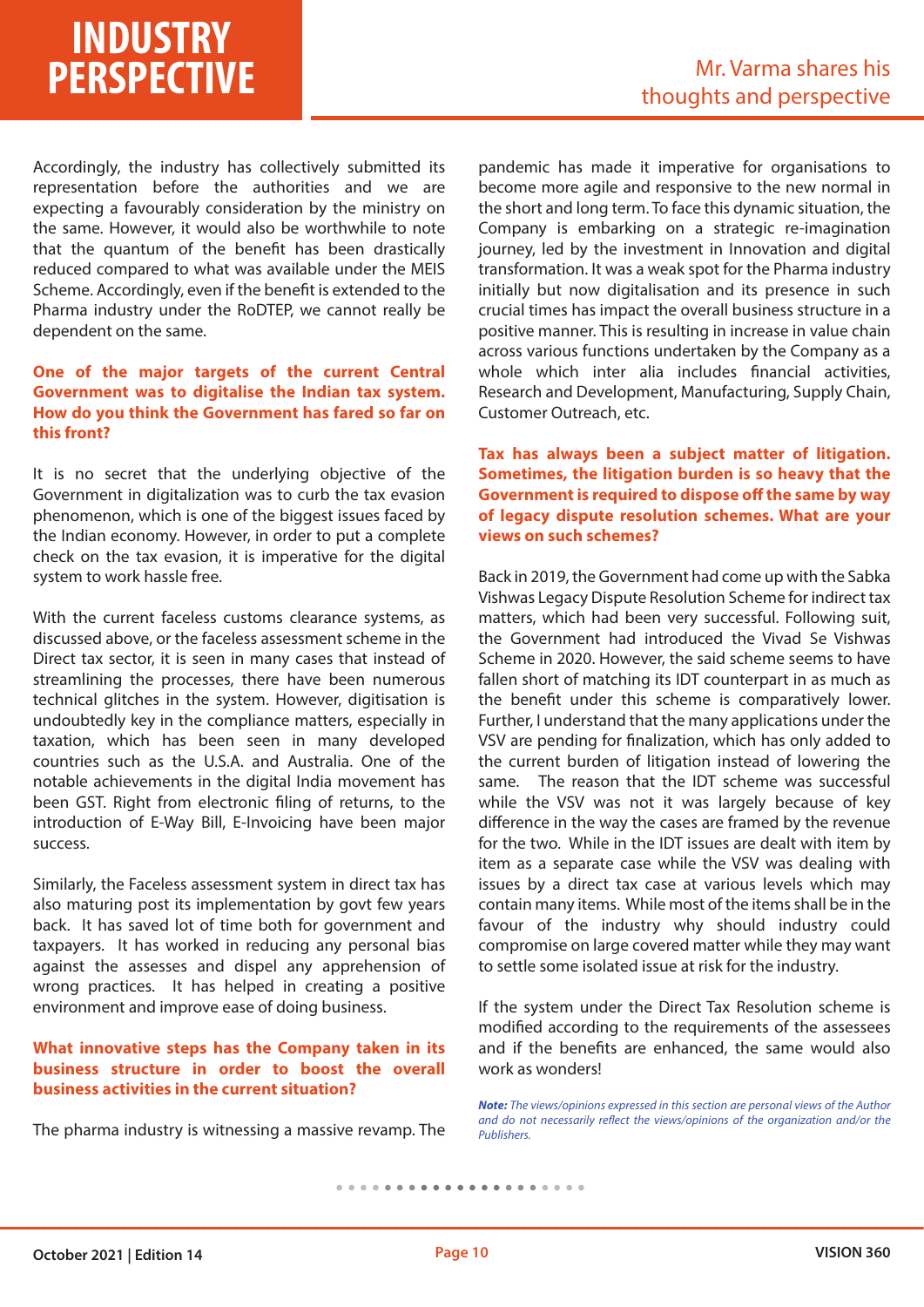Accordingly, the industry has collectively submitted its representation before the authorities and we are expecting a favourably consideration by the ministry on the same. However, it would also be worthwhile to note that the quantum of the benefit has been drastically reduced compared to what was available under the MEIS Scheme. Accordingly, even if the benefit is extended to the Pharma industry under the RoDTEP, we cannot really be dependent on the same.

**One of the major targets of the current Central Government was to digitalise the Indian tax system. How do you think the Government has fared so far on this front?**

It is no secret that the underlying objective of the Government in digitalization was to curb the tax evasion phenomenon, which is one of the biggest issues faced by the Indian economy. However, in order to put a complete check on the tax evasion, it is imperative for the digital system to work hassle free.

With the current faceless customs clearance systems, as discussed above, or the faceless assessment scheme in the Direct tax sector, it is seen in many cases that instead of streamlining the processes, there have been numerous technical glitches in the system. However, digitisation is undoubtedly key in the compliance matters, especially in taxation, which has been seen in many developed countries such as the U.S.A. and Australia. One of the notable achievements in the digital India movement has been GST. Right from electronic filing of returns, to the introduction of E-Way Bill, E-Invoicing have been major success.

Similarly, the Faceless assessment system in direct tax has also maturing post its implementation by govt few years back. It has saved lot of time both for government and taxpayers. It has worked in reducing any personal bias against the assesses and dispel any apprehension of wrong practices. It has helped in creating a positive environment and improve ease of doing business.

**What innovative steps has the Company taken in its business structure in order to boost the overall business activities in the current situation?**

The pharma industry is witnessing a massive revamp. The pandemic has made it imperative for organisations to become more agile and responsive to the new normal in the short and long term. To face this dynamic situation, the Company is embarking on a strategic re-imagination journey, led by the investment in Innovation and digital transformation. It was a weak spot for the Pharma industry initially but now digitalisation and its presence in such crucial times has impact the overall business structure in a positive manner. This is resulting in increase in value chain across various functions undertaken by the Company as a whole which inter alia includes financial activities, Research and Development, Manufacturing, Supply Chain, Customer Outreach, etc.

**Tax has always been a subject matter of litigation. Sometimes, the litigation burden is so heavy that the Government is required to dispose off the same by way of legacy dispute resolution schemes. What are your views on such schemes?**

Back in 2019, the Government had come up with the Sabka Vishwas Legacy Dispute Resolution Scheme for indirect tax matters, which had been very successful. Following suit, the Government had introduced the Vivad Se Vishwas Scheme in 2020. However, the said scheme seems to have fallen short of matching its IDT counterpart in as much as the benefit under this scheme is comparatively lower. Further, I understand that the many applications under the VSV are pending for finalization, which has only added to the current burden of litigation instead of lowering the same. The reason that the IDT scheme was successful while the VSV was not it was largely because of key difference in the way the cases are framed by the revenue for the two. While in the IDT issues are dealt with item by item as a separate case while the VSV was dealing with issues by a direct tax case at various levels which may contain many items. While most of the items shall be in the favour of the industry why should industry could compromise on large covered matter while they may want to settle some isolated issue at risk for the industry.

If the system under the Direct Tax Resolution scheme is modified according to the requirements of the assessees and if the benefits are enhanced, the same would also work as wonders!

***Note:*** *The views/opinions expressed in this section are personal views of the Author and do not necessarily reflect the views/opinions of the organization and/or the Publishers.*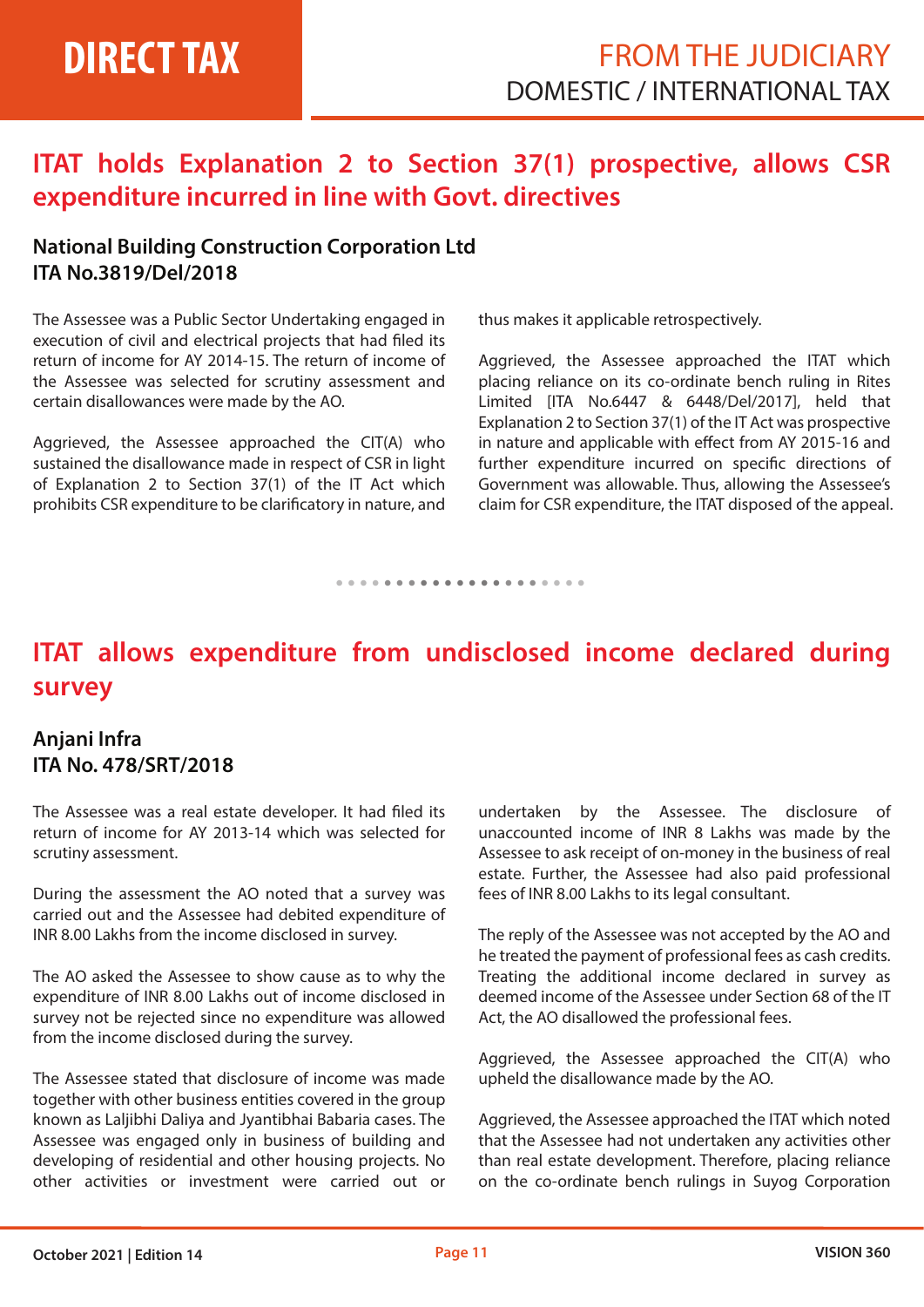# DIRECT TAX

## FROM THE JUDICIARY
DOMESTIC / INTERNATIONAL TAX

## ITAT holds Explanation 2 to Section 37(1) prospective, allows CSR expenditure incurred in line with Govt. directives

### National Building Construction Corporation Ltd
### ITA No.3819/Del/2018

The Assessee was a Public Sector Undertaking engaged in execution of civil and electrical projects that had filed its return of income for AY 2014-15. The return of income of the Assessee was selected for scrutiny assessment and certain disallowances were made by the AO.

Aggrieved, the Assessee approached the CIT(A) who sustained the disallowance made in respect of CSR in light of Explanation 2 to Section 37(1) of the IT Act which prohibits CSR expenditure to be clarificatory in nature, and thus makes it applicable retrospectively.

Aggrieved, the Assessee approached the ITAT which placing reliance on its co-ordinate bench ruling in Rites Limited [ITA No.6447 & 6448/Del/2017], held that Explanation 2 to Section 37(1) of the IT Act was prospective in nature and applicable with effect from AY 2015-16 and further expenditure incurred on specific directions of Government was allowable. Thus, allowing the Assessee's claim for CSR expenditure, the ITAT disposed of the appeal.

## ITAT allows expenditure from undisclosed income declared during survey

### Anjani Infra
### ITA No. 478/SRT/2018

The Assessee was a real estate developer. It had filed its return of income for AY 2013-14 which was selected for scrutiny assessment.

During the assessment the AO noted that a survey was carried out and the Assessee had debited expenditure of INR 8.00 Lakhs from the income disclosed in survey.

The AO asked the Assessee to show cause as to why the expenditure of INR 8.00 Lakhs out of income disclosed in survey not be rejected since no expenditure was allowed from the income disclosed during the survey.

The Assessee stated that disclosure of income was made together with other business entities covered in the group known as Laljibhi Daliya and Jyantibhai Babaria cases. The Assessee was engaged only in business of building and developing of residential and other housing projects. No other activities or investment were carried out or undertaken by the Assessee. The disclosure of unaccounted income of INR 8 Lakhs was made by the Assessee to ask receipt of on-money in the business of real estate. Further, the Assessee had also paid professional fees of INR 8.00 Lakhs to its legal consultant.

The reply of the Assessee was not accepted by the AO and he treated the payment of professional fees as cash credits. Treating the additional income declared in survey as deemed income of the Assessee under Section 68 of the IT Act, the AO disallowed the professional fees.

Aggrieved, the Assessee approached the CIT(A) who upheld the disallowance made by the AO.

Aggrieved, the Assessee approached the ITAT which noted that the Assessee had not undertaken any activities other than real estate development. Therefore, placing reliance on the co-ordinate bench rulings in Suyog Corporation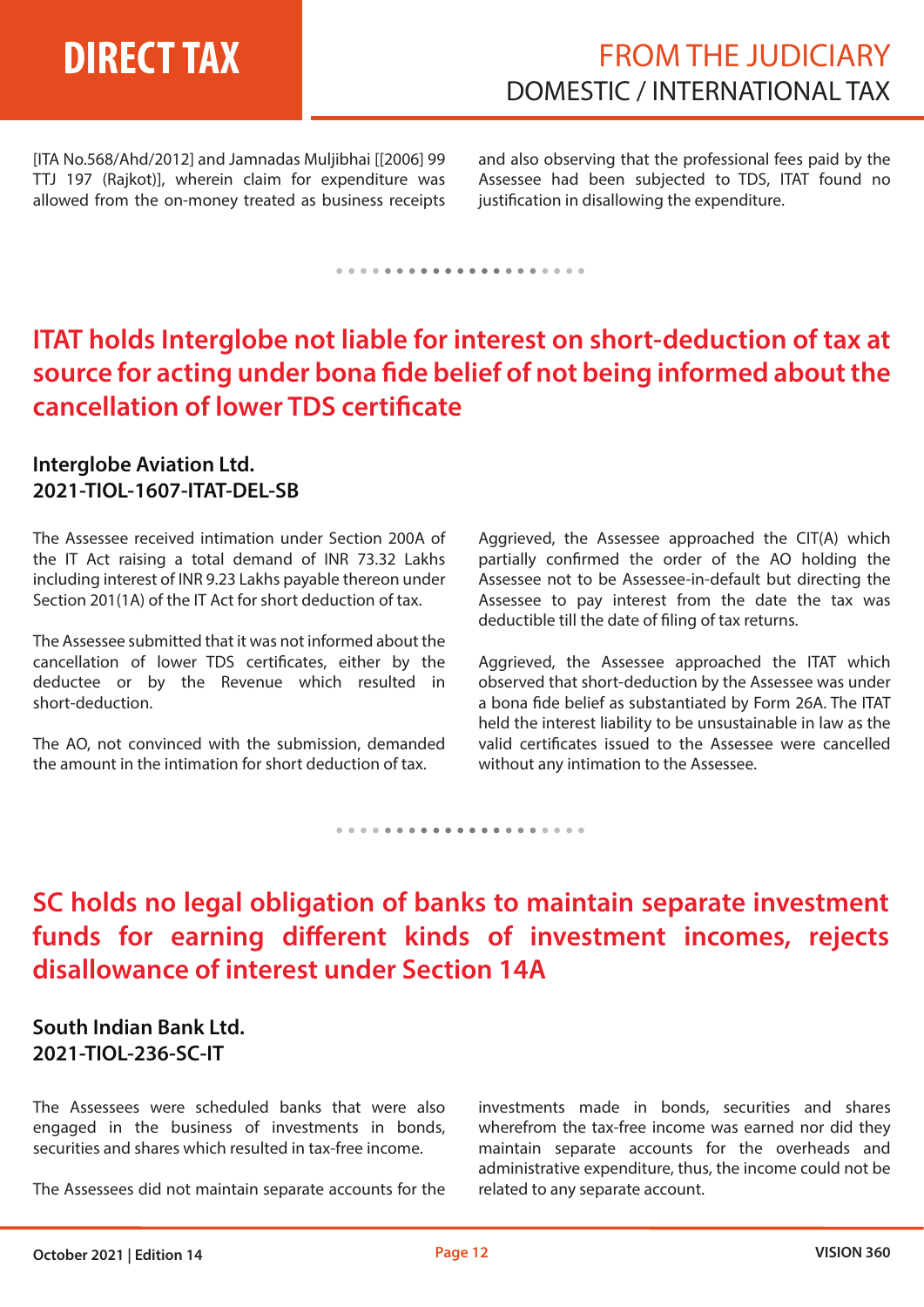[ITA No.568/Ahd/2012] and Jamnadas Muljibhai [[2006] 99 TTJ 197 (Rajkot)], wherein claim for expenditure was allowed from the on-money treated as business receipts and also observing that the professional fees paid by the Assessee had been subjected to TDS, ITAT found no justification in disallowing the expenditure.

## ITAT holds Interglobe not liable for interest on short-deduction of tax at source for acting under bona fide belief of not being informed about the cancellation of lower TDS certificate

**Interglobe Aviation Ltd.**
**2021-TIOL-1607-ITAT-DEL-SB**

The Assessee received intimation under Section 200A of the IT Act raising a total demand of INR 73.32 Lakhs including interest of INR 9.23 Lakhs payable thereon under Section 201(1A) of the IT Act for short deduction of tax.

The Assessee submitted that it was not informed about the cancellation of lower TDS certificates, either by the deductee or by the Revenue which resulted in short-deduction.

The AO, not convinced with the submission, demanded the amount in the intimation for short deduction of tax.

Aggrieved, the Assessee approached the CIT(A) which partially confirmed the order of the AO holding the Assessee not to be Assessee-in-default but directing the Assessee to pay interest from the date the tax was deductible till the date of filing of tax returns.

Aggrieved, the Assessee approached the ITAT which observed that short-deduction by the Assessee was under a bona fide belief as substantiated by Form 26A. The ITAT held the interest liability to be unsustainable in law as the valid certificates issued to the Assessee were cancelled without any intimation to the Assessee.

## SC holds no legal obligation of banks to maintain separate investment funds for earning different kinds of investment incomes, rejects disallowance of interest under Section 14A

**South Indian Bank Ltd.**
**2021-TIOL-236-SC-IT**

The Assessees were scheduled banks that were also engaged in the business of investments in bonds, securities and shares which resulted in tax-free income.

The Assessees did not maintain separate accounts for the investments made in bonds, securities and shares wherefrom the tax-free income was earned nor did they maintain separate accounts for the overheads and administrative expenditure, thus, the income could not be related to any separate account.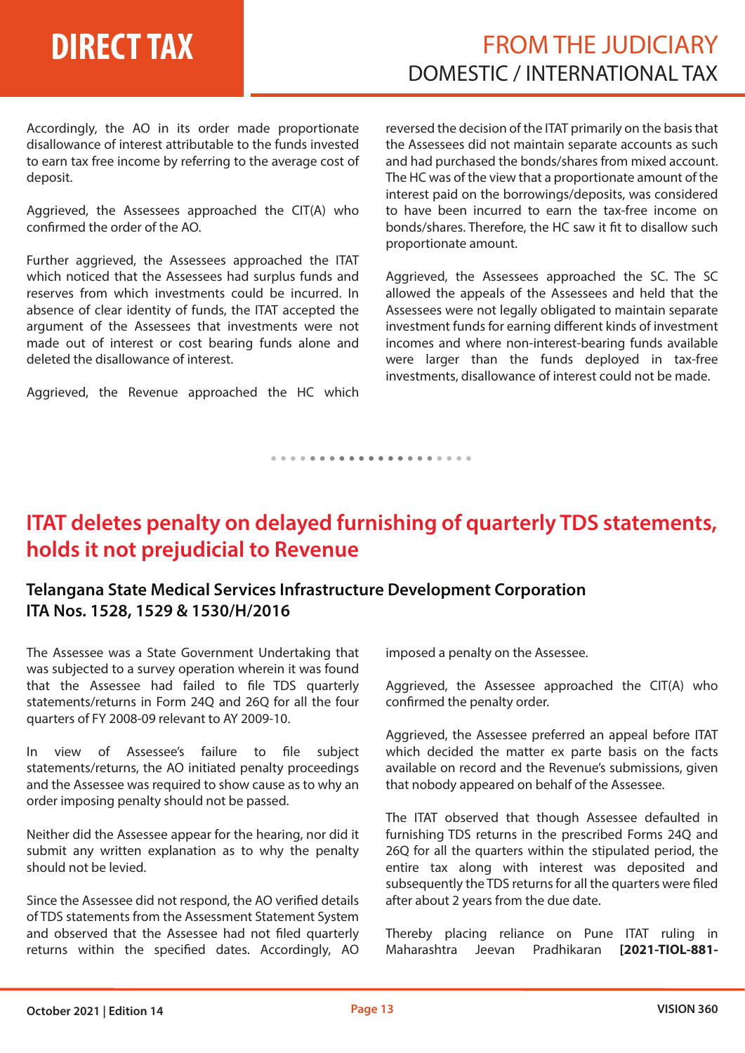Accordingly, the AO in its order made proportionate disallowance of interest attributable to the funds invested to earn tax free income by referring to the average cost of deposit.

Aggrieved, the Assessees approached the CIT(A) who confirmed the order of the AO.

Further aggrieved, the Assessees approached the ITAT which noticed that the Assessees had surplus funds and reserves from which investments could be incurred. In absence of clear identity of funds, the ITAT accepted the argument of the Assessees that investments were not made out of interest or cost bearing funds alone and deleted the disallowance of interest.

Aggrieved, the Revenue approached the HC which reversed the decision of the ITAT primarily on the basis that the Assessees did not maintain separate accounts as such and had purchased the bonds/shares from mixed account. The HC was of the view that a proportionate amount of the interest paid on the borrowings/deposits, was considered to have been incurred to earn the tax-free income on bonds/shares. Therefore, the HC saw it fit to disallow such proportionate amount.

Aggrieved, the Assessees approached the SC. The SC allowed the appeals of the Assessees and held that the Assessees were not legally obligated to maintain separate investment funds for earning different kinds of investment incomes and where non-interest-bearing funds available were larger than the funds deployed in tax-free investments, disallowance of interest could not be made.

## ITAT deletes penalty on delayed furnishing of quarterly TDS statements, holds it not prejudicial to Revenue

### Telangana State Medical Services Infrastructure Development Corporation ITA Nos. 1528, 1529 & 1530/H/2016

The Assessee was a State Government Undertaking that was subjected to a survey operation wherein it was found that the Assessee had failed to file TDS quarterly statements/returns in Form 24Q and 26Q for all the four quarters of FY 2008-09 relevant to AY 2009-10.

In view of Assessee's failure to file subject statements/returns, the AO initiated penalty proceedings and the Assessee was required to show cause as to why an order imposing penalty should not be passed.

Neither did the Assessee appear for the hearing, nor did it submit any written explanation as to why the penalty should not be levied.

Since the Assessee did not respond, the AO verified details of TDS statements from the Assessment Statement System and observed that the Assessee had not filed quarterly returns within the specified dates. Accordingly, AO imposed a penalty on the Assessee.

Aggrieved, the Assessee approached the CIT(A) who confirmed the penalty order.

Aggrieved, the Assessee preferred an appeal before ITAT which decided the matter ex parte basis on the facts available on record and the Revenue's submissions, given that nobody appeared on behalf of the Assessee.

The ITAT observed that though Assessee defaulted in furnishing TDS returns in the prescribed Forms 24Q and 26Q for all the quarters within the stipulated period, the entire tax along with interest was deposited and subsequently the TDS returns for all the quarters were filed after about 2 years from the due date.

Thereby placing reliance on Pune ITAT ruling in Maharashtra Jeevan Pradhikaran **[2021-TIOL-881-**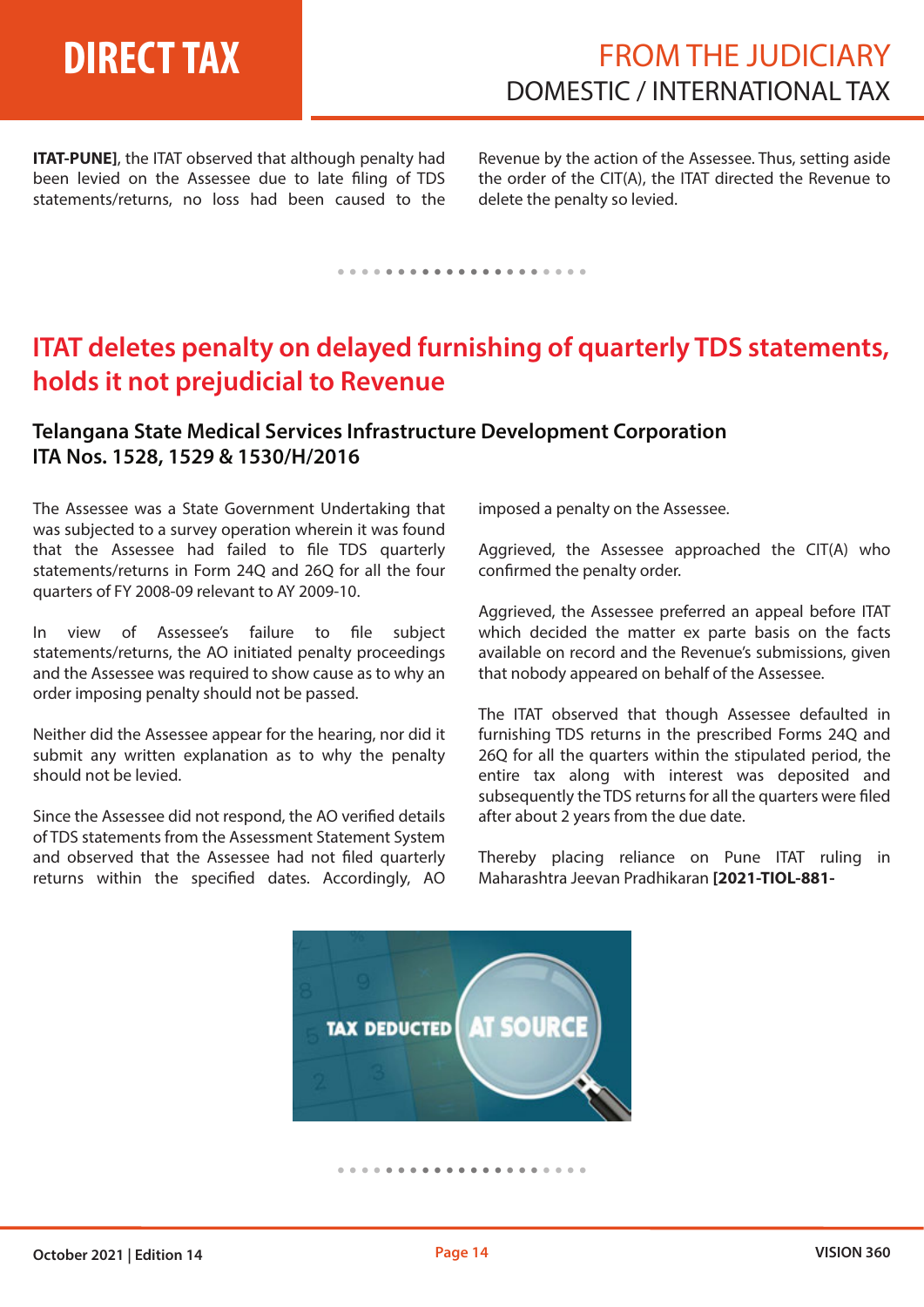**ITAT-PUNE]**, the ITAT observed that although penalty had been levied on the Assessee due to late filing of TDS statements/returns, no loss had been caused to the Revenue by the action of the Assessee. Thus, setting aside the order of the CIT(A), the ITAT directed the Revenue to delete the penalty so levied.

## ITAT deletes penalty on delayed furnishing of quarterly TDS statements, holds it not prejudicial to Revenue

### Telangana State Medical Services Infrastructure Development Corporation ITA Nos. 1528, 1529 & 1530/H/2016

The Assessee was a State Government Undertaking that was subjected to a survey operation wherein it was found that the Assessee had failed to file TDS quarterly statements/returns in Form 24Q and 26Q for all the four quarters of FY 2008-09 relevant to AY 2009-10.

In view of Assessee's failure to file subject statements/returns, the AO initiated penalty proceedings and the Assessee was required to show cause as to why an order imposing penalty should not be passed.

Neither did the Assessee appear for the hearing, nor did it submit any written explanation as to why the penalty should not be levied.

Since the Assessee did not respond, the AO verified details of TDS statements from the Assessment Statement System and observed that the Assessee had not filed quarterly returns within the specified dates. Accordingly, AO imposed a penalty on the Assessee.

Aggrieved, the Assessee approached the CIT(A) who confirmed the penalty order.

Aggrieved, the Assessee preferred an appeal before ITAT which decided the matter ex parte basis on the facts available on record and the Revenue's submissions, given that nobody appeared on behalf of the Assessee.

The ITAT observed that though Assessee defaulted in furnishing TDS returns in the prescribed Forms 24Q and 26Q for all the quarters within the stipulated period, the entire tax along with interest was deposited and subsequently the TDS returns for all the quarters were filed after about 2 years from the due date.

Thereby placing reliance on Pune ITAT ruling in Maharashtra Jeevan Pradhikaran **[2021-TIOL-881-**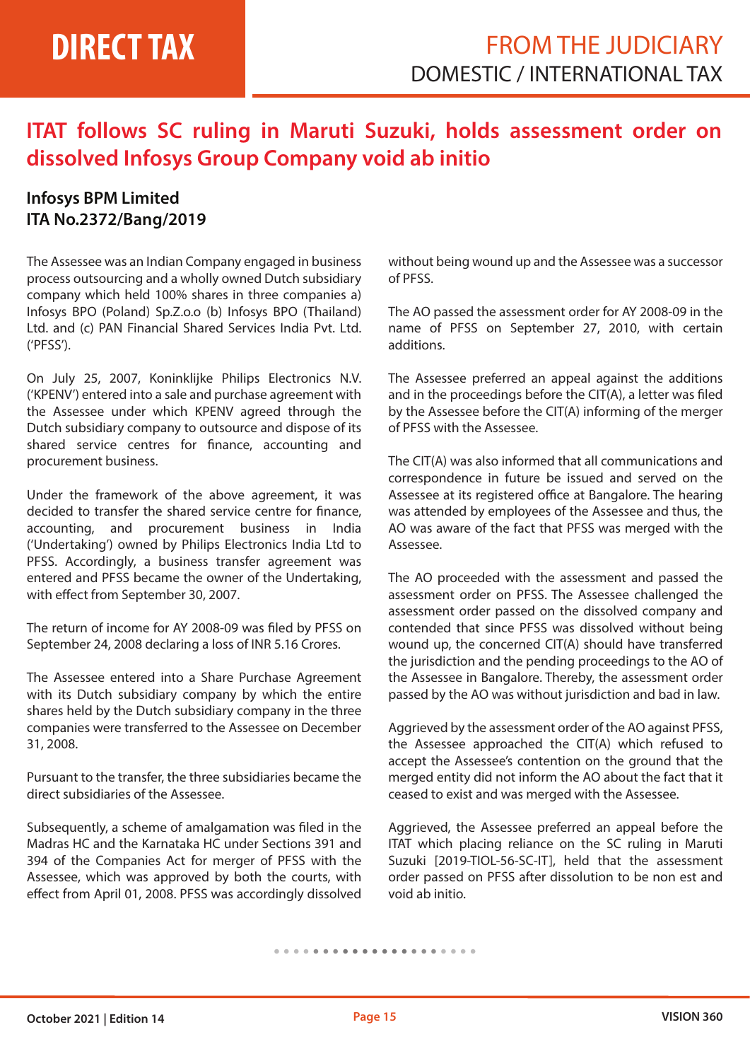## ITAT follows SC ruling in Maruti Suzuki, holds assessment order on dissolved Infosys Group Company void ab initio

### Infosys BPM Limited
### ITA No.2372/Bang/2019

The Assessee was an Indian Company engaged in business process outsourcing and a wholly owned Dutch subsidiary company which held 100% shares in three companies a) Infosys BPO (Poland) Sp.Z.o.o (b) Infosys BPO (Thailand) Ltd. and (c) PAN Financial Shared Services India Pvt. Ltd. ('PFSS').

On July 25, 2007, Koninklijke Philips Electronics N.V. ('KPENV') entered into a sale and purchase agreement with the Assessee under which KPENV agreed through the Dutch subsidiary company to outsource and dispose of its shared service centres for finance, accounting and procurement business.

Under the framework of the above agreement, it was decided to transfer the shared service centre for finance, accounting, and procurement business in India ('Undertaking') owned by Philips Electronics India Ltd to PFSS. Accordingly, a business transfer agreement was entered and PFSS became the owner of the Undertaking, with effect from September 30, 2007.

The return of income for AY 2008-09 was filed by PFSS on September 24, 2008 declaring a loss of INR 5.16 Crores.

The Assessee entered into a Share Purchase Agreement with its Dutch subsidiary company by which the entire shares held by the Dutch subsidiary company in the three companies were transferred to the Assessee on December 31, 2008.

Pursuant to the transfer, the three subsidiaries became the direct subsidiaries of the Assessee.

Subsequently, a scheme of amalgamation was filed in the Madras HC and the Karnataka HC under Sections 391 and 394 of the Companies Act for merger of PFSS with the Assessee, which was approved by both the courts, with effect from April 01, 2008. PFSS was accordingly dissolved without being wound up and the Assessee was a successor of PFSS.

The AO passed the assessment order for AY 2008-09 in the name of PFSS on September 27, 2010, with certain additions.

The Assessee preferred an appeal against the additions and in the proceedings before the CIT(A), a letter was filed by the Assessee before the CIT(A) informing of the merger of PFSS with the Assessee.

The CIT(A) was also informed that all communications and correspondence in future be issued and served on the Assessee at its registered office at Bangalore. The hearing was attended by employees of the Assessee and thus, the AO was aware of the fact that PFSS was merged with the Assessee.

The AO proceeded with the assessment and passed the assessment order on PFSS. The Assessee challenged the assessment order passed on the dissolved company and contended that since PFSS was dissolved without being wound up, the concerned CIT(A) should have transferred the jurisdiction and the pending proceedings to the AO of the Assessee in Bangalore. Thereby, the assessment order passed by the AO was without jurisdiction and bad in law.

Aggrieved by the assessment order of the AO against PFSS, the Assessee approached the CIT(A) which refused to accept the Assessee's contention on the ground that the merged entity did not inform the AO about the fact that it ceased to exist and was merged with the Assessee.

Aggrieved, the Assessee preferred an appeal before the ITAT which placing reliance on the SC ruling in Maruti Suzuki [2019-TIOL-56-SC-IT], held that the assessment order passed on PFSS after dissolution to be non est and void ab initio.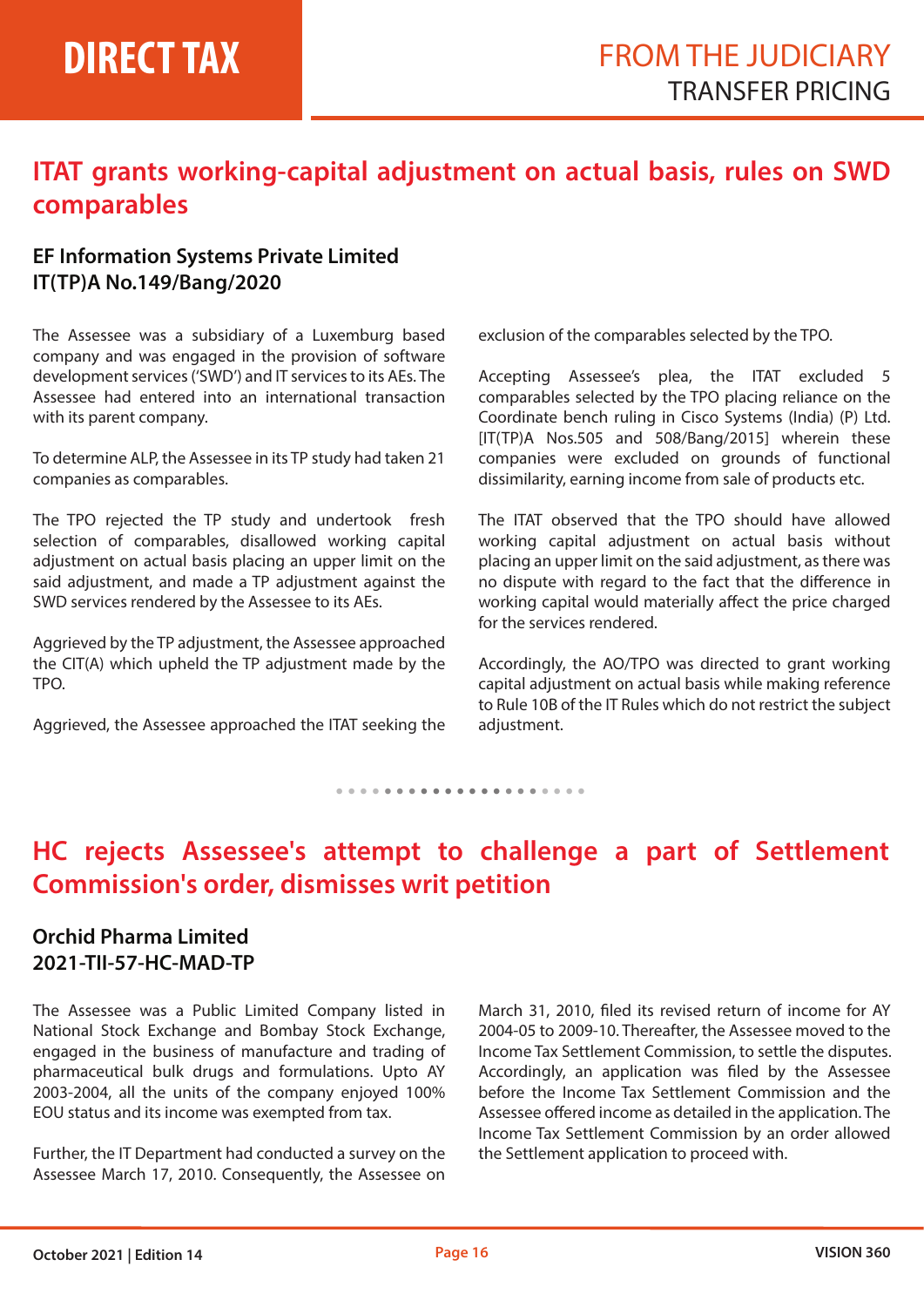## ITAT grants working-capital adjustment on actual basis, rules on SWD comparables

### EF Information Systems Private Limited
### IT(TP)A No.149/Bang/2020

The Assessee was a subsidiary of a Luxemburg based company and was engaged in the provision of software development services ('SWD') and IT services to its AEs. The Assessee had entered into an international transaction with its parent company.

To determine ALP, the Assessee in its TP study had taken 21 companies as comparables.

The TPO rejected the TP study and undertook fresh selection of comparables, disallowed working capital adjustment on actual basis placing an upper limit on the said adjustment, and made a TP adjustment against the SWD services rendered by the Assessee to its AEs.

Aggrieved by the TP adjustment, the Assessee approached the CIT(A) which upheld the TP adjustment made by the TPO.

Aggrieved, the Assessee approached the ITAT seeking the exclusion of the comparables selected by the TPO.

Accepting Assessee's plea, the ITAT excluded 5 comparables selected by the TPO placing reliance on the Coordinate bench ruling in Cisco Systems (India) (P) Ltd. [IT(TP)A Nos.505 and 508/Bang/2015] wherein these companies were excluded on grounds of functional dissimilarity, earning income from sale of products etc.

The ITAT observed that the TPO should have allowed working capital adjustment on actual basis without placing an upper limit on the said adjustment, as there was no dispute with regard to the fact that the difference in working capital would materially affect the price charged for the services rendered.

Accordingly, the AO/TPO was directed to grant working capital adjustment on actual basis while making reference to Rule 10B of the IT Rules which do not restrict the subject adjustment.

## HC rejects Assessee's attempt to challenge a part of Settlement Commission's order, dismisses writ petition

### Orchid Pharma Limited
### 2021-TII-57-HC-MAD-TP

The Assessee was a Public Limited Company listed in National Stock Exchange and Bombay Stock Exchange, engaged in the business of manufacture and trading of pharmaceutical bulk drugs and formulations. Upto AY 2003-2004, all the units of the company enjoyed 100% EOU status and its income was exempted from tax.

Further, the IT Department had conducted a survey on the Assessee March 17, 2010. Consequently, the Assessee on March 31, 2010, filed its revised return of income for AY 2004-05 to 2009-10. Thereafter, the Assessee moved to the Income Tax Settlement Commission, to settle the disputes. Accordingly, an application was filed by the Assessee before the Income Tax Settlement Commission and the Assessee offered income as detailed in the application. The Income Tax Settlement Commission by an order allowed the Settlement application to proceed with.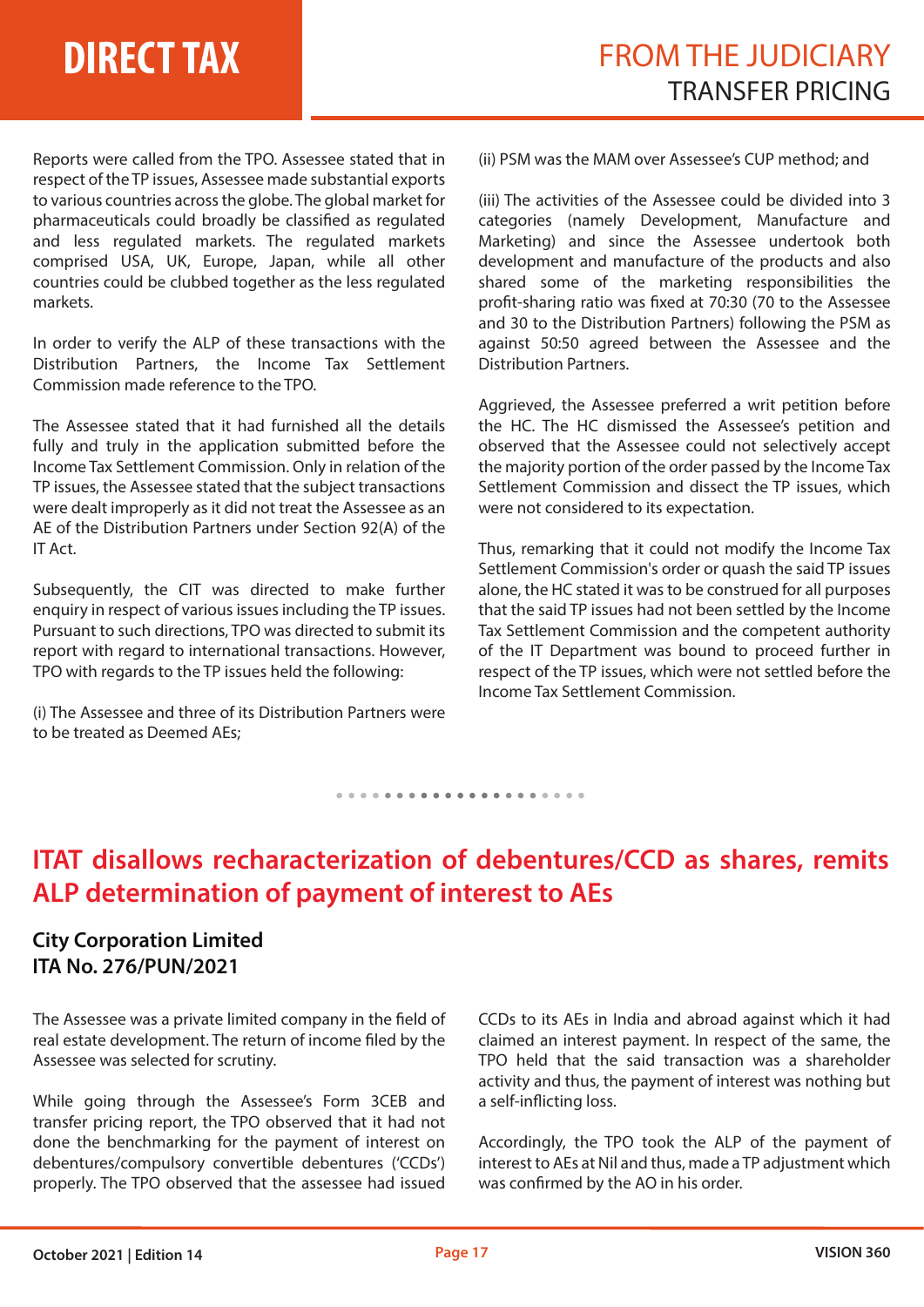Reports were called from the TPO. Assessee stated that in respect of the TP issues, Assessee made substantial exports to various countries across the globe. The global market for pharmaceuticals could broadly be classified as regulated and less regulated markets. The regulated markets comprised USA, UK, Europe, Japan, while all other countries could be clubbed together as the less regulated markets.

In order to verify the ALP of these transactions with the Distribution Partners, the Income Tax Settlement Commission made reference to the TPO.

The Assessee stated that it had furnished all the details fully and truly in the application submitted before the Income Tax Settlement Commission. Only in relation of the TP issues, the Assessee stated that the subject transactions were dealt improperly as it did not treat the Assessee as an AE of the Distribution Partners under Section 92(A) of the IT Act.

Subsequently, the CIT was directed to make further enquiry in respect of various issues including the TP issues. Pursuant to such directions, TPO was directed to submit its report with regard to international transactions. However, TPO with regards to the TP issues held the following:

(i) The Assessee and three of its Distribution Partners were to be treated as Deemed AEs;

(ii) PSM was the MAM over Assessee's CUP method; and

(iii) The activities of the Assessee could be divided into 3 categories (namely Development, Manufacture and Marketing) and since the Assessee undertook both development and manufacture of the products and also shared some of the marketing responsibilities the profit-sharing ratio was fixed at 70:30 (70 to the Assessee and 30 to the Distribution Partners) following the PSM as against 50:50 agreed between the Assessee and the Distribution Partners.

Aggrieved, the Assessee preferred a writ petition before the HC. The HC dismissed the Assessee's petition and observed that the Assessee could not selectively accept the majority portion of the order passed by the Income Tax Settlement Commission and dissect the TP issues, which were not considered to its expectation.

Thus, remarking that it could not modify the Income Tax Settlement Commission's order or quash the said TP issues alone, the HC stated it was to be construed for all purposes that the said TP issues had not been settled by the Income Tax Settlement Commission and the competent authority of the IT Department was bound to proceed further in respect of the TP issues, which were not settled before the Income Tax Settlement Commission.

## ITAT disallows recharacterization of debentures/CCD as shares, remits ALP determination of payment of interest to AEs

**City Corporation Limited**
**ITA No. 276/PUN/2021**

The Assessee was a private limited company in the field of real estate development. The return of income filed by the Assessee was selected for scrutiny.

While going through the Assessee's Form 3CEB and transfer pricing report, the TPO observed that it had not done the benchmarking for the payment of interest on debentures/compulsory convertible debentures ('CCDs') properly. The TPO observed that the assessee had issued CCDs to its AEs in India and abroad against which it had claimed an interest payment. In respect of the same, the TPO held that the said transaction was a shareholder activity and thus, the payment of interest was nothing but a self-inflicting loss.

Accordingly, the TPO took the ALP of the payment of interest to AEs at Nil and thus, made a TP adjustment which was confirmed by the AO in his order.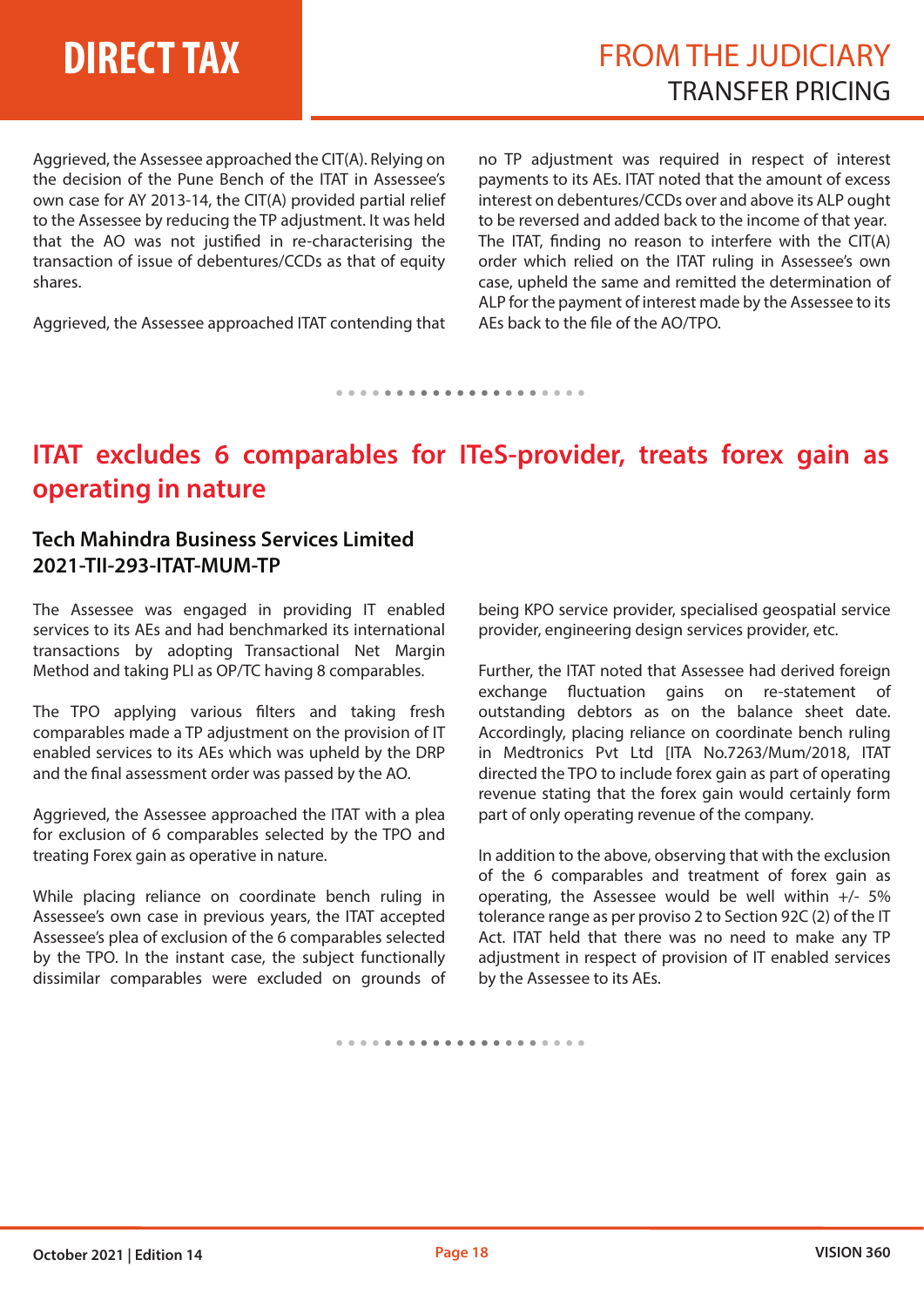Aggrieved, the Assessee approached the CIT(A). Relying on the decision of the Pune Bench of the ITAT in Assessee's own case for AY 2013-14, the CIT(A) provided partial relief to the Assessee by reducing the TP adjustment. It was held that the AO was not justified in re-characterising the transaction of issue of debentures/CCDs as that of equity shares.

Aggrieved, the Assessee approached ITAT contending that no TP adjustment was required in respect of interest payments to its AEs. ITAT noted that the amount of excess interest on debentures/CCDs over and above its ALP ought to be reversed and added back to the income of that year. The ITAT, finding no reason to interfere with the CIT(A) order which relied on the ITAT ruling in Assessee's own case, upheld the same and remitted the determination of ALP for the payment of interest made by the Assessee to its AEs back to the file of the AO/TPO.

## ITAT excludes 6 comparables for ITeS-provider, treats forex gain as operating in nature

### Tech Mahindra Business Services Limited 2021-TII-293-ITAT-MUM-TP

The Assessee was engaged in providing IT enabled services to its AEs and had benchmarked its international transactions by adopting Transactional Net Margin Method and taking PLI as OP/TC having 8 comparables.

The TPO applying various filters and taking fresh comparables made a TP adjustment on the provision of IT enabled services to its AEs which was upheld by the DRP and the final assessment order was passed by the AO.

Aggrieved, the Assessee approached the ITAT with a plea for exclusion of 6 comparables selected by the TPO and treating Forex gain as operative in nature.

While placing reliance on coordinate bench ruling in Assessee's own case in previous years, the ITAT accepted Assessee's plea of exclusion of the 6 comparables selected by the TPO. In the instant case, the subject functionally dissimilar comparables were excluded on grounds of being KPO service provider, specialised geospatial service provider, engineering design services provider, etc.

Further, the ITAT noted that Assessee had derived foreign exchange fluctuation gains on re-statement of outstanding debtors as on the balance sheet date. Accordingly, placing reliance on coordinate bench ruling in Medtronics Pvt Ltd [ITA No.7263/Mum/2018, ITAT directed the TPO to include forex gain as part of operating revenue stating that the forex gain would certainly form part of only operating revenue of the company.

In addition to the above, observing that with the exclusion of the 6 comparables and treatment of forex gain as operating, the Assessee would be well within +/- 5% tolerance range as per proviso 2 to Section 92C (2) of the IT Act. ITAT held that there was no need to make any TP adjustment in respect of provision of IT enabled services by the Assessee to its AEs.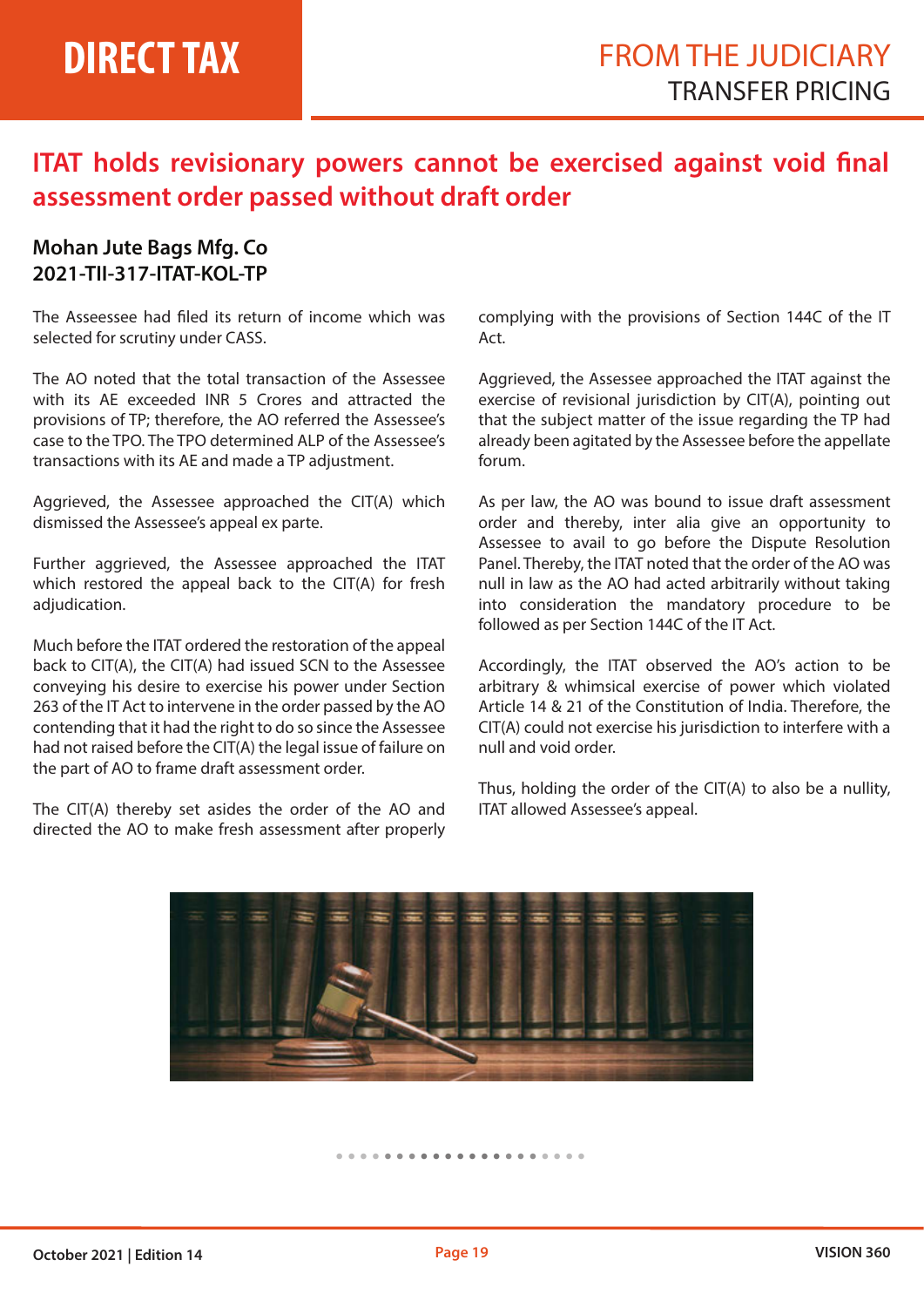# DIRECT TAX

## FROM THE JUDICIARY
## TRANSFER PRICING

## ITAT holds revisionary powers cannot be exercised against void final assessment order passed without draft order

**Mohan Jute Bags Mfg. Co**
**2021-TII-317-ITAT-KOL-TP**

The Asseessee had filed its return of income which was selected for scrutiny under CASS.

The AO noted that the total transaction of the Assessee with its AE exceeded INR 5 Crores and attracted the provisions of TP; therefore, the AO referred the Assessee's case to the TPO. The TPO determined ALP of the Assessee's transactions with its AE and made a TP adjustment.

Aggrieved, the Assessee approached the CIT(A) which dismissed the Assessee's appeal ex parte.

Further aggrieved, the Assessee approached the ITAT which restored the appeal back to the CIT(A) for fresh adjudication.

Much before the ITAT ordered the restoration of the appeal back to CIT(A), the CIT(A) had issued SCN to the Assessee conveying his desire to exercise his power under Section 263 of the IT Act to intervene in the order passed by the AO contending that it had the right to do so since the Assessee had not raised before the CIT(A) the legal issue of failure on the part of AO to frame draft assessment order.

The CIT(A) thereby set asides the order of the AO and directed the AO to make fresh assessment after properly complying with the provisions of Section 144C of the IT Act.

Aggrieved, the Assessee approached the ITAT against the exercise of revisional jurisdiction by CIT(A), pointing out that the subject matter of the issue regarding the TP had already been agitated by the Assessee before the appellate forum.

As per law, the AO was bound to issue draft assessment order and thereby, inter alia give an opportunity to Assessee to avail to go before the Dispute Resolution Panel. Thereby, the ITAT noted that the order of the AO was null in law as the AO had acted arbitrarily without taking into consideration the mandatory procedure to be followed as per Section 144C of the IT Act.

Accordingly, the ITAT observed the AO's action to be arbitrary & whimsical exercise of power which violated Article 14 & 21 of the Constitution of India. Therefore, the CIT(A) could not exercise his jurisdiction to interfere with a null and void order.

Thus, holding the order of the CIT(A) to also be a nullity, ITAT allowed Assessee's appeal.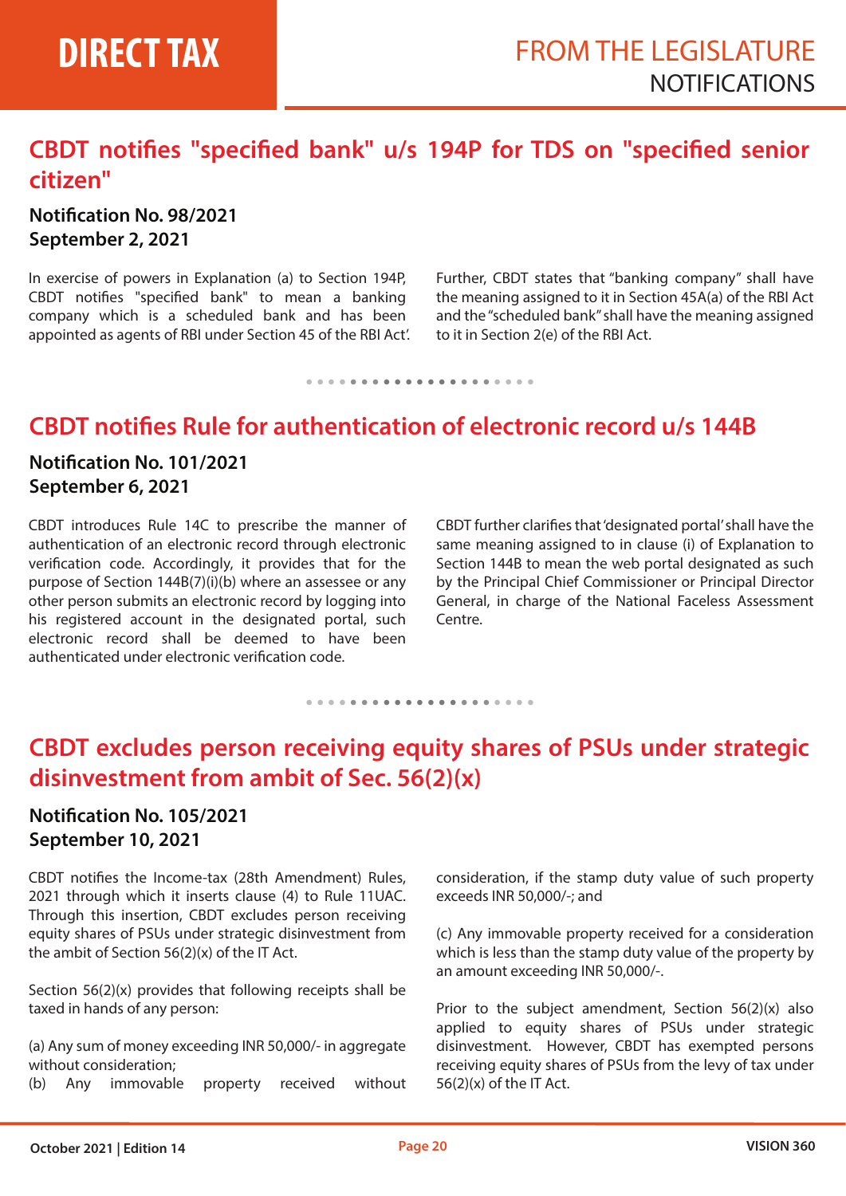## CBDT notifies "specified bank" u/s 194P for TDS on "specified senior citizen"

**Notification No. 98/2021**
**September 2, 2021**

In exercise of powers in Explanation (a) to Section 194P, CBDT notifies "specified bank" to mean a banking company which is a scheduled bank and has been appointed as agents of RBI under Section 45 of the RBI Act'.

Further, CBDT states that "banking company" shall have the meaning assigned to it in Section 45A(a) of the RBI Act and the "scheduled bank" shall have the meaning assigned to it in Section 2(e) of the RBI Act.

## CBDT notifies Rule for authentication of electronic record u/s 144B

**Notification No. 101/2021**
**September 6, 2021**

CBDT introduces Rule 14C to prescribe the manner of authentication of an electronic record through electronic verification code. Accordingly, it provides that for the purpose of Section 144B(7)(i)(b) where an assessee or any other person submits an electronic record by logging into his registered account in the designated portal, such electronic record shall be deemed to have been authenticated under electronic verification code.

CBDT further clarifies that 'designated portal' shall have the same meaning assigned to in clause (i) of Explanation to Section 144B to mean the web portal designated as such by the Principal Chief Commissioner or Principal Director General, in charge of the National Faceless Assessment Centre.

## CBDT excludes person receiving equity shares of PSUs under strategic disinvestment from ambit of Sec. 56(2)(x)

**Notification No. 105/2021**
**September 10, 2021**

CBDT notifies the Income-tax (28th Amendment) Rules, 2021 through which it inserts clause (4) to Rule 11UAC. Through this insertion, CBDT excludes person receiving equity shares of PSUs under strategic disinvestment from the ambit of Section 56(2)(x) of the IT Act.

Section 56(2)(x) provides that following receipts shall be taxed in hands of any person:

(a) Any sum of money exceeding INR 50,000/- in aggregate without consideration;
(b) Any immovable property received without consideration, if the stamp duty value of such property exceeds INR 50,000/-; and

(c) Any immovable property received for a consideration which is less than the stamp duty value of the property by an amount exceeding INR 50,000/-.

Prior to the subject amendment, Section 56(2)(x) also applied to equity shares of PSUs under strategic disinvestment. However, CBDT has exempted persons receiving equity shares of PSUs from the levy of tax under 56(2)(x) of the IT Act.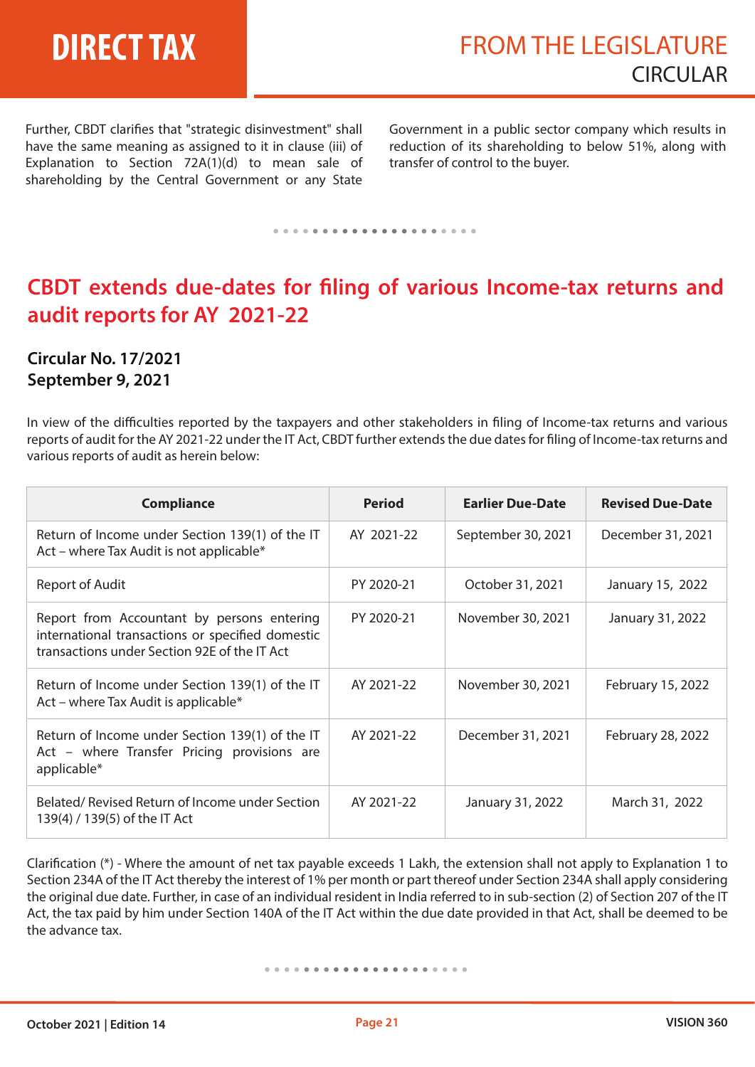Further, CBDT clarifies that "strategic disinvestment" shall have the same meaning as assigned to it in clause (iii) of Explanation to Section 72A(1)(d) to mean sale of shareholding by the Central Government or any State Government in a public sector company which results in reduction of its shareholding to below 51%, along with transfer of control to the buyer.

## CBDT extends due-dates for filing of various Income-tax returns and audit reports for AY 2021-22

**Circular No. 17/2021**
**September 9, 2021**

In view of the difficulties reported by the taxpayers and other stakeholders in filing of Income-tax returns and various reports of audit for the AY 2021-22 under the IT Act, CBDT further extends the due dates for filing of Income-tax returns and various reports of audit as herein below:

| Compliance | Period | Earlier Due-Date | Revised Due-Date |
|---|---|---|---|
| Return of Income under Section 139(1) of the IT Act – where Tax Audit is not applicable* | AY 2021-22 | September 30, 2021 | December 31, 2021 |
| Report of Audit | PY 2020-21 | October 31, 2021 | January 15, 2022 |
| Report from Accountant by persons entering international transactions or specified domestic transactions under Section 92E of the IT Act | PY 2020-21 | November 30, 2021 | January 31, 2022 |
| Return of Income under Section 139(1) of the IT Act – where Tax Audit is applicable* | AY 2021-22 | November 30, 2021 | February 15, 2022 |
| Return of Income under Section 139(1) of the IT Act – where Transfer Pricing provisions are applicable* | AY 2021-22 | December 31, 2021 | February 28, 2022 |
| Belated/ Revised Return of Income under Section 139(4) / 139(5) of the IT Act | AY 2021-22 | January 31, 2022 | March 31, 2022 |

Clarification (*) - Where the amount of net tax payable exceeds 1 Lakh, the extension shall not apply to Explanation 1 to Section 234A of the IT Act thereby the interest of 1% per month or part thereof under Section 234A shall apply considering the original due date. Further, in case of an individual resident in India referred to in sub-section (2) of Section 207 of the IT Act, the tax paid by him under Section 140A of the IT Act within the due date provided in that Act, shall be deemed to be the advance tax.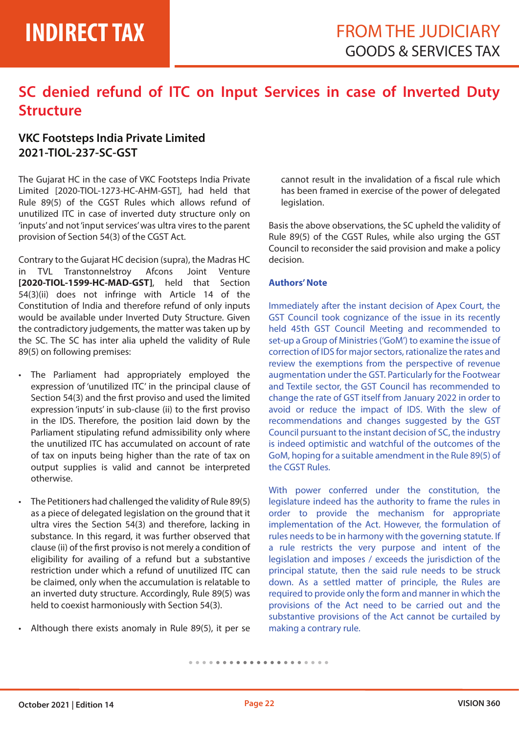# SC denied refund of ITC on Input Services in case of Inverted Duty Structure

## VKC Footsteps India Private Limited 2021-TIOL-237-SC-GST

The Gujarat HC in the case of VKC Footsteps India Private Limited [2020-TIOL-1273-HC-AHM-GST], had held that Rule 89(5) of the CGST Rules which allows refund of unutilized ITC in case of inverted duty structure only on 'inputs' and not 'input services' was ultra vires to the parent provision of Section 54(3) of the CGST Act.

Contrary to the Gujarat HC decision (supra), the Madras HC in TVL Transtonnelstroy Afcons Joint Venture **[2020-TIOL-1599-HC-MAD-GST]**, held that Section 54(3)(ii) does not infringe with Article 14 of the Constitution of India and therefore refund of only inputs would be available under Inverted Duty Structure. Given the contradictory judgements, the matter was taken up by the SC. The SC has inter alia upheld the validity of Rule 89(5) on following premises:

- The Parliament had appropriately employed the expression of 'unutilized ITC' in the principal clause of Section 54(3) and the first proviso and used the limited expression 'inputs' in sub-clause (ii) to the first proviso in the IDS. Therefore, the position laid down by the Parliament stipulating refund admissibility only where the unutilized ITC has accumulated on account of rate of tax on inputs being higher than the rate of tax on output supplies is valid and cannot be interpreted otherwise.
- The Petitioners had challenged the validity of Rule 89(5) as a piece of delegated legislation on the ground that it ultra vires the Section 54(3) and therefore, lacking in substance. In this regard, it was further observed that clause (ii) of the first proviso is not merely a condition of eligibility for availing of a refund but a substantive restriction under which a refund of unutilized ITC can be claimed, only when the accumulation is relatable to an inverted duty structure. Accordingly, Rule 89(5) was held to coexist harmoniously with Section 54(3).
- Although there exists anomaly in Rule 89(5), it per se cannot result in the invalidation of a fiscal rule which has been framed in exercise of the power of delegated legislation.

Basis the above observations, the SC upheld the validity of Rule 89(5) of the CGST Rules, while also urging the GST Council to reconsider the said provision and make a policy decision.

**Authors' Note**

Immediately after the instant decision of Apex Court, the GST Council took cognizance of the issue in its recently held 45th GST Council Meeting and recommended to set-up a Group of Ministries ('GoM') to examine the issue of correction of IDS for major sectors, rationalize the rates and review the exemptions from the perspective of revenue augmentation under the GST. Particularly for the Footwear and Textile sector, the GST Council has recommended to change the rate of GST itself from January 2022 in order to avoid or reduce the impact of IDS. With the slew of recommendations and changes suggested by the GST Council pursuant to the instant decision of SC, the industry is indeed optimistic and watchful of the outcomes of the GoM, hoping for a suitable amendment in the Rule 89(5) of the CGST Rules.

With power conferred under the constitution, the legislature indeed has the authority to frame the rules in order to provide the mechanism for appropriate implementation of the Act. However, the formulation of rules needs to be in harmony with the governing statute. If a rule restricts the very purpose and intent of the legislation and imposes / exceeds the jurisdiction of the principal statute, then the said rule needs to be struck down. As a settled matter of principle, the Rules are required to provide only the form and manner in which the provisions of the Act need to be carried out and the substantive provisions of the Act cannot be curtailed by making a contrary rule.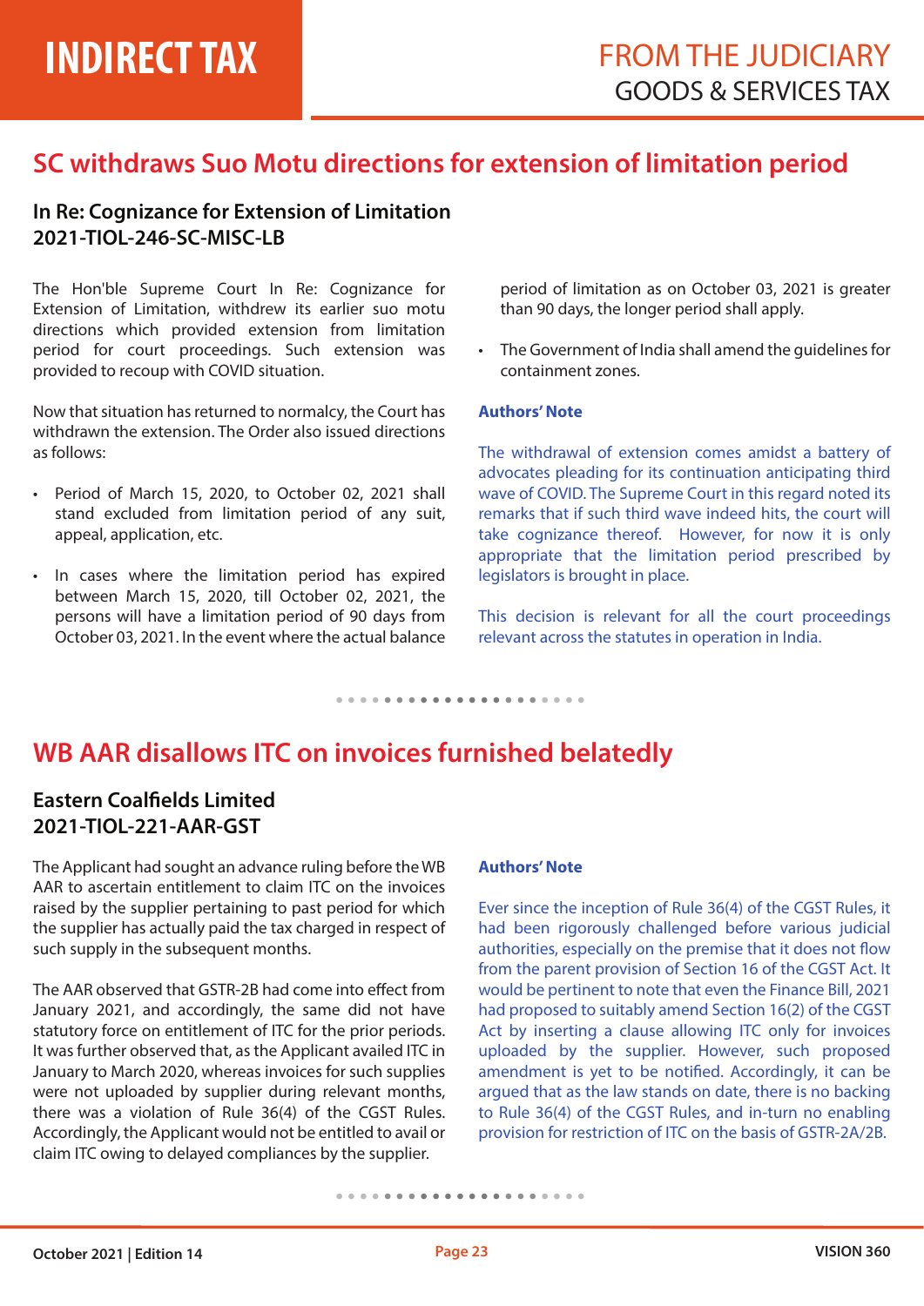# SC withdraws Suo Motu directions for extension of limitation period

### In Re: Cognizance for Extension of Limitation
### 2021-TIOL-246-SC-MISC-LB

The Hon'ble Supreme Court In Re: Cognizance for Extension of Limitation, withdrew its earlier suo motu directions which provided extension from limitation period for court proceedings. Such extension was provided to recoup with COVID situation.

Now that situation has returned to normalcy, the Court has withdrawn the extension. The Order also issued directions as follows:

- Period of March 15, 2020, to October 02, 2021 shall stand excluded from limitation period of any suit, appeal, application, etc.
- In cases where the limitation period has expired between March 15, 2020, till October 02, 2021, the persons will have a limitation period of 90 days from October 03, 2021. In the event where the actual balance period of limitation as on October 03, 2021 is greater than 90 days, the longer period shall apply.
- The Government of India shall amend the guidelines for containment zones.

**Authors' Note**

The withdrawal of extension comes amidst a battery of advocates pleading for its continuation anticipating third wave of COVID. The Supreme Court in this regard noted its remarks that if such third wave indeed hits, the court will take cognizance thereof. However, for now it is only appropriate that the limitation period prescribed by legislators is brought in place.

This decision is relevant for all the court proceedings relevant across the statutes in operation in India.

# WB AAR disallows ITC on invoices furnished belatedly

### Eastern Coalfields Limited
### 2021-TIOL-221-AAR-GST

The Applicant had sought an advance ruling before the WB AAR to ascertain entitlement to claim ITC on the invoices raised by the supplier pertaining to past period for which the supplier has actually paid the tax charged in respect of such supply in the subsequent months.

The AAR observed that GSTR-2B had come into effect from January 2021, and accordingly, the same did not have statutory force on entitlement of ITC for the prior periods. It was further observed that, as the Applicant availed ITC in January to March 2020, whereas invoices for such supplies were not uploaded by supplier during relevant months, there was a violation of Rule 36(4) of the CGST Rules. Accordingly, the Applicant would not be entitled to avail or claim ITC owing to delayed compliances by the supplier.

**Authors' Note**

Ever since the inception of Rule 36(4) of the CGST Rules, it had been rigorously challenged before various judicial authorities, especially on the premise that it does not flow from the parent provision of Section 16 of the CGST Act. It would be pertinent to note that even the Finance Bill, 2021 had proposed to suitably amend Section 16(2) of the CGST Act by inserting a clause allowing ITC only for invoices uploaded by the supplier. However, such proposed amendment is yet to be notified. Accordingly, it can be argued that as the law stands on date, there is no backing to Rule 36(4) of the CGST Rules, and in-turn no enabling provision for restriction of ITC on the basis of GSTR-2A/2B.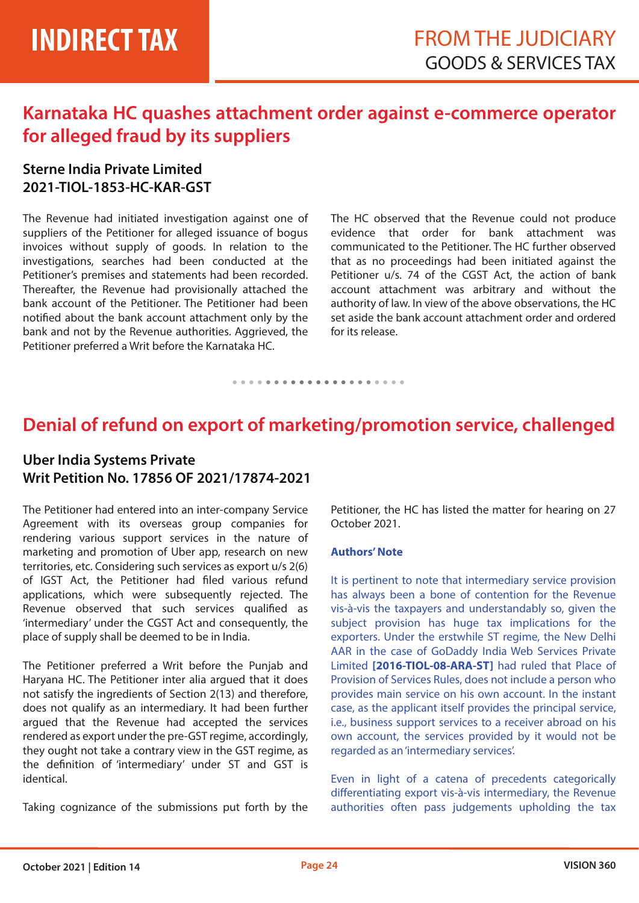# Karnataka HC quashes attachment order against e-commerce operator for alleged fraud by its suppliers

### Sterne India Private Limited
### 2021-TIOL-1853-HC-KAR-GST

The Revenue had initiated investigation against one of suppliers of the Petitioner for alleged issuance of bogus invoices without supply of goods. In relation to the investigations, searches had been conducted at the Petitioner's premises and statements had been recorded. Thereafter, the Revenue had provisionally attached the bank account of the Petitioner. The Petitioner had been notified about the bank account attachment only by the bank and not by the Revenue authorities. Aggrieved, the Petitioner preferred a Writ before the Karnataka HC.

The HC observed that the Revenue could not produce evidence that order for bank attachment was communicated to the Petitioner. The HC further observed that as no proceedings had been initiated against the Petitioner u/s. 74 of the CGST Act, the action of bank account attachment was arbitrary and without the authority of law. In view of the above observations, the HC set aside the bank account attachment order and ordered for its release.

# Denial of refund on export of marketing/promotion service, challenged

### Uber India Systems Private
### Writ Petition No. 17856 OF 2021/17874-2021

The Petitioner had entered into an inter-company Service Agreement with its overseas group companies for rendering various support services in the nature of marketing and promotion of Uber app, research on new territories, etc. Considering such services as export u/s 2(6) of IGST Act, the Petitioner had filed various refund applications, which were subsequently rejected. The Revenue observed that such services qualified as 'intermediary' under the CGST Act and consequently, the place of supply shall be deemed to be in India.

The Petitioner preferred a Writ before the Punjab and Haryana HC. The Petitioner inter alia argued that it does not satisfy the ingredients of Section 2(13) and therefore, does not qualify as an intermediary. It had been further argued that the Revenue had accepted the services rendered as export under the pre-GST regime, accordingly, they ought not take a contrary view in the GST regime, as the definition of 'intermediary' under ST and GST is identical.

Taking cognizance of the submissions put forth by the Petitioner, the HC has listed the matter for hearing on 27 October 2021.

**Authors' Note**

It is pertinent to note that intermediary service provision has always been a bone of contention for the Revenue vis-à-vis the taxpayers and understandably so, given the subject provision has huge tax implications for the exporters. Under the erstwhile ST regime, the New Delhi AAR in the case of GoDaddy India Web Services Private Limited **[2016-TIOL-08-ARA-ST]** had ruled that Place of Provision of Services Rules, does not include a person who provides main service on his own account. In the instant case, as the applicant itself provides the principal service, i.e., business support services to a receiver abroad on his own account, the services provided by it would not be regarded as an 'intermediary services'.

Even in light of a catena of precedents categorically differentiating export vis-à-vis intermediary, the Revenue authorities often pass judgements upholding the tax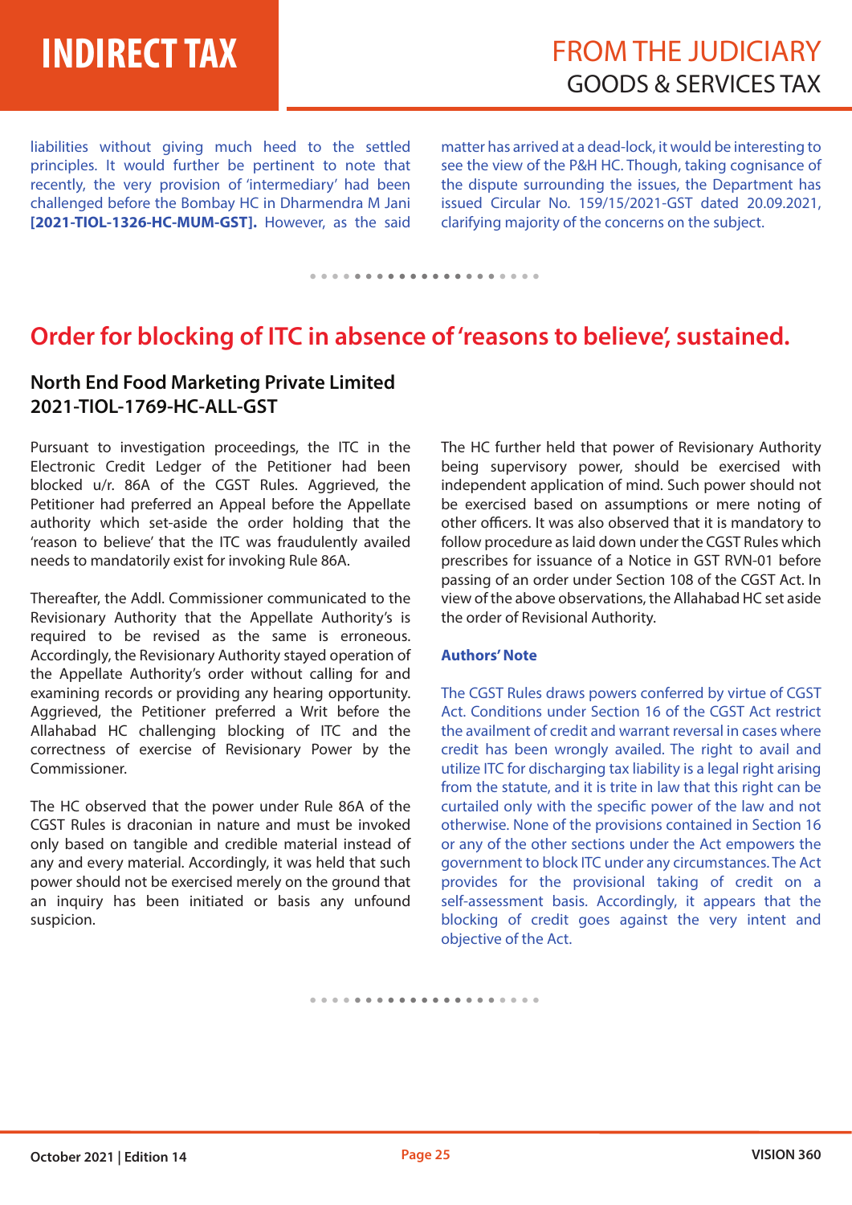liabilities without giving much heed to the settled principles. It would further be pertinent to note that recently, the very provision of 'intermediary' had been challenged before the Bombay HC in Dharmendra M Jani **[2021-TIOL-1326-HC-MUM-GST].** However, as the said matter has arrived at a dead-lock, it would be interesting to see the view of the P&H HC. Though, taking cognisance of the dispute surrounding the issues, the Department has issued Circular No. 159/15/2021-GST dated 20.09.2021, clarifying majority of the concerns on the subject.

## Order for blocking of ITC in absence of 'reasons to believe', sustained.

### North End Food Marketing Private Limited 2021-TIOL-1769-HC-ALL-GST

Pursuant to investigation proceedings, the ITC in the Electronic Credit Ledger of the Petitioner had been blocked u/r. 86A of the CGST Rules. Aggrieved, the Petitioner had preferred an Appeal before the Appellate authority which set-aside the order holding that the 'reason to believe' that the ITC was fraudulently availed needs to mandatorily exist for invoking Rule 86A.

Thereafter, the Addl. Commissioner communicated to the Revisionary Authority that the Appellate Authority's is required to be revised as the same is erroneous. Accordingly, the Revisionary Authority stayed operation of the Appellate Authority's order without calling for and examining records or providing any hearing opportunity. Aggrieved, the Petitioner preferred a Writ before the Allahabad HC challenging blocking of ITC and the correctness of exercise of Revisionary Power by the Commissioner.

The HC observed that the power under Rule 86A of the CGST Rules is draconian in nature and must be invoked only based on tangible and credible material instead of any and every material. Accordingly, it was held that such power should not be exercised merely on the ground that an inquiry has been initiated or basis any unfound suspicion.

The HC further held that power of Revisionary Authority being supervisory power, should be exercised with independent application of mind. Such power should not be exercised based on assumptions or mere noting of other officers. It was also observed that it is mandatory to follow procedure as laid down under the CGST Rules which prescribes for issuance of a Notice in GST RVN-01 before passing of an order under Section 108 of the CGST Act. In view of the above observations, the Allahabad HC set aside the order of Revisional Authority.

**Authors' Note**

The CGST Rules draws powers conferred by virtue of CGST Act. Conditions under Section 16 of the CGST Act restrict the availment of credit and warrant reversal in cases where credit has been wrongly availed. The right to avail and utilize ITC for discharging tax liability is a legal right arising from the statute, and it is trite in law that this right can be curtailed only with the specific power of the law and not otherwise. None of the provisions contained in Section 16 or any of the other sections under the Act empowers the government to block ITC under any circumstances. The Act provides for the provisional taking of credit on a self-assessment basis. Accordingly, it appears that the blocking of credit goes against the very intent and objective of the Act.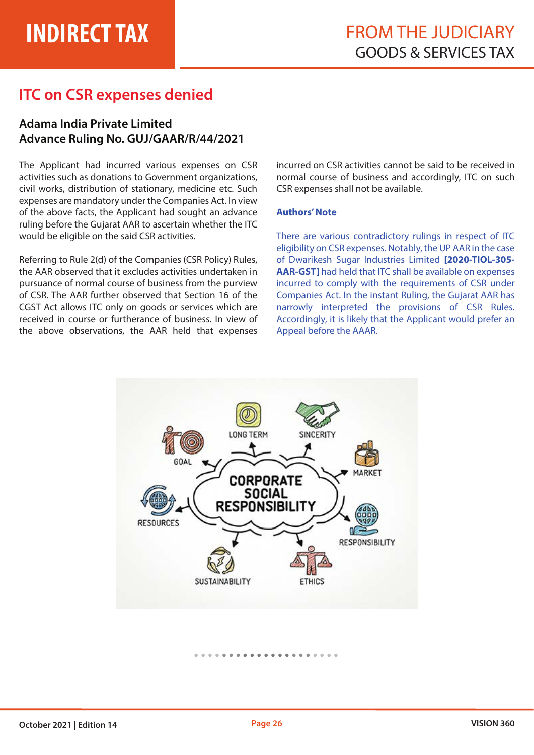## ITC on CSR expenses denied

### Adama India Private Limited
### Advance Ruling No. GUJ/GAAR/R/44/2021

The Applicant had incurred various expenses on CSR activities such as donations to Government organizations, civil works, distribution of stationary, medicine etc. Such expenses are mandatory under the Companies Act. In view of the above facts, the Applicant had sought an advance ruling before the Gujarat AAR to ascertain whether the ITC would be eligible on the said CSR activities.

Referring to Rule 2(d) of the Companies (CSR Policy) Rules, the AAR observed that it excludes activities undertaken in pursuance of normal course of business from the purview of CSR. The AAR further observed that Section 16 of the CGST Act allows ITC only on goods or services which are received in course or furtherance of business. In view of the above observations, the AAR held that expenses incurred on CSR activities cannot be said to be received in normal course of business and accordingly, ITC on such CSR expenses shall not be available.

**Authors' Note**

There are various contradictory rulings in respect of ITC eligibility on CSR expenses. Notably, the UP AAR in the case of Dwarikesh Sugar Industries Limited **[2020-TIOL-305-AAR-GST]** had held that ITC shall be available on expenses incurred to comply with the requirements of CSR under Companies Act. In the instant Ruling, the Gujarat AAR has narrowly interpreted the provisions of CSR Rules. Accordingly, it is likely that the Applicant would prefer an Appeal before the AAAR.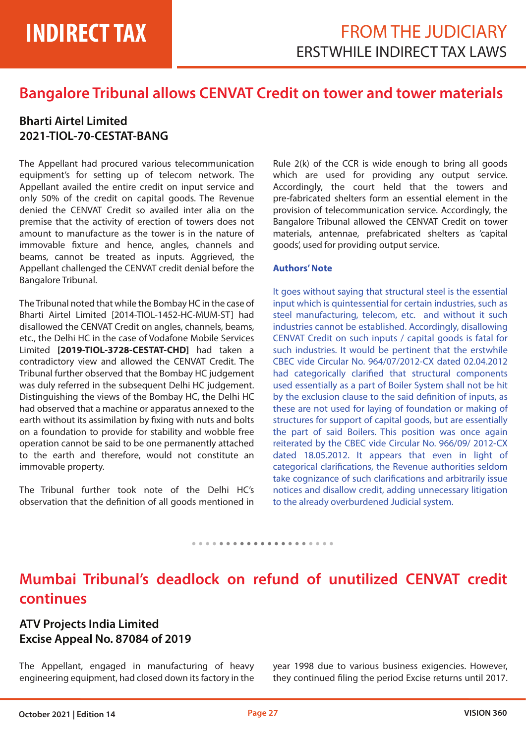## Bangalore Tribunal allows CENVAT Credit on tower and tower materials

### Bharti Airtel Limited
### 2021-TIOL-70-CESTAT-BANG

The Appellant had procured various telecommunication equipment's for setting up of telecom network. The Appellant availed the entire credit on input service and only 50% of the credit on capital goods. The Revenue denied the CENVAT Credit so availed inter alia on the premise that the activity of erection of towers does not amount to manufacture as the tower is in the nature of immovable fixture and hence, angles, channels and beams, cannot be treated as inputs. Aggrieved, the Appellant challenged the CENVAT credit denial before the Bangalore Tribunal.

The Tribunal noted that while the Bombay HC in the case of Bharti Airtel Limited [2014-TIOL-1452-HC-MUM-ST] had disallowed the CENVAT Credit on angles, channels, beams, etc., the Delhi HC in the case of Vodafone Mobile Services Limited **[2019-TIOL-3728-CESTAT-CHD]** had taken a contradictory view and allowed the CENVAT Credit. The Tribunal further observed that the Bombay HC judgement was duly referred in the subsequent Delhi HC judgement. Distinguishing the views of the Bombay HC, the Delhi HC had observed that a machine or apparatus annexed to the earth without its assimilation by fixing with nuts and bolts on a foundation to provide for stability and wobble free operation cannot be said to be one permanently attached to the earth and therefore, would not constitute an immovable property.

The Tribunal further took note of the Delhi HC's observation that the definition of all goods mentioned in Rule 2(k) of the CCR is wide enough to bring all goods which are used for providing any output service. Accordingly, the court held that the towers and pre-fabricated shelters form an essential element in the provision of telecommunication service. Accordingly, the Bangalore Tribunal allowed the CENVAT Credit on tower materials, antennae, prefabricated shelters as 'capital goods', used for providing output service.

**Authors' Note**

It goes without saying that structural steel is the essential input which is quintessential for certain industries, such as steel manufacturing, telecom, etc. and without it such industries cannot be established. Accordingly, disallowing CENVAT Credit on such inputs / capital goods is fatal for such industries. It would be pertinent that the erstwhile CBEC vide Circular No. 964/07/2012-CX dated 02.04.2012 had categorically clarified that structural components used essentially as a part of Boiler System shall not be hit by the exclusion clause to the said definition of inputs, as these are not used for laying of foundation or making of structures for support of capital goods, but are essentially the part of said Boilers. This position was once again reiterated by the CBEC vide Circular No. 966/09/ 2012-CX dated 18.05.2012. It appears that even in light of categorical clarifications, the Revenue authorities seldom take cognizance of such clarifications and arbitrarily issue notices and disallow credit, adding unnecessary litigation to the already overburdened Judicial system.

## Mumbai Tribunal's deadlock on refund of unutilized CENVAT credit continues

### ATV Projects India Limited
### Excise Appeal No. 87084 of 2019

The Appellant, engaged in manufacturing of heavy engineering equipment, had closed down its factory in the year 1998 due to various business exigencies. However, they continued filing the period Excise returns until 2017.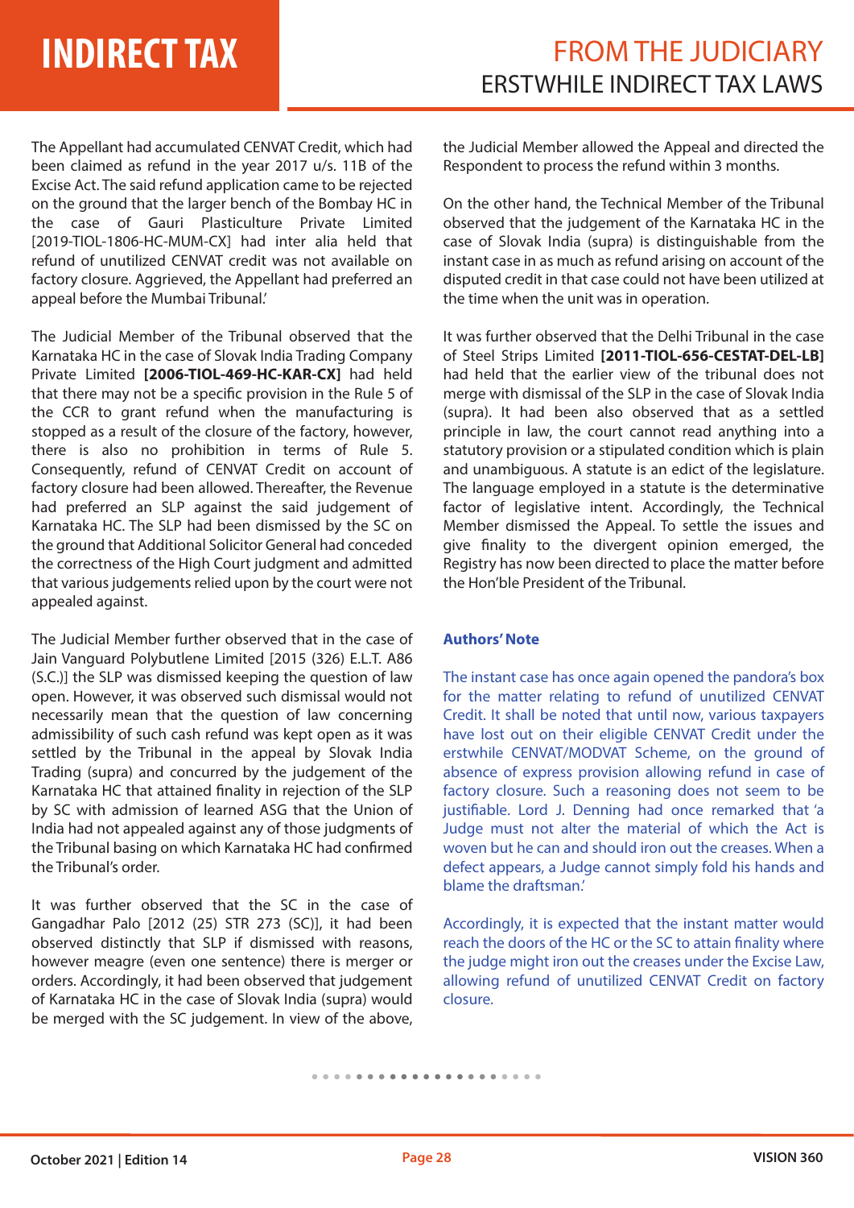The Appellant had accumulated CENVAT Credit, which had been claimed as refund in the year 2017 u/s. 11B of the Excise Act. The said refund application came to be rejected on the ground that the larger bench of the Bombay HC in the case of Gauri Plasticulture Private Limited [2019-TIOL-1806-HC-MUM-CX] had inter alia held that refund of unutilized CENVAT credit was not available on factory closure. Aggrieved, the Appellant had preferred an appeal before the Mumbai Tribunal.'

The Judicial Member of the Tribunal observed that the Karnataka HC in the case of Slovak India Trading Company Private Limited **[2006-TIOL-469-HC-KAR-CX]** had held that there may not be a specific provision in the Rule 5 of the CCR to grant refund when the manufacturing is stopped as a result of the closure of the factory, however, there is also no prohibition in terms of Rule 5. Consequently, refund of CENVAT Credit on account of factory closure had been allowed. Thereafter, the Revenue had preferred an SLP against the said judgement of Karnataka HC. The SLP had been dismissed by the SC on the ground that Additional Solicitor General had conceded the correctness of the High Court judgment and admitted that various judgements relied upon by the court were not appealed against.

The Judicial Member further observed that in the case of Jain Vanguard Polybutlene Limited [2015 (326) E.L.T. A86 (S.C.)] the SLP was dismissed keeping the question of law open. However, it was observed such dismissal would not necessarily mean that the question of law concerning admissibility of such cash refund was kept open as it was settled by the Tribunal in the appeal by Slovak India Trading (supra) and concurred by the judgement of the Karnataka HC that attained finality in rejection of the SLP by SC with admission of learned ASG that the Union of India had not appealed against any of those judgments of the Tribunal basing on which Karnataka HC had confirmed the Tribunal's order.

It was further observed that the SC in the case of Gangadhar Palo [2012 (25) STR 273 (SC)], it had been observed distinctly that SLP if dismissed with reasons, however meagre (even one sentence) there is merger or orders. Accordingly, it had been observed that judgement of Karnataka HC in the case of Slovak India (supra) would be merged with the SC judgement. In view of the above, the Judicial Member allowed the Appeal and directed the Respondent to process the refund within 3 months.

On the other hand, the Technical Member of the Tribunal observed that the judgement of the Karnataka HC in the case of Slovak India (supra) is distinguishable from the instant case in as much as refund arising on account of the disputed credit in that case could not have been utilized at the time when the unit was in operation.

It was further observed that the Delhi Tribunal in the case of Steel Strips Limited **[2011-TIOL-656-CESTAT-DEL-LB]** had held that the earlier view of the tribunal does not merge with dismissal of the SLP in the case of Slovak India (supra). It had been also observed that as a settled principle in law, the court cannot read anything into a statutory provision or a stipulated condition which is plain and unambiguous. A statute is an edict of the legislature. The language employed in a statute is the determinative factor of legislative intent. Accordingly, the Technical Member dismissed the Appeal. To settle the issues and give finality to the divergent opinion emerged, the Registry has now been directed to place the matter before the Hon'ble President of the Tribunal.

**Authors' Note**

The instant case has once again opened the pandora's box for the matter relating to refund of unutilized CENVAT Credit. It shall be noted that until now, various taxpayers have lost out on their eligible CENVAT Credit under the erstwhile CENVAT/MODVAT Scheme, on the ground of absence of express provision allowing refund in case of factory closure. Such a reasoning does not seem to be justifiable. Lord J. Denning had once remarked that 'a Judge must not alter the material of which the Act is woven but he can and should iron out the creases. When a defect appears, a Judge cannot simply fold his hands and blame the draftsman.'

Accordingly, it is expected that the instant matter would reach the doors of the HC or the SC to attain finality where the judge might iron out the creases under the Excise Law, allowing refund of unutilized CENVAT Credit on factory closure.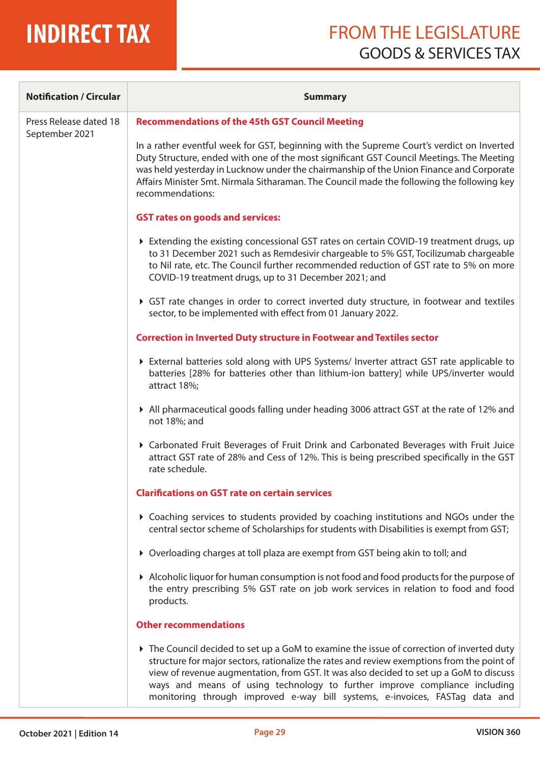| Notification / Circular | Summary |
|---|---|
| Press Release dated 18 September 2021 | **Recommendations of the 45th GST Council Meeting**<br><br>In a rather eventful week for GST, beginning with the Supreme Court's verdict on Inverted Duty Structure, ended with one of the most significant GST Council Meetings. The Meeting was held yesterday in Lucknow under the chairmanship of the Union Finance and Corporate Affairs Minister Smt. Nirmala Sitharaman. The Council made the following the following key recommendations:<br><br>**GST rates on goods and services:**<br><br>▸ Extending the existing concessional GST rates on certain COVID-19 treatment drugs, up to 31 December 2021 such as Remdesivir chargeable to 5% GST, Tocilizumab chargeable to Nil rate, etc. The Council further recommended reduction of GST rate to 5% on more COVID-19 treatment drugs, up to 31 December 2021; and<br><br>▸ GST rate changes in order to correct inverted duty structure, in footwear and textiles sector, to be implemented with effect from 01 January 2022.<br><br>**Correction in Inverted Duty structure in Footwear and Textiles sector**<br><br>▸ External batteries sold along with UPS Systems/ Inverter attract GST rate applicable to batteries [28% for batteries other than lithium-ion battery] while UPS/inverter would attract 18%;<br><br>▸ All pharmaceutical goods falling under heading 3006 attract GST at the rate of 12% and not 18%; and<br><br>▸ Carbonated Fruit Beverages of Fruit Drink and Carbonated Beverages with Fruit Juice attract GST rate of 28% and Cess of 12%. This is being prescribed specifically in the GST rate schedule.<br><br>**Clarifications on GST rate on certain services**<br><br>▸ Coaching services to students provided by coaching institutions and NGOs under the central sector scheme of Scholarships for students with Disabilities is exempt from GST;<br><br>▸ Overloading charges at toll plaza are exempt from GST being akin to toll; and<br><br>▸ Alcoholic liquor for human consumption is not food and food products for the purpose of the entry prescribing 5% GST rate on job work services in relation to food and food products.<br><br>**Other recommendations**<br><br>▸ The Council decided to set up a GoM to examine the issue of correction of inverted duty structure for major sectors, rationalize the rates and review exemptions from the point of view of revenue augmentation, from GST. It was also decided to set up a GoM to discuss ways and means of using technology to further improve compliance including monitoring through improved e-way bill systems, e-invoices, FASTag data and |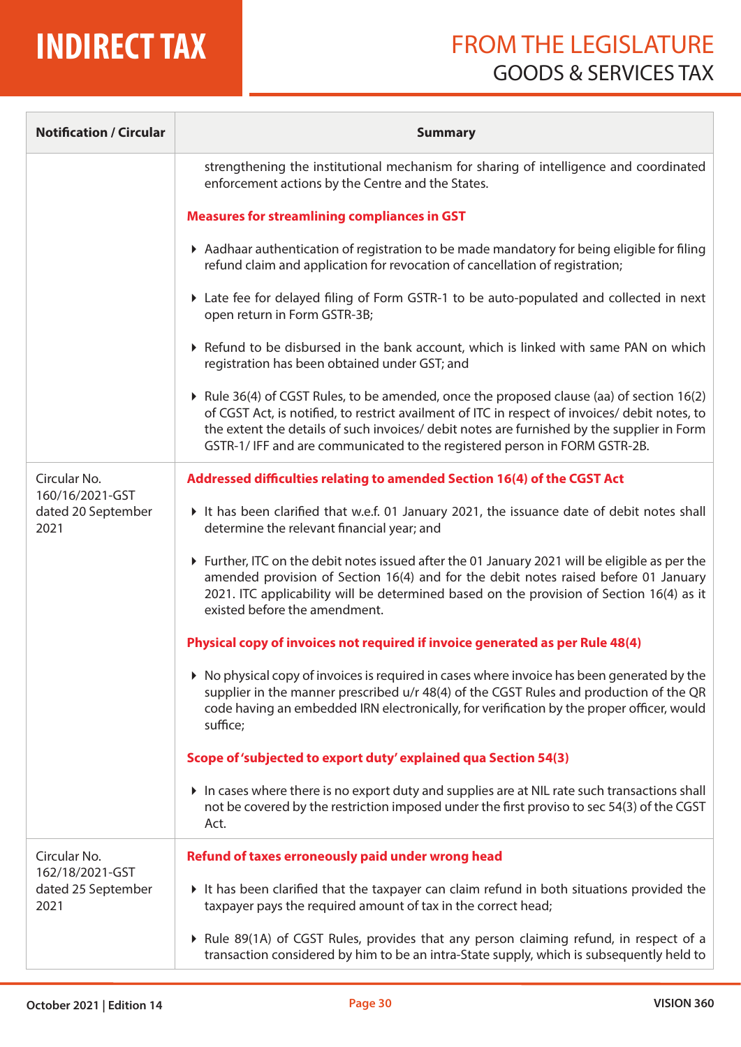| Notification / Circular | Summary |
|---|---|
| | strengthening the institutional mechanism for sharing of intelligence and coordinated enforcement actions by the Centre and the States.<br><br>**Measures for streamlining compliances in GST**<br><br>▸ Aadhaar authentication of registration to be made mandatory for being eligible for filing refund claim and application for revocation of cancellation of registration;<br><br>▸ Late fee for delayed filing of Form GSTR-1 to be auto-populated and collected in next open return in Form GSTR-3B;<br><br>▸ Refund to be disbursed in the bank account, which is linked with same PAN on which registration has been obtained under GST; and<br><br>▸ Rule 36(4) of CGST Rules, to be amended, once the proposed clause (aa) of section 16(2) of CGST Act, is notified, to restrict availment of ITC in respect of invoices/ debit notes, to the extent the details of such invoices/ debit notes are furnished by the supplier in Form GSTR-1/ IFF and are communicated to the registered person in FORM GSTR-2B. |
| Circular No. 160/16/2021-GST dated 20 September 2021 | **Addressed difficulties relating to amended Section 16(4) of the CGST Act**<br><br>▸ It has been clarified that w.e.f. 01 January 2021, the issuance date of debit notes shall determine the relevant financial year; and<br><br>▸ Further, ITC on the debit notes issued after the 01 January 2021 will be eligible as per the amended provision of Section 16(4) and for the debit notes raised before 01 January 2021. ITC applicability will be determined based on the provision of Section 16(4) as it existed before the amendment.<br><br>**Physical copy of invoices not required if invoice generated as per Rule 48(4)**<br><br>▸ No physical copy of invoices is required in cases where invoice has been generated by the supplier in the manner prescribed u/r 48(4) of the CGST Rules and production of the QR code having an embedded IRN electronically, for verification by the proper officer, would suffice;<br><br>**Scope of 'subjected to export duty' explained qua Section 54(3)**<br><br>▸ In cases where there is no export duty and supplies are at NIL rate such transactions shall not be covered by the restriction imposed under the first proviso to sec 54(3) of the CGST Act. |
| Circular No. 162/18/2021-GST dated 25 September 2021 | **Refund of taxes erroneously paid under wrong head**<br><br>▸ It has been clarified that the taxpayer can claim refund in both situations provided the taxpayer pays the required amount of tax in the correct head;<br><br>▸ Rule 89(1A) of CGST Rules, provides that any person claiming refund, in respect of a transaction considered by him to be an intra-State supply, which is subsequently held to |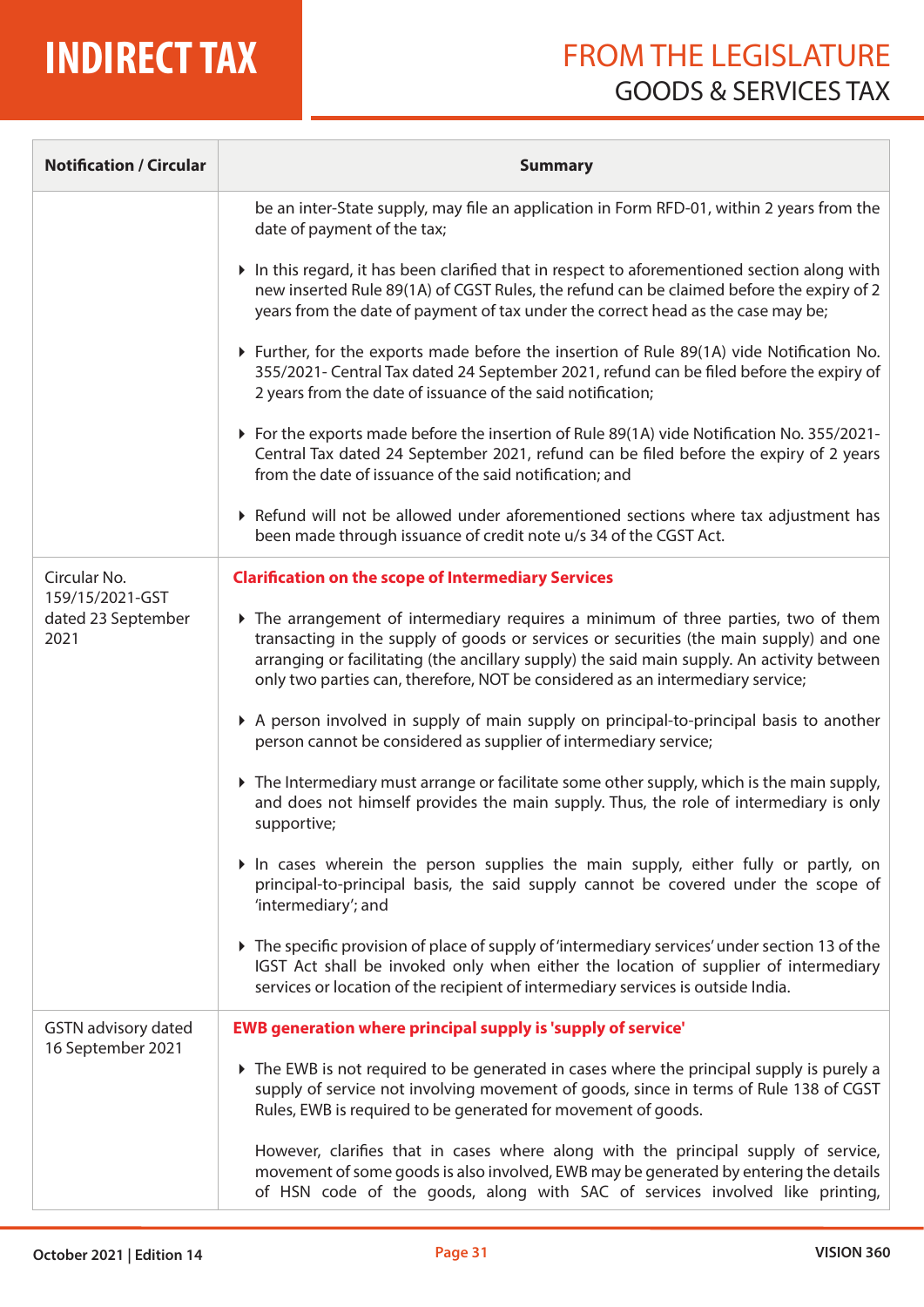| Notification / Circular | Summary |
|---|---|
| | be an inter-State supply, may file an application in Form RFD-01, within 2 years from the date of payment of the tax;<br><br>▸ In this regard, it has been clarified that in respect to aforementioned section along with new inserted Rule 89(1A) of CGST Rules, the refund can be claimed before the expiry of 2 years from the date of payment of tax under the correct head as the case may be;<br><br>▸ Further, for the exports made before the insertion of Rule 89(1A) vide Notification No. 355/2021- Central Tax dated 24 September 2021, refund can be filed before the expiry of 2 years from the date of issuance of the said notification;<br><br>▸ For the exports made before the insertion of Rule 89(1A) vide Notification No. 355/2021- Central Tax dated 24 September 2021, refund can be filed before the expiry of 2 years from the date of issuance of the said notification; and<br><br>▸ Refund will not be allowed under aforementioned sections where tax adjustment has been made through issuance of credit note u/s 34 of the CGST Act. |
| Circular No. 159/15/2021-GST dated 23 September 2021 | **Clarification on the scope of Intermediary Services**<br><br>▸ The arrangement of intermediary requires a minimum of three parties, two of them transacting in the supply of goods or services or securities (the main supply) and one arranging or facilitating (the ancillary supply) the said main supply. An activity between only two parties can, therefore, NOT be considered as an intermediary service;<br><br>▸ A person involved in supply of main supply on principal-to-principal basis to another person cannot be considered as supplier of intermediary service;<br><br>▸ The Intermediary must arrange or facilitate some other supply, which is the main supply, and does not himself provides the main supply. Thus, the role of intermediary is only supportive;<br><br>▸ In cases wherein the person supplies the main supply, either fully or partly, on principal-to-principal basis, the said supply cannot be covered under the scope of 'intermediary'; and<br><br>▸ The specific provision of place of supply of 'intermediary services' under section 13 of the IGST Act shall be invoked only when either the location of supplier of intermediary services or location of the recipient of intermediary services is outside India. |
| GSTN advisory dated 16 September 2021 | **EWB generation where principal supply is 'supply of service'**<br><br>▸ The EWB is not required to be generated in cases where the principal supply is purely a supply of service not involving movement of goods, since in terms of Rule 138 of CGST Rules, EWB is required to be generated for movement of goods.<br><br>However, clarifies that in cases where along with the principal supply of service, movement of some goods is also involved, EWB may be generated by entering the details of HSN code of the goods, along with SAC of services involved like printing, |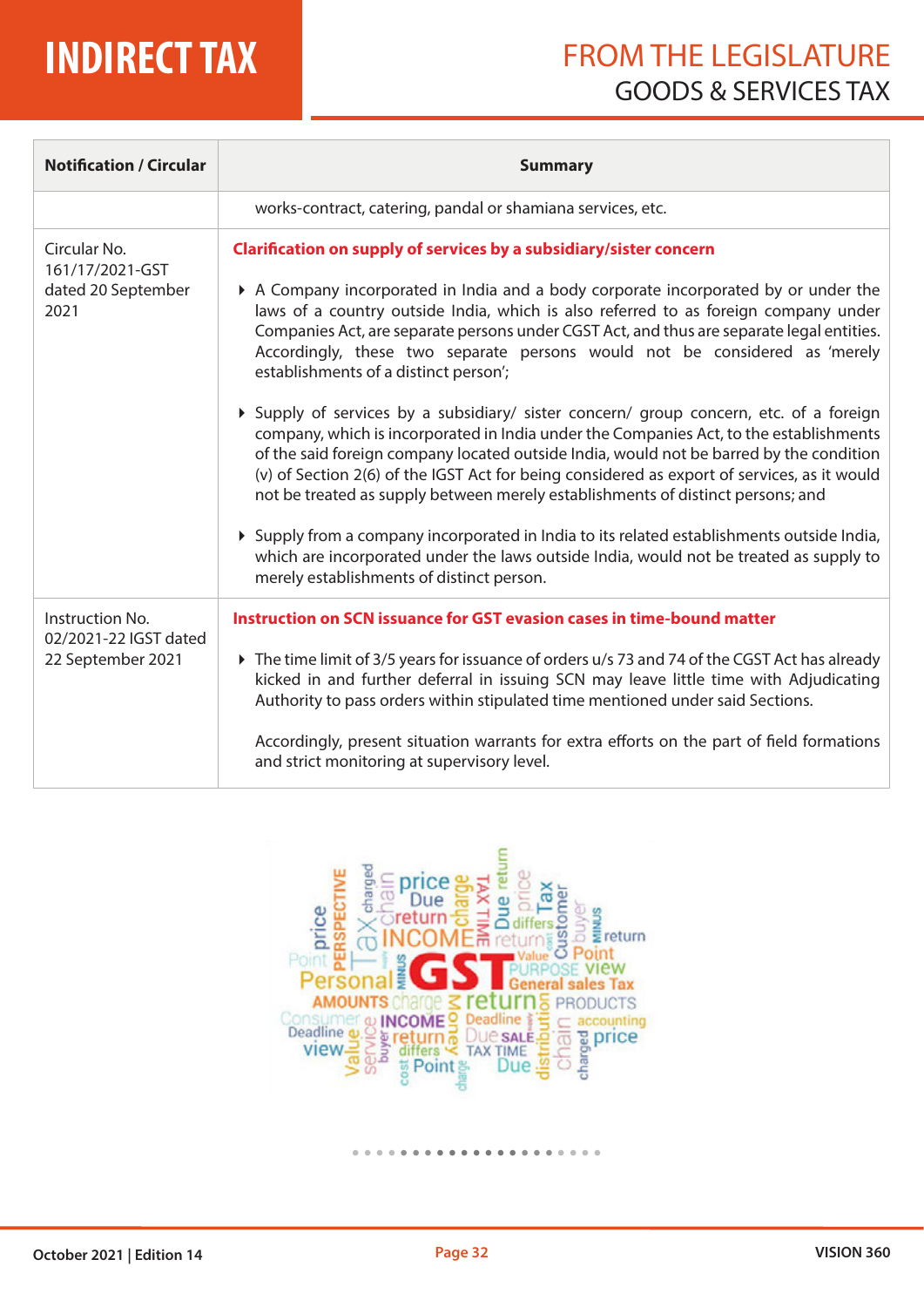| Notification / Circular | Summary |
|---|---|
| | works-contract, catering, pandal or shamiana services, etc. |
| Circular No. 161/17/2021-GST dated 20 September 2021 | **Clarification on supply of services by a subsidiary/sister concern**<br><br>▸ A Company incorporated in India and a body corporate incorporated by or under the laws of a country outside India, which is also referred to as foreign company under Companies Act, are separate persons under CGST Act, and thus are separate legal entities. Accordingly, these two separate persons would not be considered as 'merely establishments of a distinct person';<br><br>▸ Supply of services by a subsidiary/ sister concern/ group concern, etc. of a foreign company, which is incorporated in India under the Companies Act, to the establishments of the said foreign company located outside India, would not be barred by the condition (v) of Section 2(6) of the IGST Act for being considered as export of services, as it would not be treated as supply between merely establishments of distinct persons; and<br><br>▸ Supply from a company incorporated in India to its related establishments outside India, which are incorporated under the laws outside India, would not be treated as supply to merely establishments of distinct person. |
| Instruction No. 02/2021-22 IGST dated 22 September 2021 | **Instruction on SCN issuance for GST evasion cases in time-bound matter**<br><br>▸ The time limit of 3/5 years for issuance of orders u/s 73 and 74 of the CGST Act has already kicked in and further deferral in issuing SCN may leave little time with Adjudicating Authority to pass orders within stipulated time mentioned under said Sections.<br><br>Accordingly, present situation warrants for extra efforts on the part of field formations and strict monitoring at supervisory level. |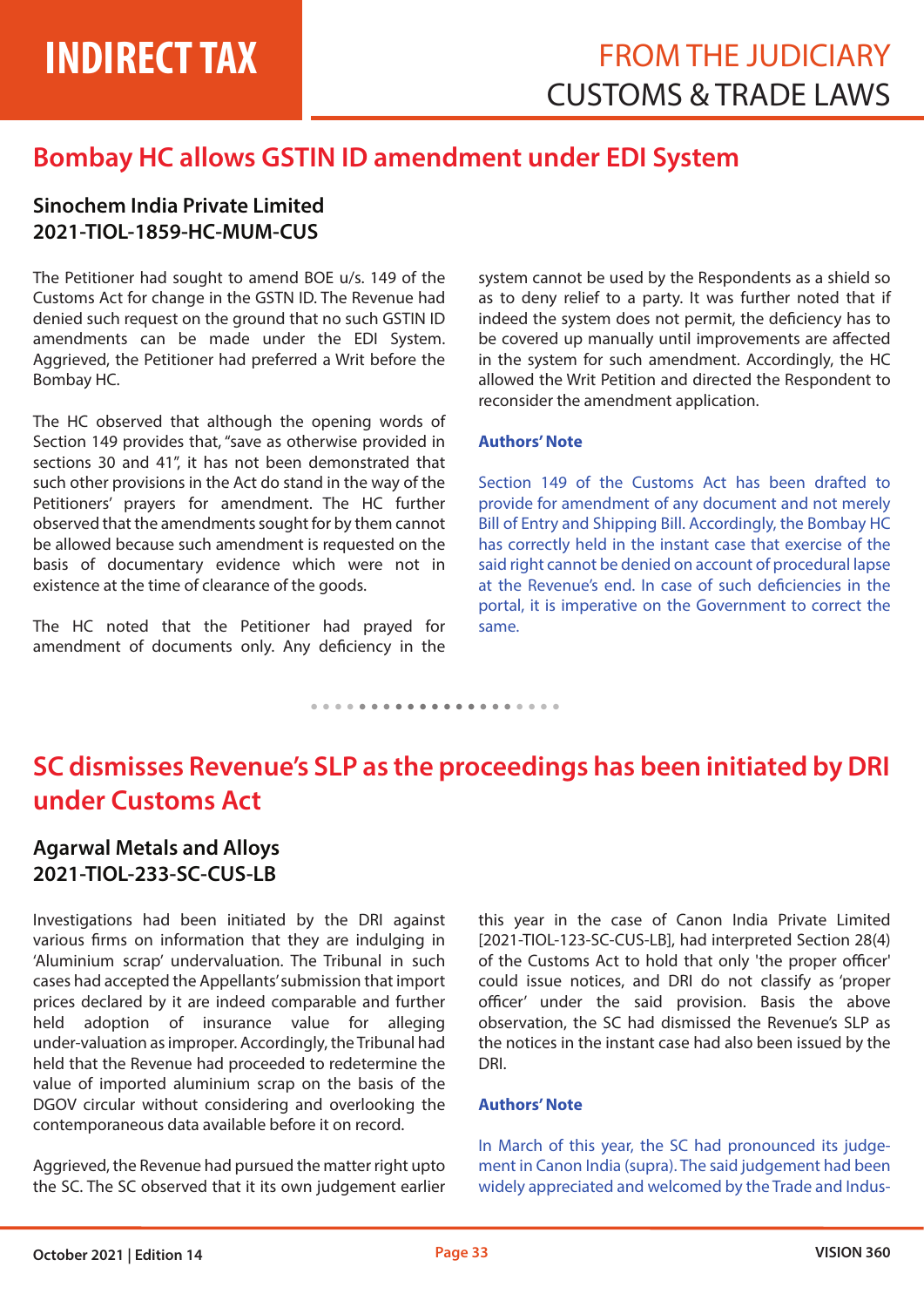## Bombay HC allows GSTIN ID amendment under EDI System

### Sinochem India Private Limited
### 2021-TIOL-1859-HC-MUM-CUS

The Petitioner had sought to amend BOE u/s. 149 of the Customs Act for change in the GSTN ID. The Revenue had denied such request on the ground that no such GSTIN ID amendments can be made under the EDI System. Aggrieved, the Petitioner had preferred a Writ before the Bombay HC.

The HC observed that although the opening words of Section 149 provides that, "save as otherwise provided in sections 30 and 41", it has not been demonstrated that such other provisions in the Act do stand in the way of the Petitioners' prayers for amendment. The HC further observed that the amendments sought for by them cannot be allowed because such amendment is requested on the basis of documentary evidence which were not in existence at the time of clearance of the goods.

The HC noted that the Petitioner had prayed for amendment of documents only. Any deficiency in the system cannot be used by the Respondents as a shield so as to deny relief to a party. It was further noted that if indeed the system does not permit, the deficiency has to be covered up manually until improvements are affected in the system for such amendment. Accordingly, the HC allowed the Writ Petition and directed the Respondent to reconsider the amendment application.

**Authors' Note**

Section 149 of the Customs Act has been drafted to provide for amendment of any document and not merely Bill of Entry and Shipping Bill. Accordingly, the Bombay HC has correctly held in the instant case that exercise of the said right cannot be denied on account of procedural lapse at the Revenue's end. In case of such deficiencies in the portal, it is imperative on the Government to correct the same.

## SC dismisses Revenue's SLP as the proceedings has been initiated by DRI under Customs Act

### Agarwal Metals and Alloys
### 2021-TIOL-233-SC-CUS-LB

Investigations had been initiated by the DRI against various firms on information that they are indulging in 'Aluminium scrap' undervaluation. The Tribunal in such cases had accepted the Appellants' submission that import prices declared by it are indeed comparable and further held adoption of insurance value for alleging under-valuation as improper. Accordingly, the Tribunal had held that the Revenue had proceeded to redetermine the value of imported aluminium scrap on the basis of the DGOV circular without considering and overlooking the contemporaneous data available before it on record.

Aggrieved, the Revenue had pursued the matter right upto the SC. The SC observed that it its own judgement earlier this year in the case of Canon India Private Limited [2021-TIOL-123-SC-CUS-LB], had interpreted Section 28(4) of the Customs Act to hold that only 'the proper officer' could issue notices, and DRI do not classify as 'proper officer' under the said provision. Basis the above observation, the SC had dismissed the Revenue's SLP as the notices in the instant case had also been issued by the DRI.

**Authors' Note**

In March of this year, the SC had pronounced its judgement in Canon India (supra). The said judgement had been widely appreciated and welcomed by the Trade and Indus-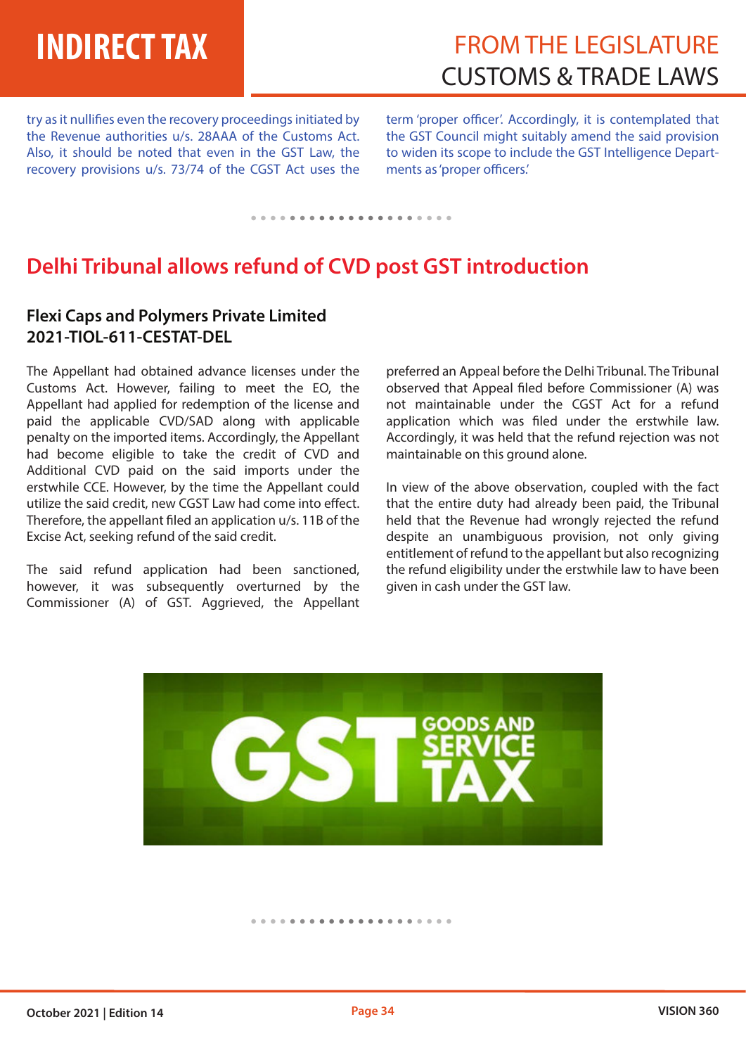try as it nullifies even the recovery proceedings initiated by the Revenue authorities u/s. 28AAA of the Customs Act. Also, it should be noted that even in the GST Law, the recovery provisions u/s. 73/74 of the CGST Act uses the term 'proper officer'. Accordingly, it is contemplated that the GST Council might suitably amend the said provision to widen its scope to include the GST Intelligence Departments as 'proper officers.'

## Delhi Tribunal allows refund of CVD post GST introduction

### Flexi Caps and Polymers Private Limited 2021-TIOL-611-CESTAT-DEL

The Appellant had obtained advance licenses under the Customs Act. However, failing to meet the EO, the Appellant had applied for redemption of the license and paid the applicable CVD/SAD along with applicable penalty on the imported items. Accordingly, the Appellant had become eligible to take the credit of CVD and Additional CVD paid on the said imports under the erstwhile CCE. However, by the time the Appellant could utilize the said credit, new CGST Law had come into effect. Therefore, the appellant filed an application u/s. 11B of the Excise Act, seeking refund of the said credit.

The said refund application had been sanctioned, however, it was subsequently overturned by the Commissioner (A) of GST. Aggrieved, the Appellant preferred an Appeal before the Delhi Tribunal. The Tribunal observed that Appeal filed before Commissioner (A) was not maintainable under the CGST Act for a refund application which was filed under the erstwhile law. Accordingly, it was held that the refund rejection was not maintainable on this ground alone.

In view of the above observation, coupled with the fact that the entire duty had already been paid, the Tribunal held that the Revenue had wrongly rejected the refund despite an unambiguous provision, not only giving entitlement of refund to the appellant but also recognizing the refund eligibility under the erstwhile law to have been given in cash under the GST law.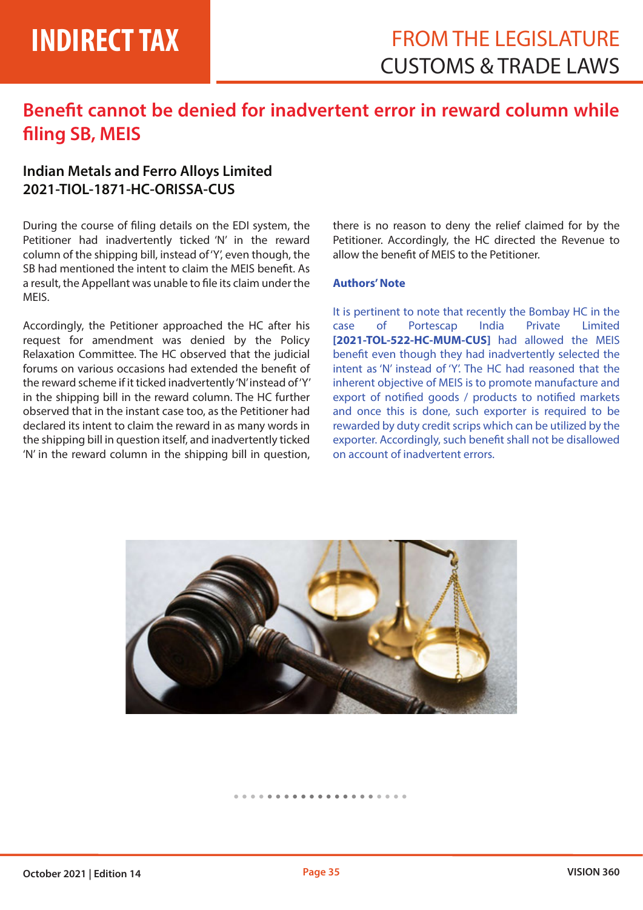# Benefit cannot be denied for inadvertent error in reward column while filing SB, MEIS

## Indian Metals and Ferro Alloys Limited 2021-TIOL-1871-HC-ORISSA-CUS

During the course of filing details on the EDI system, the Petitioner had inadvertently ticked 'N' in the reward column of the shipping bill, instead of 'Y', even though, the SB had mentioned the intent to claim the MEIS benefit. As a result, the Appellant was unable to file its claim under the MEIS.

Accordingly, the Petitioner approached the HC after his request for amendment was denied by the Policy Relaxation Committee. The HC observed that the judicial forums on various occasions had extended the benefit of the reward scheme if it ticked inadvertently 'N' instead of 'Y' in the shipping bill in the reward column. The HC further observed that in the instant case too, as the Petitioner had declared its intent to claim the reward in as many words in the shipping bill in question itself, and inadvertently ticked 'N' in the reward column in the shipping bill in question, there is no reason to deny the relief claimed for by the Petitioner. Accordingly, the HC directed the Revenue to allow the benefit of MEIS to the Petitioner.

**Authors' Note**

It is pertinent to note that recently the Bombay HC in the case of Portescap India Private Limited **[2021-TOL-522-HC-MUM-CUS]** had allowed the MEIS benefit even though they had inadvertently selected the intent as 'N' instead of 'Y'. The HC had reasoned that the inherent objective of MEIS is to promote manufacture and export of notified goods / products to notified markets and once this is done, such exporter is required to be rewarded by duty credit scrips which can be utilized by the exporter. Accordingly, such benefit shall not be disallowed on account of inadvertent errors.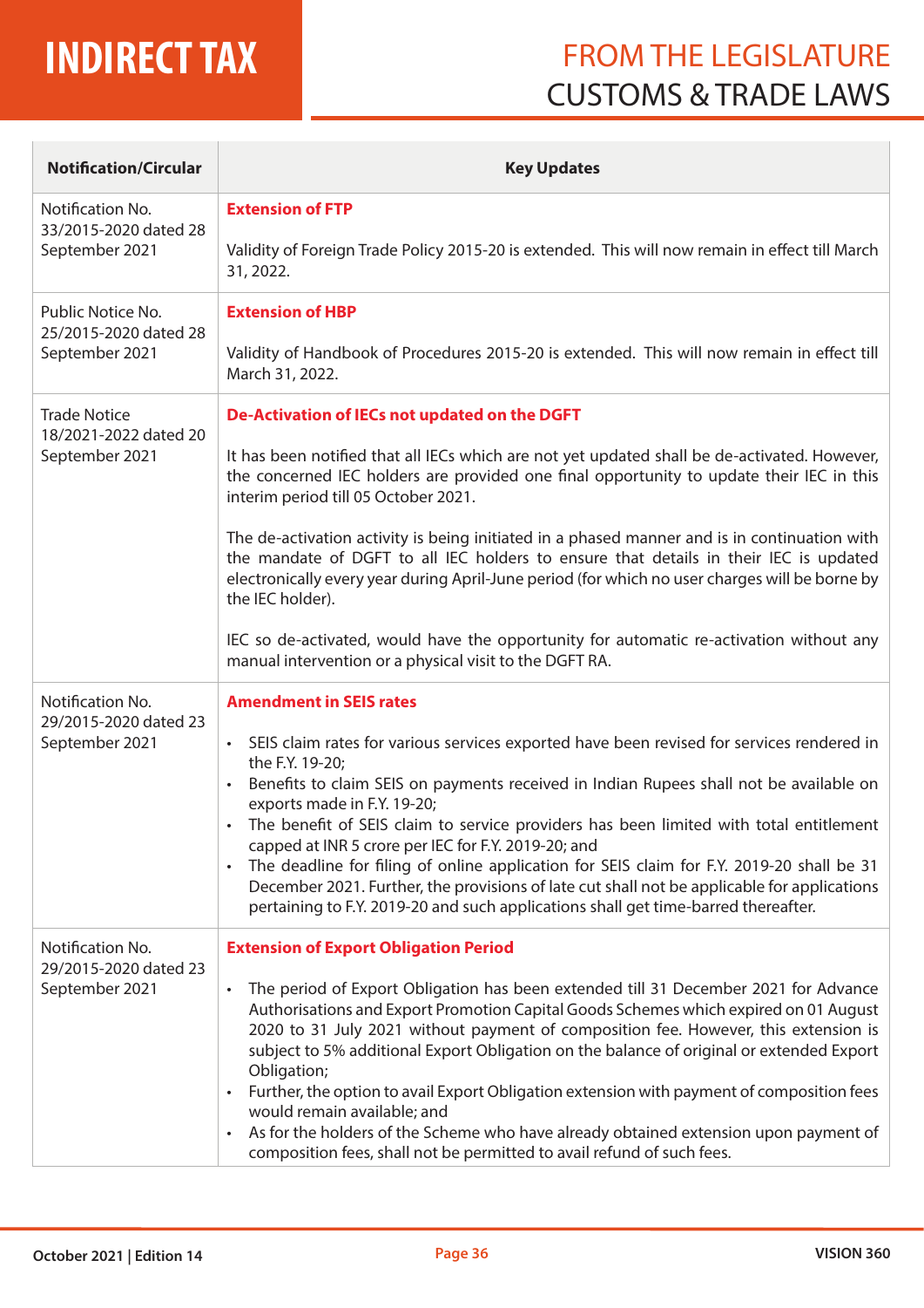| Notification/Circular | Key Updates |
|---|---|
| Notification No. 33/2015-2020 dated 28 September 2021 | **Extension of FTP**<br><br>Validity of Foreign Trade Policy 2015-20 is extended. This will now remain in effect till March 31, 2022. |
| Public Notice No. 25/2015-2020 dated 28 September 2021 | **Extension of HBP**<br><br>Validity of Handbook of Procedures 2015-20 is extended. This will now remain in effect till March 31, 2022. |
| Trade Notice 18/2021-2022 dated 20 September 2021 | **De-Activation of IECs not updated on the DGFT**<br><br>It has been notified that all IECs which are not yet updated shall be de-activated. However, the concerned IEC holders are provided one final opportunity to update their IEC in this interim period till 05 October 2021.<br><br>The de-activation activity is being initiated in a phased manner and is in continuation with the mandate of DGFT to all IEC holders to ensure that details in their IEC is updated electronically every year during April-June period (for which no user charges will be borne by the IEC holder).<br><br>IEC so de-activated, would have the opportunity for automatic re-activation without any manual intervention or a physical visit to the DGFT RA. |
| Notification No. 29/2015-2020 dated 23 September 2021 | **Amendment in SEIS rates**<br><br>• SEIS claim rates for various services exported have been revised for services rendered in the F.Y. 19-20;<br>• Benefits to claim SEIS on payments received in Indian Rupees shall not be available on exports made in F.Y. 19-20;<br>• The benefit of SEIS claim to service providers has been limited with total entitlement capped at INR 5 crore per IEC for F.Y. 2019-20; and<br>• The deadline for filing of online application for SEIS claim for F.Y. 2019-20 shall be 31 December 2021. Further, the provisions of late cut shall not be applicable for applications pertaining to F.Y. 2019-20 and such applications shall get time-barred thereafter. |
| Notification No. 29/2015-2020 dated 23 September 2021 | **Extension of Export Obligation Period**<br><br>• The period of Export Obligation has been extended till 31 December 2021 for Advance Authorisations and Export Promotion Capital Goods Schemes which expired on 01 August 2020 to 31 July 2021 without payment of composition fee. However, this extension is subject to 5% additional Export Obligation on the balance of original or extended Export Obligation;<br>• Further, the option to avail Export Obligation extension with payment of composition fees would remain available; and<br>• As for the holders of the Scheme who have already obtained extension upon payment of composition fees, shall not be permitted to avail refund of such fees. |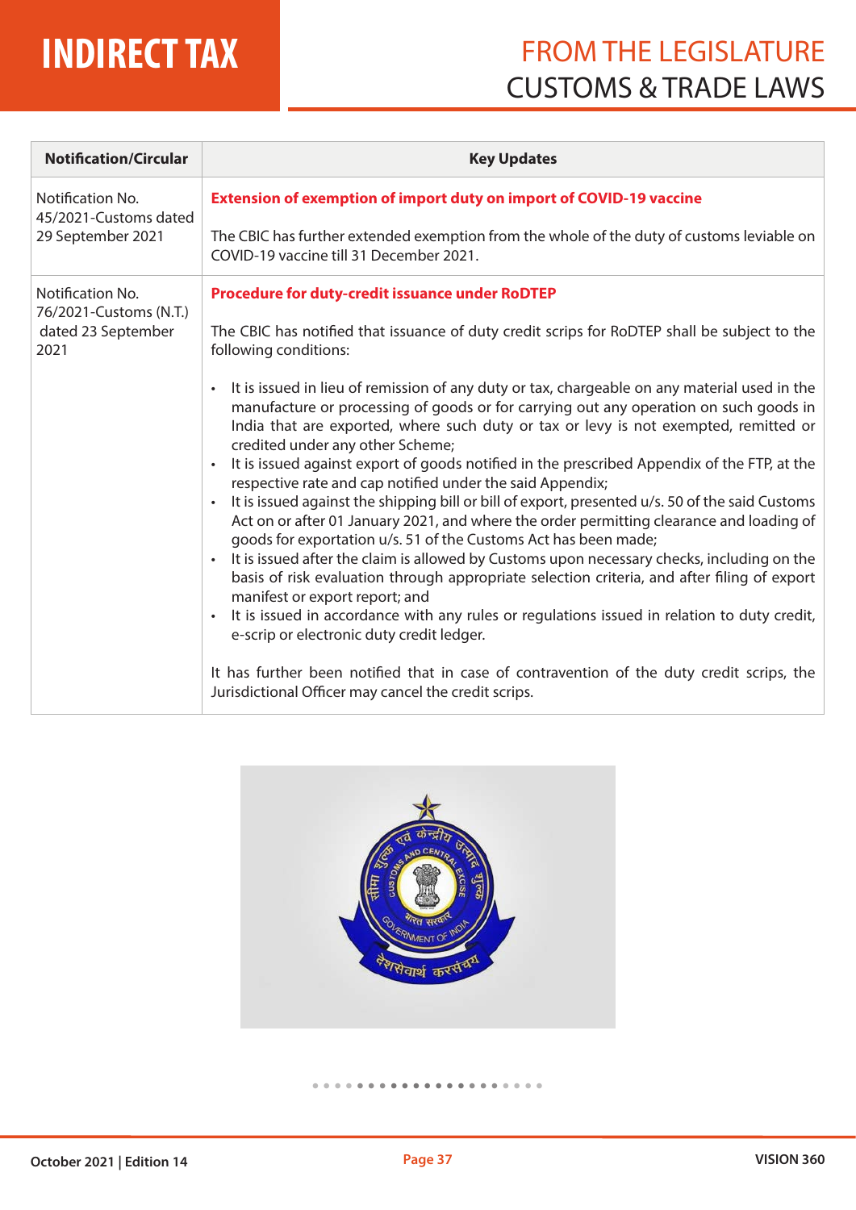| Notification/Circular | Key Updates |
|---|---|
| Notification No. 45/2021-Customs dated 29 September 2021 | **Extension of exemption of import duty on import of COVID-19 vaccine**<br><br>The CBIC has further extended exemption from the whole of the duty of customs leviable on COVID-19 vaccine till 31 December 2021. |
| Notification No. 76/2021-Customs (N.T.) dated 23 September 2021 | **Procedure for duty-credit issuance under RoDTEP**<br><br>The CBIC has notified that issuance of duty credit scrips for RoDTEP shall be subject to the following conditions:<br><br>• It is issued in lieu of remission of any duty or tax, chargeable on any material used in the manufacture or processing of goods or for carrying out any operation on such goods in India that are exported, where such duty or tax or levy is not exempted, remitted or credited under any other Scheme;<br>• It is issued against export of goods notified in the prescribed Appendix of the FTP, at the respective rate and cap notified under the said Appendix;<br>• It is issued against the shipping bill or bill of export, presented u/s. 50 of the said Customs Act on or after 01 January 2021, and where the order permitting clearance and loading of goods for exportation u/s. 51 of the Customs Act has been made;<br>• It is issued after the claim is allowed by Customs upon necessary checks, including on the basis of risk evaluation through appropriate selection criteria, and after filing of export manifest or export report; and<br>• It is issued in accordance with any rules or regulations issued in relation to duty credit, e-scrip or electronic duty credit ledger.<br><br>It has further been notified that in case of contravention of the duty credit scrips, the Jurisdictional Officer may cancel the credit scrips. |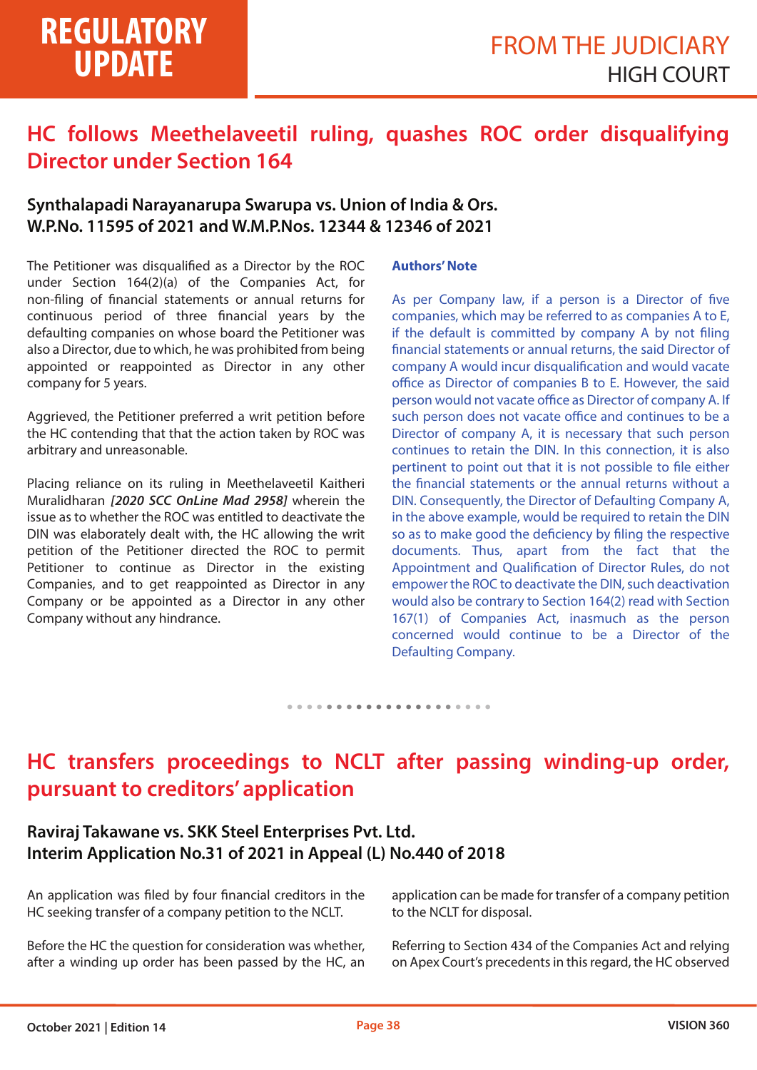# HC follows Meethelaveetil ruling, quashes ROC order disqualifying Director under Section 164

**Synthalapadi Narayanarupa Swarupa vs. Union of India & Ors.**
**W.P.No. 11595 of 2021 and W.M.P.Nos. 12344 & 12346 of 2021**

The Petitioner was disqualified as a Director by the ROC under Section 164(2)(a) of the Companies Act, for non-filing of financial statements or annual returns for continuous period of three financial years by the defaulting companies on whose board the Petitioner was also a Director, due to which, he was prohibited from being appointed or reappointed as Director in any other company for 5 years.

Aggrieved, the Petitioner preferred a writ petition before the HC contending that that the action taken by ROC was arbitrary and unreasonable.

Placing reliance on its ruling in Meethelaveetil Kaitheri Muralidharan ***[2020 SCC OnLine Mad 2958]*** wherein the issue as to whether the ROC was entitled to deactivate the DIN was elaborately dealt with, the HC allowing the writ petition of the Petitioner directed the ROC to permit Petitioner to continue as Director in the existing Companies, and to get reappointed as Director in any Company or be appointed as a Director in any other Company without any hindrance.

**Authors' Note**

As per Company law, if a person is a Director of five companies, which may be referred to as companies A to E, if the default is committed by company A by not filing financial statements or annual returns, the said Director of company A would incur disqualification and would vacate office as Director of companies B to E. However, the said person would not vacate office as Director of company A. If such person does not vacate office and continues to be a Director of company A, it is necessary that such person continues to retain the DIN. In this connection, it is also pertinent to point out that it is not possible to file either the financial statements or the annual returns without a DIN. Consequently, the Director of Defaulting Company A, in the above example, would be required to retain the DIN so as to make good the deficiency by filing the respective documents. Thus, apart from the fact that the Appointment and Qualification of Director Rules, do not empower the ROC to deactivate the DIN, such deactivation would also be contrary to Section 164(2) read with Section 167(1) of Companies Act, inasmuch as the person concerned would continue to be a Director of the Defaulting Company.

# HC transfers proceedings to NCLT after passing winding-up order, pursuant to creditors' application

**Raviraj Takawane vs. SKK Steel Enterprises Pvt. Ltd.**
**Interim Application No.31 of 2021 in Appeal (L) No.440 of 2018**

An application was filed by four financial creditors in the HC seeking transfer of a company petition to the NCLT.

Before the HC the question for consideration was whether, after a winding up order has been passed by the HC, an application can be made for transfer of a company petition to the NCLT for disposal.

Referring to Section 434 of the Companies Act and relying on Apex Court's precedents in this regard, the HC observed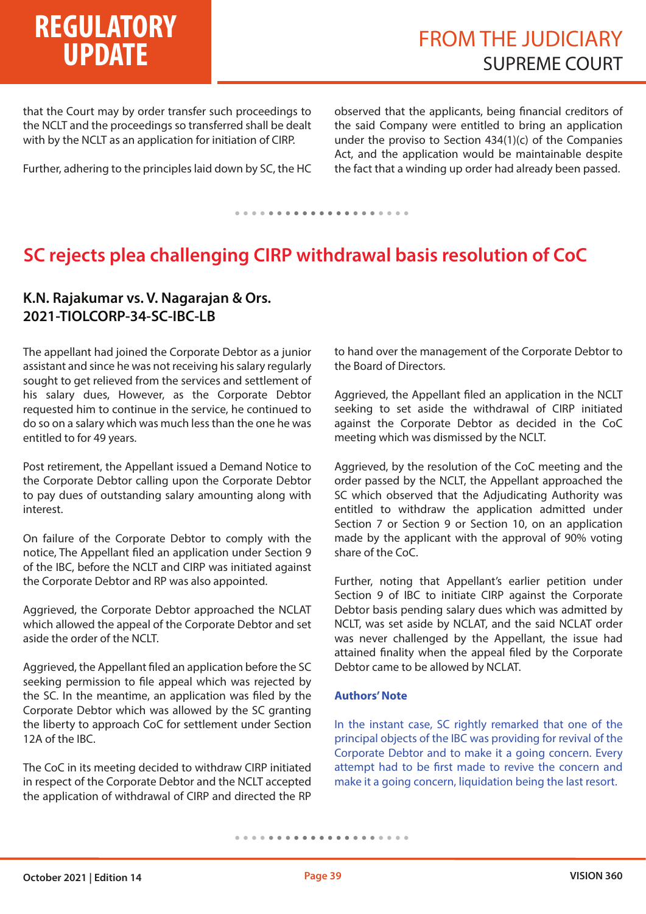that the Court may by order transfer such proceedings to the NCLT and the proceedings so transferred shall be dealt with by the NCLT as an application for initiation of CIRP.

Further, adhering to the principles laid down by SC, the HC observed that the applicants, being financial creditors of the said Company were entitled to bring an application under the proviso to Section 434(1)(c) of the Companies Act, and the application would be maintainable despite the fact that a winding up order had already been passed.

## SC rejects plea challenging CIRP withdrawal basis resolution of CoC

### K.N. Rajakumar vs. V. Nagarajan & Ors.
### 2021-TIOLCORP-34-SC-IBC-LB

The appellant had joined the Corporate Debtor as a junior assistant and since he was not receiving his salary regularly sought to get relieved from the services and settlement of his salary dues, However, as the Corporate Debtor requested him to continue in the service, he continued to do so on a salary which was much less than the one he was entitled to for 49 years.

Post retirement, the Appellant issued a Demand Notice to the Corporate Debtor calling upon the Corporate Debtor to pay dues of outstanding salary amounting along with interest.

On failure of the Corporate Debtor to comply with the notice, The Appellant filed an application under Section 9 of the IBC, before the NCLT and CIRP was initiated against the Corporate Debtor and RP was also appointed.

Aggrieved, the Corporate Debtor approached the NCLAT which allowed the appeal of the Corporate Debtor and set aside the order of the NCLT.

Aggrieved, the Appellant filed an application before the SC seeking permission to file appeal which was rejected by the SC. In the meantime, an application was filed by the Corporate Debtor which was allowed by the SC granting the liberty to approach CoC for settlement under Section 12A of the IBC.

The CoC in its meeting decided to withdraw CIRP initiated in respect of the Corporate Debtor and the NCLT accepted the application of withdrawal of CIRP and directed the RP to hand over the management of the Corporate Debtor to the Board of Directors.

Aggrieved, the Appellant filed an application in the NCLT seeking to set aside the withdrawal of CIRP initiated against the Corporate Debtor as decided in the CoC meeting which was dismissed by the NCLT.

Aggrieved, by the resolution of the CoC meeting and the order passed by the NCLT, the Appellant approached the SC which observed that the Adjudicating Authority was entitled to withdraw the application admitted under Section 7 or Section 9 or Section 10, on an application made by the applicant with the approval of 90% voting share of the CoC.

Further, noting that Appellant's earlier petition under Section 9 of IBC to initiate CIRP against the Corporate Debtor basis pending salary dues which was admitted by NCLT, was set aside by NCLAT, and the said NCLAT order was never challenged by the Appellant, the issue had attained finality when the appeal filed by the Corporate Debtor came to be allowed by NCLAT.

**Authors' Note**

In the instant case, SC rightly remarked that one of the principal objects of the IBC was providing for revival of the Corporate Debtor and to make it a going concern. Every attempt had to be first made to revive the concern and make it a going concern, liquidation being the last resort.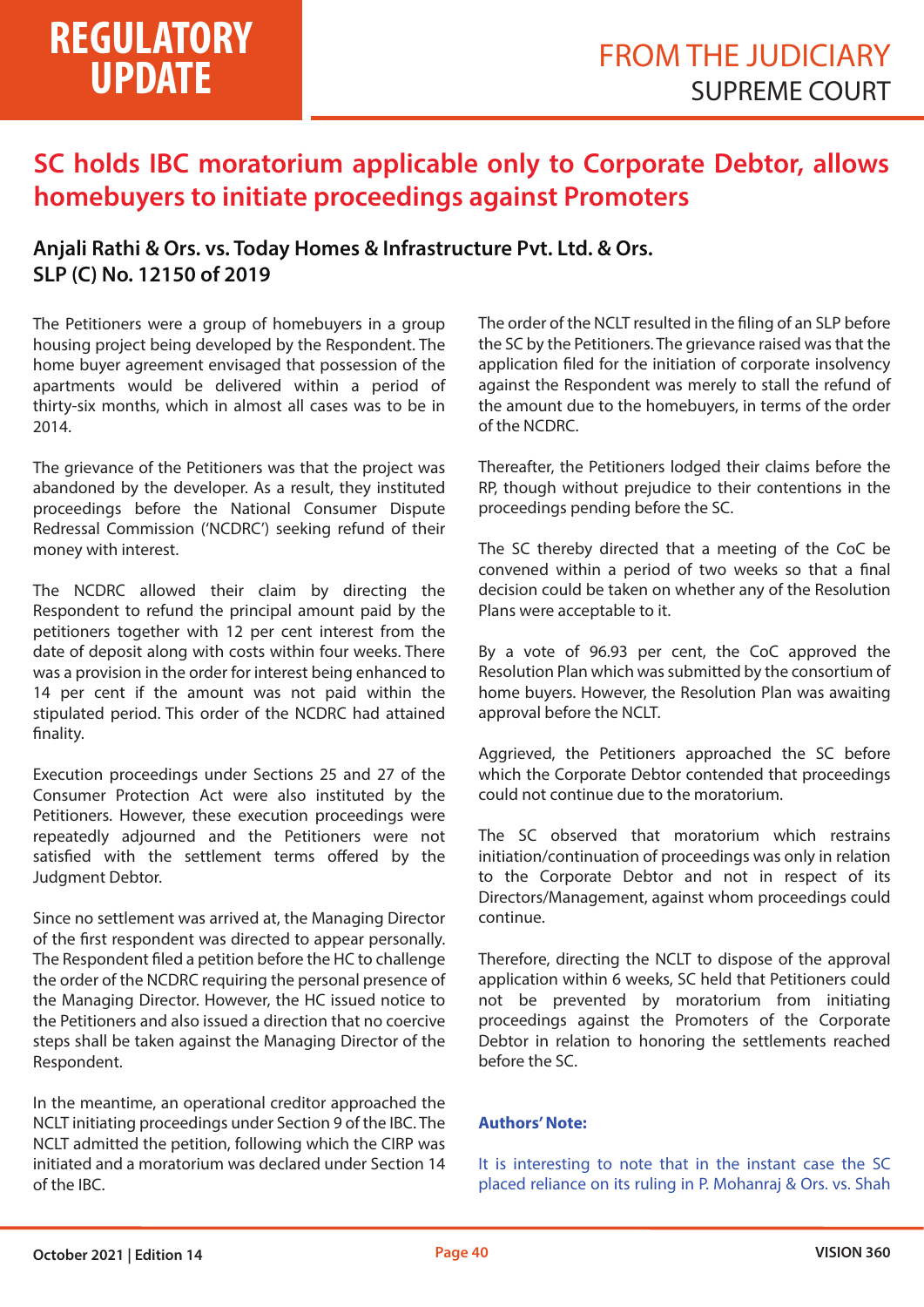# SC holds IBC moratorium applicable only to Corporate Debtor, allows homebuyers to initiate proceedings against Promoters

**Anjali Rathi & Ors. vs. Today Homes & Infrastructure Pvt. Ltd. & Ors.**
**SLP (C) No. 12150 of 2019**

The Petitioners were a group of homebuyers in a group housing project being developed by the Respondent. The home buyer agreement envisaged that possession of the apartments would be delivered within a period of thirty-six months, which in almost all cases was to be in 2014.

The grievance of the Petitioners was that the project was abandoned by the developer. As a result, they instituted proceedings before the National Consumer Dispute Redressal Commission ('NCDRC') seeking refund of their money with interest.

The NCDRC allowed their claim by directing the Respondent to refund the principal amount paid by the petitioners together with 12 per cent interest from the date of deposit along with costs within four weeks. There was a provision in the order for interest being enhanced to 14 per cent if the amount was not paid within the stipulated period. This order of the NCDRC had attained finality.

Execution proceedings under Sections 25 and 27 of the Consumer Protection Act were also instituted by the Petitioners. However, these execution proceedings were repeatedly adjourned and the Petitioners were not satisfied with the settlement terms offered by the Judgment Debtor.

Since no settlement was arrived at, the Managing Director of the first respondent was directed to appear personally. The Respondent filed a petition before the HC to challenge the order of the NCDRC requiring the personal presence of the Managing Director. However, the HC issued notice to the Petitioners and also issued a direction that no coercive steps shall be taken against the Managing Director of the Respondent.

In the meantime, an operational creditor approached the NCLT initiating proceedings under Section 9 of the IBC. The NCLT admitted the petition, following which the CIRP was initiated and a moratorium was declared under Section 14 of the IBC.

The order of the NCLT resulted in the filing of an SLP before the SC by the Petitioners. The grievance raised was that the application filed for the initiation of corporate insolvency against the Respondent was merely to stall the refund of the amount due to the homebuyers, in terms of the order of the NCDRC.

Thereafter, the Petitioners lodged their claims before the RP, though without prejudice to their contentions in the proceedings pending before the SC.

The SC thereby directed that a meeting of the CoC be convened within a period of two weeks so that a final decision could be taken on whether any of the Resolution Plans were acceptable to it.

By a vote of 96.93 per cent, the CoC approved the Resolution Plan which was submitted by the consortium of home buyers. However, the Resolution Plan was awaiting approval before the NCLT.

Aggrieved, the Petitioners approached the SC before which the Corporate Debtor contended that proceedings could not continue due to the moratorium.

The SC observed that moratorium which restrains initiation/continuation of proceedings was only in relation to the Corporate Debtor and not in respect of its Directors/Management, against whom proceedings could continue.

Therefore, directing the NCLT to dispose of the approval application within 6 weeks, SC held that Petitioners could not be prevented by moratorium from initiating proceedings against the Promoters of the Corporate Debtor in relation to honoring the settlements reached before the SC.

**Authors' Note:**

It is interesting to note that in the instant case the SC placed reliance on its ruling in P. Mohanraj & Ors. vs. Shah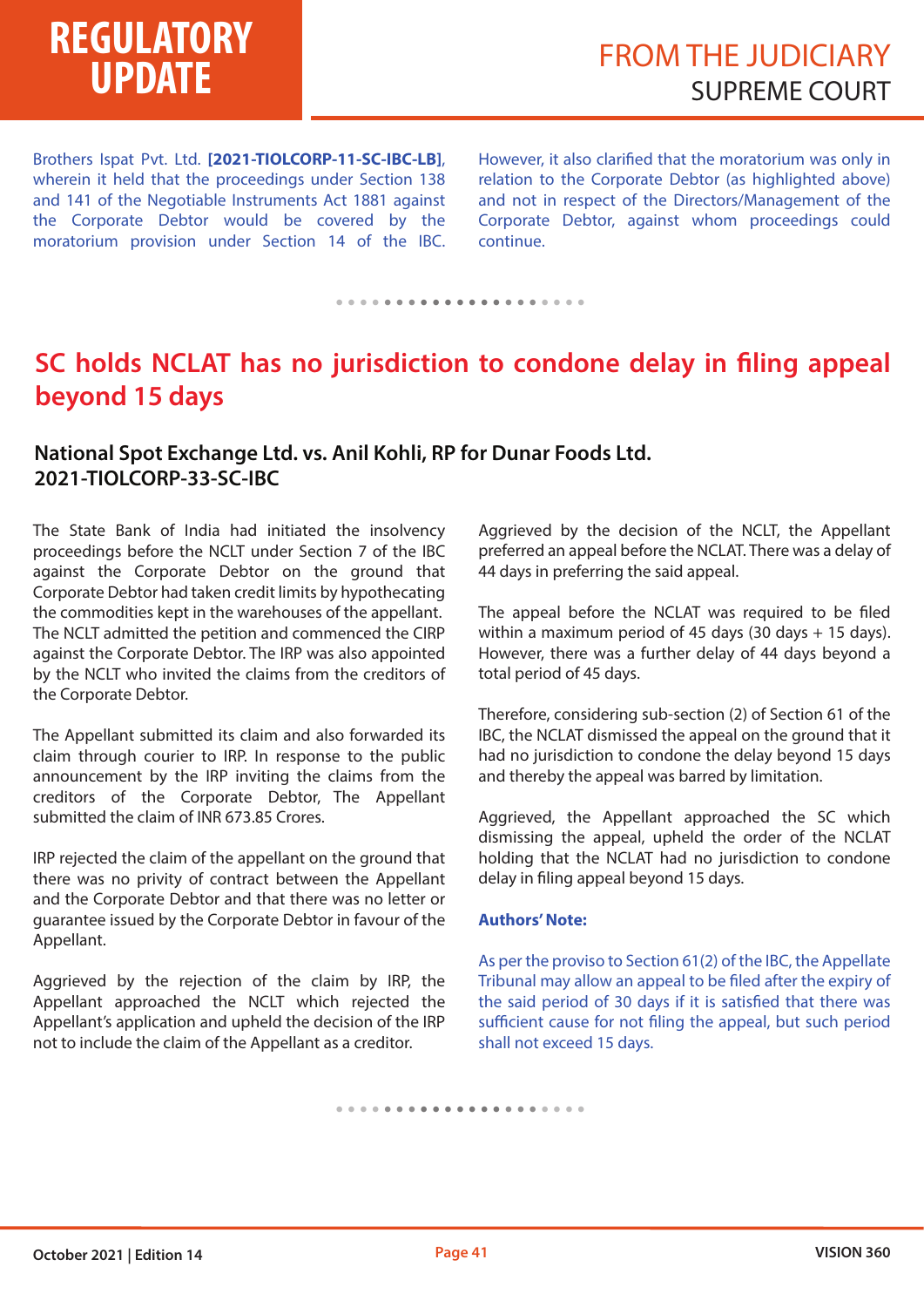Brothers Ispat Pvt. Ltd. **[2021-TIOLCORP-11-SC-IBC-LB]**, wherein it held that the proceedings under Section 138 and 141 of the Negotiable Instruments Act 1881 against the Corporate Debtor would be covered by the moratorium provision under Section 14 of the IBC. However, it also clarified that the moratorium was only in relation to the Corporate Debtor (as highlighted above) and not in respect of the Directors/Management of the Corporate Debtor, against whom proceedings could continue.

## SC holds NCLAT has no jurisdiction to condone delay in filing appeal beyond 15 days

### National Spot Exchange Ltd. vs. Anil Kohli, RP for Dunar Foods Ltd. 2021-TIOLCORP-33-SC-IBC

The State Bank of India had initiated the insolvency proceedings before the NCLT under Section 7 of the IBC against the Corporate Debtor on the ground that Corporate Debtor had taken credit limits by hypothecating the commodities kept in the warehouses of the appellant. The NCLT admitted the petition and commenced the CIRP against the Corporate Debtor. The IRP was also appointed by the NCLT who invited the claims from the creditors of the Corporate Debtor.

The Appellant submitted its claim and also forwarded its claim through courier to IRP. In response to the public announcement by the IRP inviting the claims from the creditors of the Corporate Debtor, The Appellant submitted the claim of INR 673.85 Crores.

IRP rejected the claim of the appellant on the ground that there was no privity of contract between the Appellant and the Corporate Debtor and that there was no letter or guarantee issued by the Corporate Debtor in favour of the Appellant.

Aggrieved by the rejection of the claim by IRP, the Appellant approached the NCLT which rejected the Appellant's application and upheld the decision of the IRP not to include the claim of the Appellant as a creditor.

Aggrieved by the decision of the NCLT, the Appellant preferred an appeal before the NCLAT. There was a delay of 44 days in preferring the said appeal.

The appeal before the NCLAT was required to be filed within a maximum period of 45 days (30 days + 15 days). However, there was a further delay of 44 days beyond a total period of 45 days.

Therefore, considering sub-section (2) of Section 61 of the IBC, the NCLAT dismissed the appeal on the ground that it had no jurisdiction to condone the delay beyond 15 days and thereby the appeal was barred by limitation.

Aggrieved, the Appellant approached the SC which dismissing the appeal, upheld the order of the NCLAT holding that the NCLAT had no jurisdiction to condone delay in filing appeal beyond 15 days.

**Authors' Note:**

As per the proviso to Section 61(2) of the IBC, the Appellate Tribunal may allow an appeal to be filed after the expiry of the said period of 30 days if it is satisfied that there was sufficient cause for not filing the appeal, but such period shall not exceed 15 days.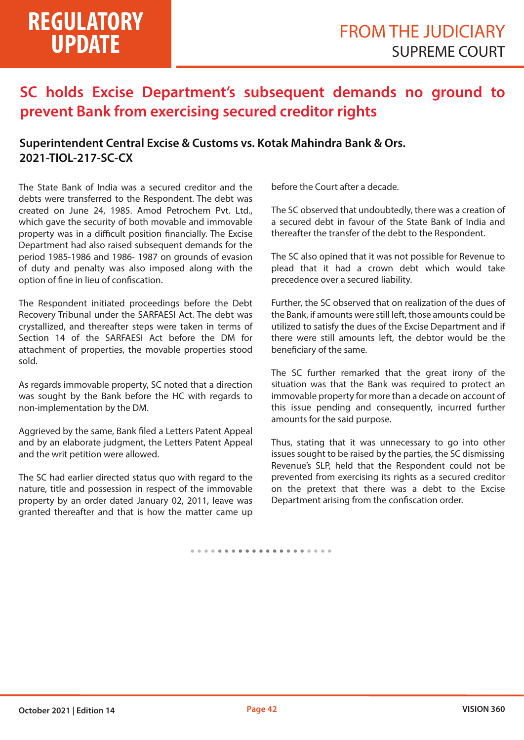# SC holds Excise Department's subsequent demands no ground to prevent Bank from exercising secured creditor rights

**Superintendent Central Excise & Customs vs. Kotak Mahindra Bank & Ors.**
**2021-TIOL-217-SC-CX**

The State Bank of India was a secured creditor and the debts were transferred to the Respondent. The debt was created on June 24, 1985. Amod Petrochem Pvt. Ltd., which gave the security of both movable and immovable property was in a difficult position financially. The Excise Department had also raised subsequent demands for the period 1985-1986 and 1986- 1987 on grounds of evasion of duty and penalty was also imposed along with the option of fine in lieu of confiscation.

The Respondent initiated proceedings before the Debt Recovery Tribunal under the SARFAESI Act. The debt was crystallized, and thereafter steps were taken in terms of Section 14 of the SARFAESI Act before the DM for attachment of properties, the movable properties stood sold.

As regards immovable property, SC noted that a direction was sought by the Bank before the HC with regards to non-implementation by the DM.

Aggrieved by the same, Bank filed a Letters Patent Appeal and by an elaborate judgment, the Letters Patent Appeal and the writ petition were allowed.

The SC had earlier directed status quo with regard to the nature, title and possession in respect of the immovable property by an order dated January 02, 2011, leave was granted thereafter and that is how the matter came up before the Court after a decade.

The SC observed that undoubtedly, there was a creation of a secured debt in favour of the State Bank of India and thereafter the transfer of the debt to the Respondent.

The SC also opined that it was not possible for Revenue to plead that it had a crown debt which would take precedence over a secured liability.

Further, the SC observed that on realization of the dues of the Bank, if amounts were still left, those amounts could be utilized to satisfy the dues of the Excise Department and if there were still amounts left, the debtor would be the beneficiary of the same.

The SC further remarked that the great irony of the situation was that the Bank was required to protect an immovable property for more than a decade on account of this issue pending and consequently, incurred further amounts for the said purpose.

Thus, stating that it was unnecessary to go into other issues sought to be raised by the parties, the SC dismissing Revenue's SLP, held that the Respondent could not be prevented from exercising its rights as a secured creditor on the pretext that there was a debt to the Excise Department arising from the confiscation order.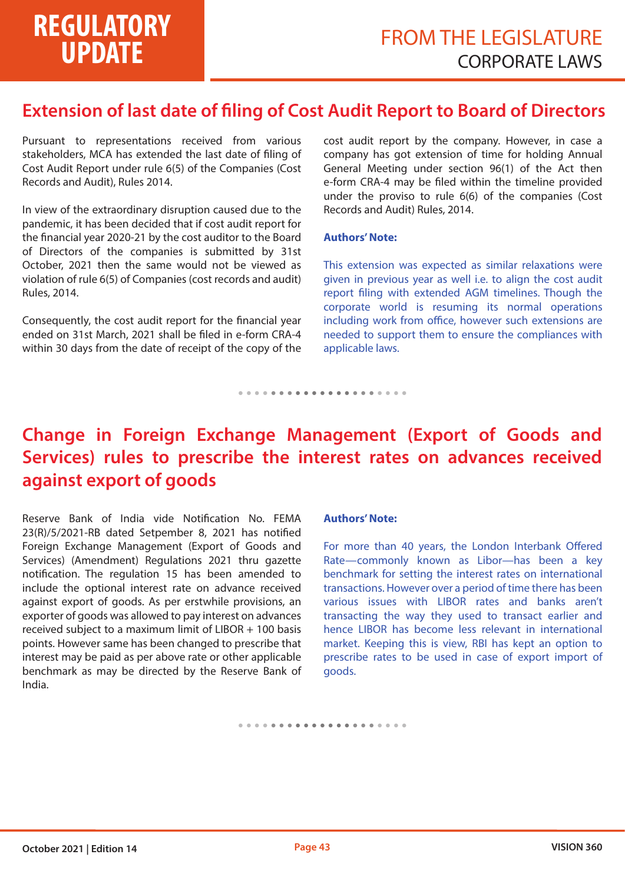# Extension of last date of filing of Cost Audit Report to Board of Directors

Pursuant to representations received from various stakeholders, MCA has extended the last date of filing of Cost Audit Report under rule 6(5) of the Companies (Cost Records and Audit), Rules 2014.

In view of the extraordinary disruption caused due to the pandemic, it has been decided that if cost audit report for the financial year 2020-21 by the cost auditor to the Board of Directors of the companies is submitted by 31st October, 2021 then the same would not be viewed as violation of rule 6(5) of Companies (cost records and audit) Rules, 2014.

Consequently, the cost audit report for the financial year ended on 31st March, 2021 shall be filed in e-form CRA-4 within 30 days from the date of receipt of the copy of the cost audit report by the company. However, in case a company has got extension of time for holding Annual General Meeting under section 96(1) of the Act then e-form CRA-4 may be filed within the timeline provided under the proviso to rule 6(6) of the companies (Cost Records and Audit) Rules, 2014.

**Authors' Note:**

This extension was expected as similar relaxations were given in previous year as well i.e. to align the cost audit report filing with extended AGM timelines. Though the corporate world is resuming its normal operations including work from office, however such extensions are needed to support them to ensure the compliances with applicable laws.

# Change in Foreign Exchange Management (Export of Goods and Services) rules to prescribe the interest rates on advances received against export of goods

Reserve Bank of India vide Notification No. FEMA 23(R)/5/2021-RB dated Setpember 8, 2021 has notified Foreign Exchange Management (Export of Goods and Services) (Amendment) Regulations 2021 thru gazette notification. The regulation 15 has been amended to include the optional interest rate on advance received against export of goods. As per erstwhile provisions, an exporter of goods was allowed to pay interest on advances received subject to a maximum limit of LIBOR + 100 basis points. However same has been changed to prescribe that interest may be paid as per above rate or other applicable benchmark as may be directed by the Reserve Bank of India.

**Authors' Note:**

For more than 40 years, the London Interbank Offered Rate—commonly known as Libor—has been a key benchmark for setting the interest rates on international transactions. However over a period of time there has been various issues with LIBOR rates and banks aren't transacting the way they used to transact earlier and hence LIBOR has become less relevant in international market. Keeping this is view, RBI has kept an option to prescribe rates to be used in case of export import of goods.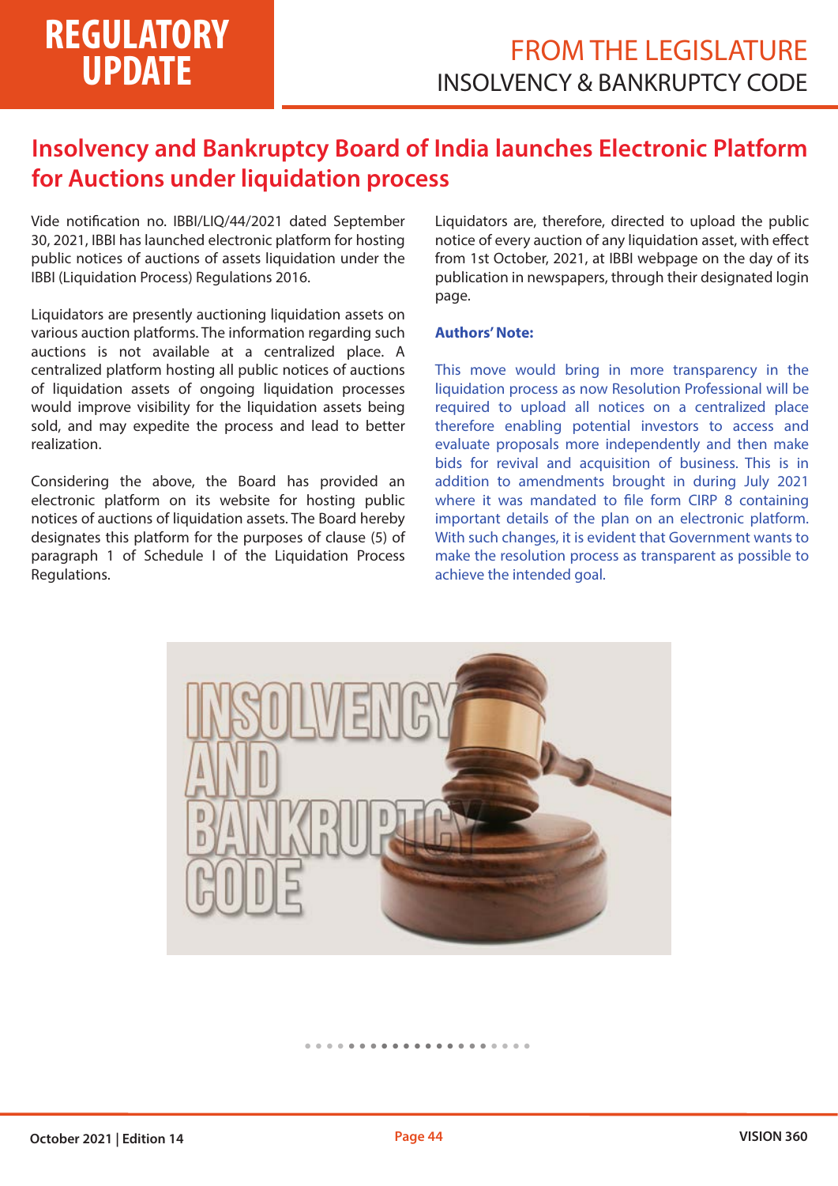# Insolvency and Bankruptcy Board of India launches Electronic Platform for Auctions under liquidation process

Vide notification no. IBBI/LIQ/44/2021 dated September 30, 2021, IBBI has launched electronic platform for hosting public notices of auctions of assets liquidation under the IBBI (Liquidation Process) Regulations 2016.

Liquidators are presently auctioning liquidation assets on various auction platforms. The information regarding such auctions is not available at a centralized place. A centralized platform hosting all public notices of auctions of liquidation assets of ongoing liquidation processes would improve visibility for the liquidation assets being sold, and may expedite the process and lead to better realization.

Considering the above, the Board has provided an electronic platform on its website for hosting public notices of auctions of liquidation assets. The Board hereby designates this platform for the purposes of clause (5) of paragraph 1 of Schedule I of the Liquidation Process Regulations.

Liquidators are, therefore, directed to upload the public notice of every auction of any liquidation asset, with effect from 1st October, 2021, at IBBI webpage on the day of its publication in newspapers, through their designated login page.

**Authors' Note:**

This move would bring in more transparency in the liquidation process as now Resolution Professional will be required to upload all notices on a centralized place therefore enabling potential investors to access and evaluate proposals more independently and then make bids for revival and acquisition of business. This is in addition to amendments brought in during July 2021 where it was mandated to file form CIRP 8 containing important details of the plan on an electronic platform. With such changes, it is evident that Government wants to make the resolution process as transparent as possible to achieve the intended goal.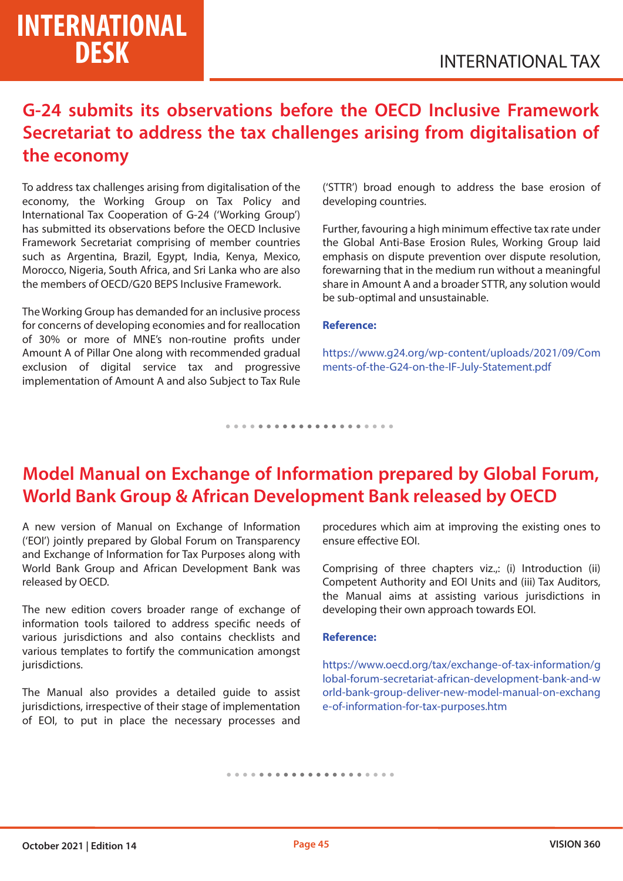## G-24 submits its observations before the OECD Inclusive Framework Secretariat to address the tax challenges arising from digitalisation of the economy

To address tax challenges arising from digitalisation of the economy, the Working Group on Tax Policy and International Tax Cooperation of G-24 ('Working Group') has submitted its observations before the OECD Inclusive Framework Secretariat comprising of member countries such as Argentina, Brazil, Egypt, India, Kenya, Mexico, Morocco, Nigeria, South Africa, and Sri Lanka who are also the members of OECD/G20 BEPS Inclusive Framework.

The Working Group has demanded for an inclusive process for concerns of developing economies and for reallocation of 30% or more of MNE's non-routine profits under Amount A of Pillar One along with recommended gradual exclusion of digital service tax and progressive implementation of Amount A and also Subject to Tax Rule ('STTR') broad enough to address the base erosion of developing countries.

Further, favouring a high minimum effective tax rate under the Global Anti-Base Erosion Rules, Working Group laid emphasis on dispute prevention over dispute resolution, forewarning that in the medium run without a meaningful share in Amount A and a broader STTR, any solution would be sub-optimal and unsustainable.

**Reference:**

https://www.g24.org/wp-content/uploads/2021/09/Comments-of-the-G24-on-the-IF-July-Statement.pdf

## Model Manual on Exchange of Information prepared by Global Forum, World Bank Group & African Development Bank released by OECD

A new version of Manual on Exchange of Information ('EOI') jointly prepared by Global Forum on Transparency and Exchange of Information for Tax Purposes along with World Bank Group and African Development Bank was released by OECD.

The new edition covers broader range of exchange of information tools tailored to address specific needs of various jurisdictions and also contains checklists and various templates to fortify the communication amongst jurisdictions.

The Manual also provides a detailed guide to assist jurisdictions, irrespective of their stage of implementation of EOI, to put in place the necessary processes and procedures which aim at improving the existing ones to ensure effective EOI.

Comprising of three chapters viz.,: (i) Introduction (ii) Competent Authority and EOI Units and (iii) Tax Auditors, the Manual aims at assisting various jurisdictions in developing their own approach towards EOI.

**Reference:**

https://www.oecd.org/tax/exchange-of-tax-information/global-forum-secretariat-african-development-bank-and-world-bank-group-deliver-new-model-manual-on-exchange-of-information-for-tax-purposes.htm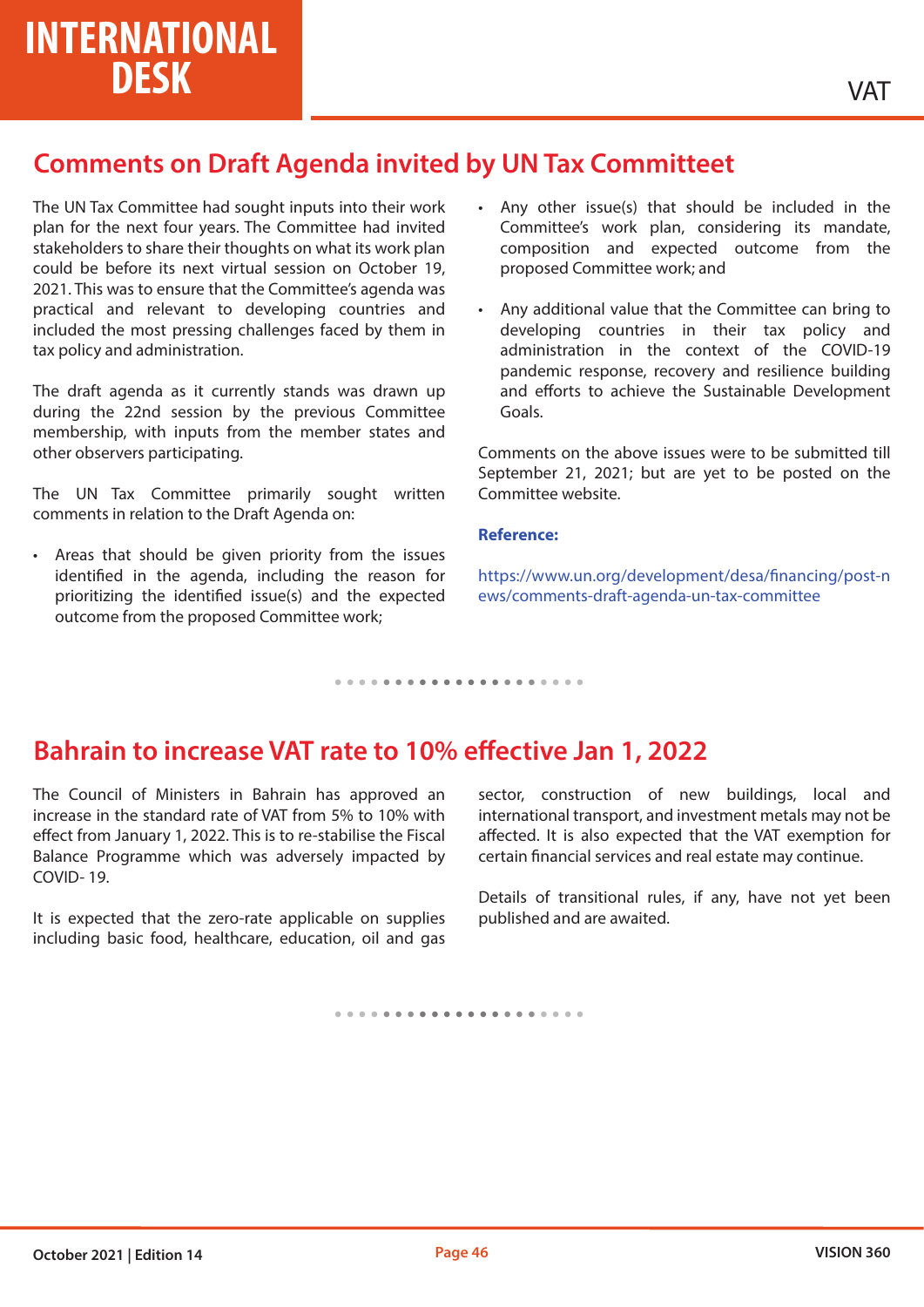## Comments on Draft Agenda invited by UN Tax Committeet

The UN Tax Committee had sought inputs into their work plan for the next four years. The Committee had invited stakeholders to share their thoughts on what its work plan could be before its next virtual session on October 19, 2021. This was to ensure that the Committee's agenda was practical and relevant to developing countries and included the most pressing challenges faced by them in tax policy and administration.

The draft agenda as it currently stands was drawn up during the 22nd session by the previous Committee membership, with inputs from the member states and other observers participating.

The UN Tax Committee primarily sought written comments in relation to the Draft Agenda on:

- Areas that should be given priority from the issues identified in the agenda, including the reason for prioritizing the identified issue(s) and the expected outcome from the proposed Committee work;
- Any other issue(s) that should be included in the Committee's work plan, considering its mandate, composition and expected outcome from the proposed Committee work; and
- Any additional value that the Committee can bring to developing countries in their tax policy and administration in the context of the COVID-19 pandemic response, recovery and resilience building and efforts to achieve the Sustainable Development Goals.

Comments on the above issues were to be submitted till September 21, 2021; but are yet to be posted on the Committee website.

**Reference:**

https://www.un.org/development/desa/financing/post-news/comments-draft-agenda-un-tax-committee

## Bahrain to increase VAT rate to 10% effective Jan 1, 2022

The Council of Ministers in Bahrain has approved an increase in the standard rate of VAT from 5% to 10% with effect from January 1, 2022. This is to re-stabilise the Fiscal Balance Programme which was adversely impacted by COVID- 19.

It is expected that the zero-rate applicable on supplies including basic food, healthcare, education, oil and gas sector, construction of new buildings, local and international transport, and investment metals may not be affected. It is also expected that the VAT exemption for certain financial services and real estate may continue.

Details of transitional rules, if any, have not yet been published and are awaited.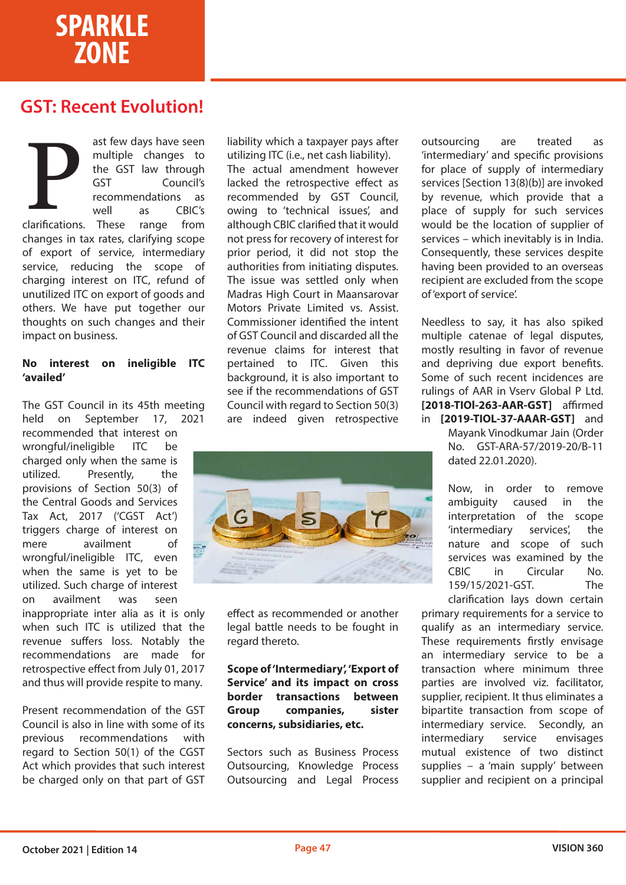# SPARKLE ZONE

## GST: Recent Evolution!

Past few days have seen multiple changes to the GST law through GST Council's recommendations as well as CBIC's clarifications. These range from changes in tax rates, clarifying scope of export of service, intermediary service, reducing the scope of charging interest on ITC, refund of unutilized ITC on export of goods and others. We have put together our thoughts on such changes and their impact on business.

### No interest on ineligible ITC 'availed'

The GST Council in its 45th meeting held on September 17, 2021 recommended that interest on wrongful/ineligible ITC be charged only when the same is utilized. Presently, the provisions of Section 50(3) of the Central Goods and Services Tax Act, 2017 ('CGST Act') triggers charge of interest on mere availment of wrongful/ineligible ITC, even when the same is yet to be utilized. Such charge of interest on availment was seen inappropriate inter alia as it is only when such ITC is utilized that the revenue suffers loss. Notably the recommendations are made for retrospective effect from July 01, 2017 and thus will provide respite to many.

Present recommendation of the GST Council is also in line with some of its previous recommendations with regard to Section 50(1) of the CGST Act which provides that such interest be charged only on that part of GST liability which a taxpayer pays after utilizing ITC (i.e., net cash liability). The actual amendment however lacked the retrospective effect as recommended by GST Council, owing to 'technical issues', and although CBIC clarified that it would not press for recovery of interest for prior period, it did not stop the authorities from initiating disputes. The issue was settled only when Madras High Court in Maansarovar Motors Private Limited vs. Assist. Commissioner identified the intent of GST Council and discarded all the revenue claims for interest that pertained to ITC. Given this background, it is also important to see if the recommendations of GST Council with regard to Section 50(3) are indeed given retrospective effect as recommended or another legal battle needs to be fought in regard thereto.

### Scope of 'Intermediary', 'Export of Service' and its impact on cross border transactions between Group companies, sister concerns, subsidiaries, etc.

Sectors such as Business Process Outsourcing, Knowledge Process Outsourcing and Legal Process outsourcing are treated as 'intermediary' and specific provisions for place of supply of intermediary services [Section 13(8)(b)] are invoked by revenue, which provide that a place of supply for such services would be the location of supplier of services – which inevitably is in India. Consequently, these services despite having been provided to an overseas recipient are excluded from the scope of 'export of service'.

Needless to say, it has also spiked multiple catenae of legal disputes, mostly resulting in favor of revenue and depriving due export benefits. Some of such recent incidences are rulings of AAR in Vserv Global P Ltd. **[2018-TIOl-263-AAR-GST]** affirmed in **[2019-TIOL-37-AAAR-GST]** and Mayank Vinodkumar Jain (Order No. GST-ARA-57/2019-20/B-11 dated 22.01.2020).

Now, in order to remove ambiguity caused in the interpretation of the scope 'intermediary services', the nature and scope of such services was examined by the CBIC in Circular No. 159/15/2021-GST. The clarification lays down certain primary requirements for a service to qualify as an intermediary service. These requirements firstly envisage an intermediary service to be a transaction where minimum three parties are involved viz. facilitator, supplier, recipient. It thus eliminates a bipartite transaction from scope of intermediary service. Secondly, an intermediary service envisages mutual existence of two distinct supplies – a 'main supply' between supplier and recipient on a principal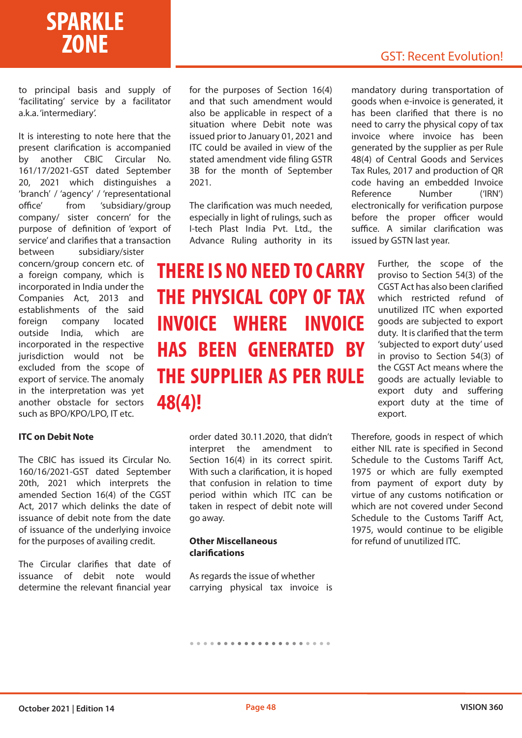to principal basis and supply of 'facilitating' service by a facilitator a.k.a. 'intermediary'.

It is interesting to note here that the present clarification is accompanied by another CBIC Circular No. 161/17/2021-GST dated September 20, 2021 which distinguishes a 'branch' / 'agency' / 'representational office' from 'subsidiary/group company/ sister concern' for the purpose of definition of 'export of service' and clarifies that a transaction between subsidiary/sister concern/group concern etc. of a foreign company, which is incorporated in India under the Companies Act, 2013 and establishments of the said foreign company located outside India, which are incorporated in the respective jurisdiction would not be excluded from the scope of export of service. The anomaly in the interpretation was yet another obstacle for sectors such as BPO/KPO/LPO, IT etc.

**ITC on Debit Note**

The CBIC has issued its Circular No. 160/16/2021-GST dated September 20th, 2021 which interprets the amended Section 16(4) of the CGST Act, 2017 which delinks the date of issuance of debit note from the date of issuance of the underlying invoice for the purposes of availing credit.

The Circular clarifies that date of issuance of debit note would determine the relevant financial year for the purposes of Section 16(4) and that such amendment would also be applicable in respect of a situation where Debit note was issued prior to January 01, 2021 and ITC could be availed in view of the stated amendment vide filing GSTR 3B for the month of September 2021.

The clarification was much needed, especially in light of rulings, such as I-tech Plast India Pvt. Ltd., the Advance Ruling authority in its order dated 30.11.2020, that didn't interpret the amendment to Section 16(4) in its correct spirit. With such a clarification, it is hoped that confusion in relation to time period within which ITC can be taken in respect of debit note will go away.

**Other Miscellaneous clarifications**

As regards the issue of whether carrying physical tax invoice is mandatory during transportation of goods when e-invoice is generated, it has been clarified that there is no need to carry the physical copy of tax invoice where invoice has been generated by the supplier as per Rule 48(4) of Central Goods and Services Tax Rules, 2017 and production of QR code having an embedded Invoice Reference Number ('IRN') electronically for verification purpose before the proper officer would suffice. A similar clarification was issued by GSTN last year.

> **THERE IS NO NEED TO CARRY THE PHYSICAL COPY OF TAX INVOICE WHERE INVOICE HAS BEEN GENERATED BY THE SUPPLIER AS PER RULE 48(4)!**

Further, the scope of the proviso to Section 54(3) of the CGST Act has also been clarified which restricted refund of unutilized ITC when exported goods are subjected to export duty. It is clarified that the term 'subjected to export duty' used in proviso to Section 54(3) of the CGST Act means where the goods are actually leviable to export duty and suffering export duty at the time of export.

Therefore, goods in respect of which either NIL rate is specified in Second Schedule to the Customs Tariff Act, 1975 or which are fully exempted from payment of export duty by virtue of any customs notification or which are not covered under Second Schedule to the Customs Tariff Act, 1975, would continue to be eligible for refund of unutilized ITC.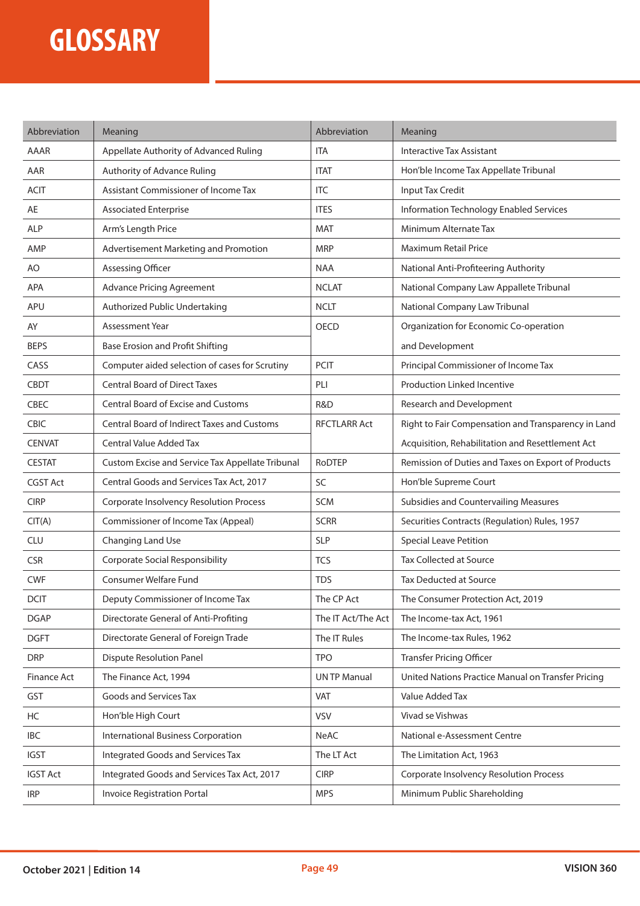# GLOSSARY

| Abbreviation | Meaning | Abbreviation | Meaning |
|---|---|---|---|
| AAAR | Appellate Authority of Advanced Ruling | ITA | Interactive Tax Assistant |
| AAR | Authority of Advance Ruling | ITAT | Hon'ble Income Tax Appellate Tribunal |
| ACIT | Assistant Commissioner of Income Tax | ITC | Input Tax Credit |
| AE | Associated Enterprise | ITES | Information Technology Enabled Services |
| ALP | Arm's Length Price | MAT | Minimum Alternate Tax |
| AMP | Advertisement Marketing and Promotion | MRP | Maximum Retail Price |
| AO | Assessing Officer | NAA | National Anti-Profiteering Authority |
| APA | Advance Pricing Agreement | NCLAT | National Company Law Appallete Tribunal |
| APU | Authorized Public Undertaking | NCLT | National Company Law Tribunal |
| AY | Assessment Year | OECD | Organization for Economic Co-operation and Development |
| BEPS | Base Erosion and Profit Shifting | | |
| CASS | Computer aided selection of cases for Scrutiny | PCIT | Principal Commissioner of Income Tax |
| CBDT | Central Board of Direct Taxes | PLI | Production Linked Incentive |
| CBEC | Central Board of Excise and Customs | R&D | Research and Development |
| CBIC | Central Board of Indirect Taxes and Customs | RFCTLARR Act | Right to Fair Compensation and Transparency in Land Acquisition, Rehabilitation and Resettlement Act |
| CENVAT | Central Value Added Tax | | |
| CESTAT | Custom Excise and Service Tax Appellate Tribunal | RoDTEP | Remission of Duties and Taxes on Export of Products |
| CGST Act | Central Goods and Services Tax Act, 2017 | SC | Hon'ble Supreme Court |
| CIRP | Corporate Insolvency Resolution Process | SCM | Subsidies and Countervailing Measures |
| CIT(A) | Commissioner of Income Tax (Appeal) | SCRR | Securities Contracts (Regulation) Rules, 1957 |
| CLU | Changing Land Use | SLP | Special Leave Petition |
| CSR | Corporate Social Responsibility | TCS | Tax Collected at Source |
| CWF | Consumer Welfare Fund | TDS | Tax Deducted at Source |
| DCIT | Deputy Commissioner of Income Tax | The CP Act | The Consumer Protection Act, 2019 |
| DGAP | Directorate General of Anti-Profiting | The IT Act/The Act | The Income-tax Act, 1961 |
| DGFT | Directorate General of Foreign Trade | The IT Rules | The Income-tax Rules, 1962 |
| DRP | Dispute Resolution Panel | TPO | Transfer Pricing Officer |
| Finance Act | The Finance Act, 1994 | UN TP Manual | United Nations Practice Manual on Transfer Pricing |
| GST | Goods and Services Tax | VAT | Value Added Tax |
| HC | Hon'ble High Court | VSV | Vivad se Vishwas |
| IBC | International Business Corporation | NeAC | National e-Assessment Centre |
| IGST | Integrated Goods and Services Tax | The LT Act | The Limitation Act, 1963 |
| IGST Act | Integrated Goods and Services Tax Act, 2017 | CIRP | Corporate Insolvency Resolution Process |
| IRP | Invoice Registration Portal | MPS | Minimum Public Shareholding |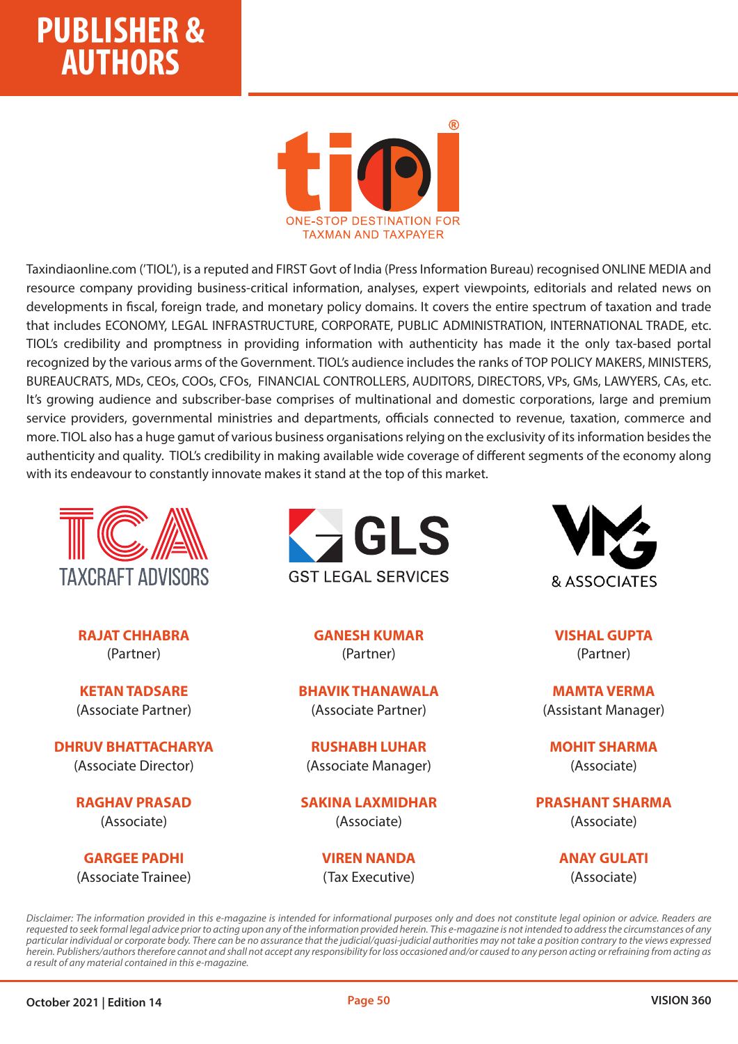# PUBLISHER & AUTHORS

ONE-STOP DESTINATION FOR TAXMAN AND TAXPAYER

Taxindiaonline.com ('TIOL'), is a reputed and FIRST Govt of India (Press Information Bureau) recognised ONLINE MEDIA and resource company providing business-critical information, analyses, expert viewpoints, editorials and related news on developments in fiscal, foreign trade, and monetary policy domains. It covers the entire spectrum of taxation and trade that includes ECONOMY, LEGAL INFRASTRUCTURE, CORPORATE, PUBLIC ADMINISTRATION, INTERNATIONAL TRADE, etc. TIOL's credibility and promptness in providing information with authenticity has made it the only tax-based portal recognized by the various arms of the Government. TIOL's audience includes the ranks of TOP POLICY MAKERS, MINISTERS, BUREAUCRATS, MDs, CEOs, COOs, CFOs, FINANCIAL CONTROLLERS, AUDITORS, DIRECTORS, VPs, GMs, LAWYERS, CAs, etc. It's growing audience and subscriber-base comprises of multinational and domestic corporations, large and premium service providers, governmental ministries and departments, officials connected to revenue, taxation, commerce and more. TIOL also has a huge gamut of various business organisations relying on the exclusivity of its information besides the authenticity and quality. TIOL's credibility in making available wide coverage of different segments of the economy along with its endeavour to constantly innovate makes it stand at the top of this market.

## TAXCRAFT ADVISORS

**RAJAT CHHABRA**
(Partner)

**KETAN TADSARE**
(Associate Partner)

**DHRUV BHATTACHARYA**
(Associate Director)

**RAGHAV PRASAD**
(Associate)

**GARGEE PADHI**
(Associate Trainee)

## GST LEGAL SERVICES

**GANESH KUMAR**
(Partner)

**BHAVIK THANAWALA**
(Associate Partner)

**RUSHABH LUHAR**
(Associate Manager)

**SAKINA LAXMIDHAR**
(Associate)

**VIREN NANDA**
(Tax Executive)

## VMG & ASSOCIATES

**VISHAL GUPTA**
(Partner)

**MAMTA VERMA**
(Assistant Manager)

**MOHIT SHARMA**
(Associate)

**PRASHANT SHARMA**
(Associate)

**ANAY GULATI**
(Associate)

*Disclaimer: The information provided in this e-magazine is intended for informational purposes only and does not constitute legal opinion or advice. Readers are requested to seek formal legal advice prior to acting upon any of the information provided herein. This e-magazine is not intended to address the circumstances of any particular individual or corporate body. There can be no assurance that the judicial/quasi-judicial authorities may not take a position contrary to the views expressed herein. Publishers/authors therefore cannot and shall not accept any responsibility for loss occasioned and/or caused to any person acting or refraining from acting as a result of any material contained in this e-magazine.*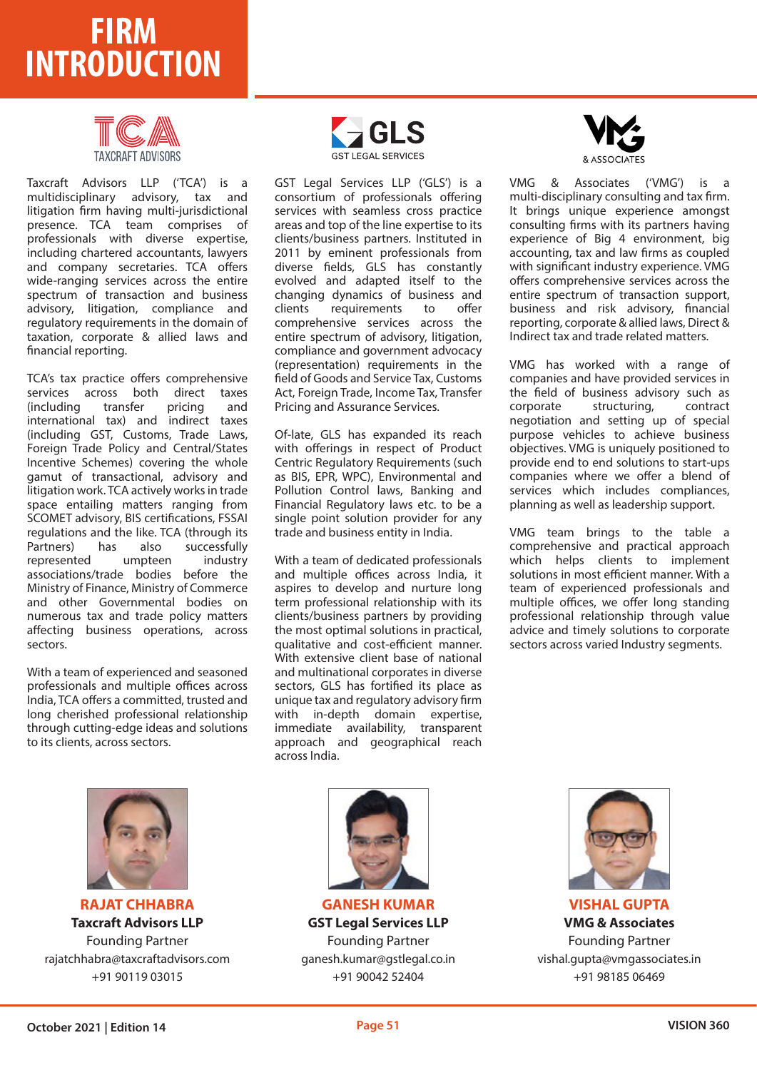# FIRM INTRODUCTION

TAXCRAFT ADVISORS

Taxcraft Advisors LLP ('TCA') is a multidisciplinary advisory, tax and litigation firm having multi-jurisdictional presence. TCA team comprises of professionals with diverse expertise, including chartered accountants, lawyers and company secretaries. TCA offers wide-ranging services across the entire spectrum of transaction and business advisory, litigation, compliance and regulatory requirements in the domain of taxation, corporate & allied laws and financial reporting.

TCA's tax practice offers comprehensive services across both direct taxes (including transfer pricing and international tax) and indirect taxes (including GST, Customs, Trade Laws, Foreign Trade Policy and Central/States Incentive Schemes) covering the whole gamut of transactional, advisory and litigation work. TCA actively works in trade space entailing matters ranging from SCOMET advisory, BIS certifications, FSSAI regulations and the like. TCA (through its Partners) has also successfully represented umpteen industry associations/trade bodies before the Ministry of Finance, Ministry of Commerce and other Governmental bodies on numerous tax and trade policy matters affecting business operations, across sectors.

With a team of experienced and seasoned professionals and multiple offices across India, TCA offers a committed, trusted and long cherished professional relationship through cutting-edge ideas and solutions to its clients, across sectors.

GLS
GST LEGAL SERVICES

GST Legal Services LLP ('GLS') is a consortium of professionals offering services with seamless cross practice areas and top of the line expertise to its clients/business partners. Instituted in 2011 by eminent professionals from diverse fields, GLS has constantly evolved and adapted itself to the changing dynamics of business and clients requirements to offer comprehensive services across the entire spectrum of advisory, litigation, compliance and government advocacy (representation) requirements in the field of Goods and Service Tax, Customs Act, Foreign Trade, Income Tax, Transfer Pricing and Assurance Services.

Of-late, GLS has expanded its reach with offerings in respect of Product Centric Regulatory Requirements (such as BIS, EPR, WPC), Environmental and Pollution Control laws, Banking and Financial Regulatory laws etc. to be a single point solution provider for any trade and business entity in India.

With a team of dedicated professionals and multiple offices across India, it aspires to develop and nurture long term professional relationship with its clients/business partners by providing the most optimal solutions in practical, qualitative and cost-efficient manner. With extensive client base of national and multinational corporates in diverse sectors, GLS has fortified its place as unique tax and regulatory advisory firm with in-depth domain expertise, immediate availability, transparent approach and geographical reach across India.

VMG
& ASSOCIATES

VMG & Associates ('VMG') is a multi-disciplinary consulting and tax firm. It brings unique experience amongst consulting firms with its partners having experience of Big 4 environment, big accounting, tax and law firms as coupled with significant industry experience. VMG offers comprehensive services across the entire spectrum of transaction support, business and risk advisory, financial reporting, corporate & allied laws, Direct & Indirect tax and trade related matters.

VMG has worked with a range of companies and have provided services in the field of business advisory such as corporate structuring, contract negotiation and setting up of special purpose vehicles to achieve business objectives. VMG is uniquely positioned to provide end to end solutions to start-ups companies where we offer a blend of services which includes compliances, planning as well as leadership support.

VMG team brings to the table a comprehensive and practical approach which helps clients to implement solutions in most efficient manner. With a team of experienced professionals and multiple offices, we offer long standing professional relationship through value advice and timely solutions to corporate sectors across varied Industry segments.

**RAJAT CHHABRA**
**Taxcraft Advisors LLP**
Founding Partner
rajatchhabra@taxcraftadvisors.com
+91 90119 03015

**GANESH KUMAR**
**GST Legal Services LLP**
Founding Partner
ganesh.kumar@gstlegal.co.in
+91 90042 52404

**VISHAL GUPTA**
**VMG & Associates**
Founding Partner
vishal.gupta@vmgassociates.in
+91 98185 06469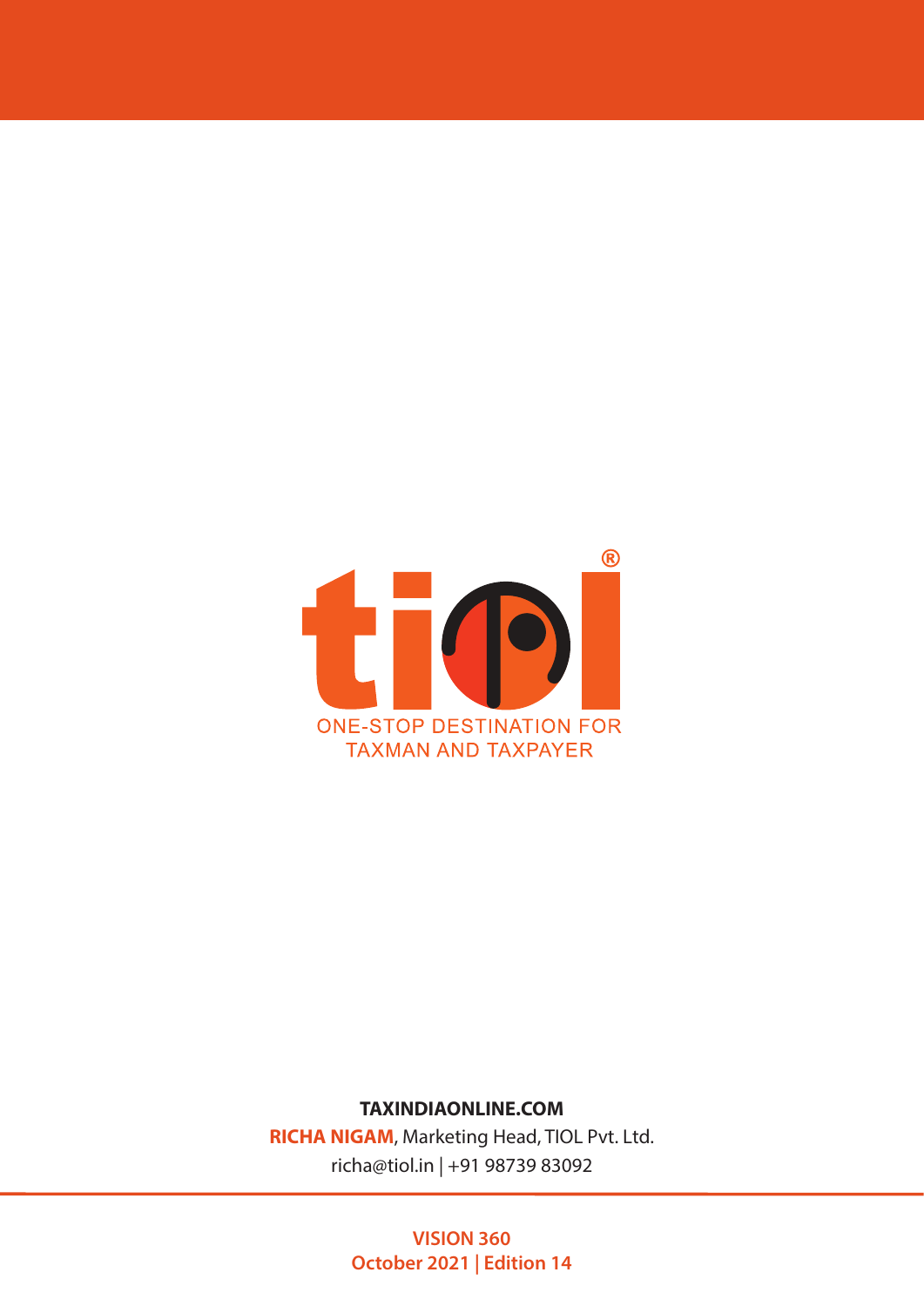tiol®

ONE-STOP DESTINATION FOR
TAXMAN AND TAXPAYER

**TAXINDIAONLINE.COM**

**RICHA NIGAM**, Marketing Head, TIOL Pvt. Ltd.

richa@tiol.in | +91 98739 83092

**VISION 360**

**October 2021 | Edition 14**